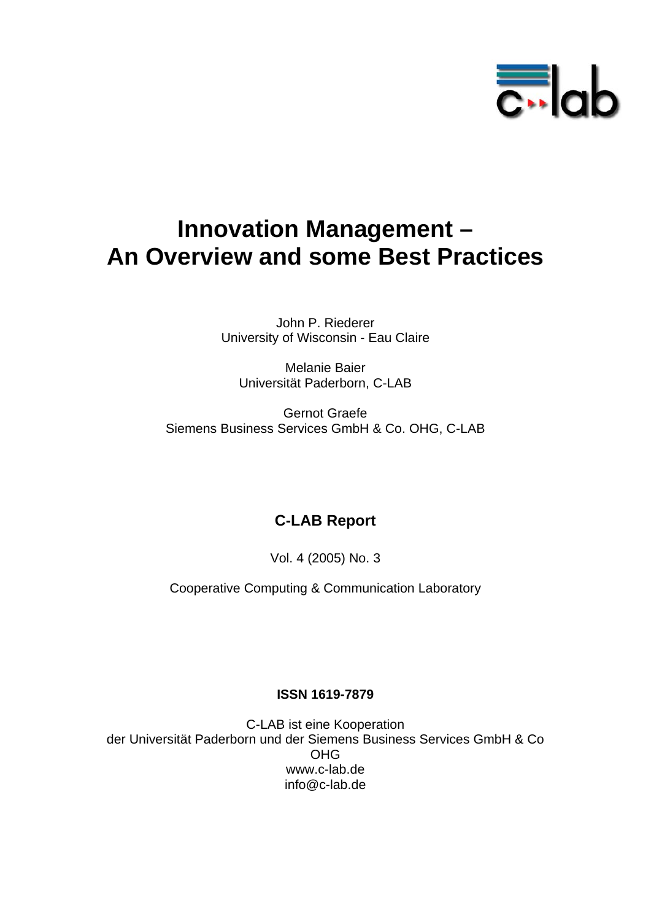# Innovation Management – An Overview and some Best Practices

John P. Riederer
University of Wisconsin - Eau Claire

Melanie Baier
Universität Paderborn, C-LAB

Gernot Graefe
Siemens Business Services GmbH & Co. OHG, C-LAB

**C-LAB Report**

Vol. 4 (2005) No. 3

Cooperative Computing & Communication Laboratory

**ISSN 1619-7879**

C-LAB ist eine Kooperation
der Universität Paderborn und der Siemens Business Services GmbH & Co OHG
www.c-lab.de
info@c-lab.de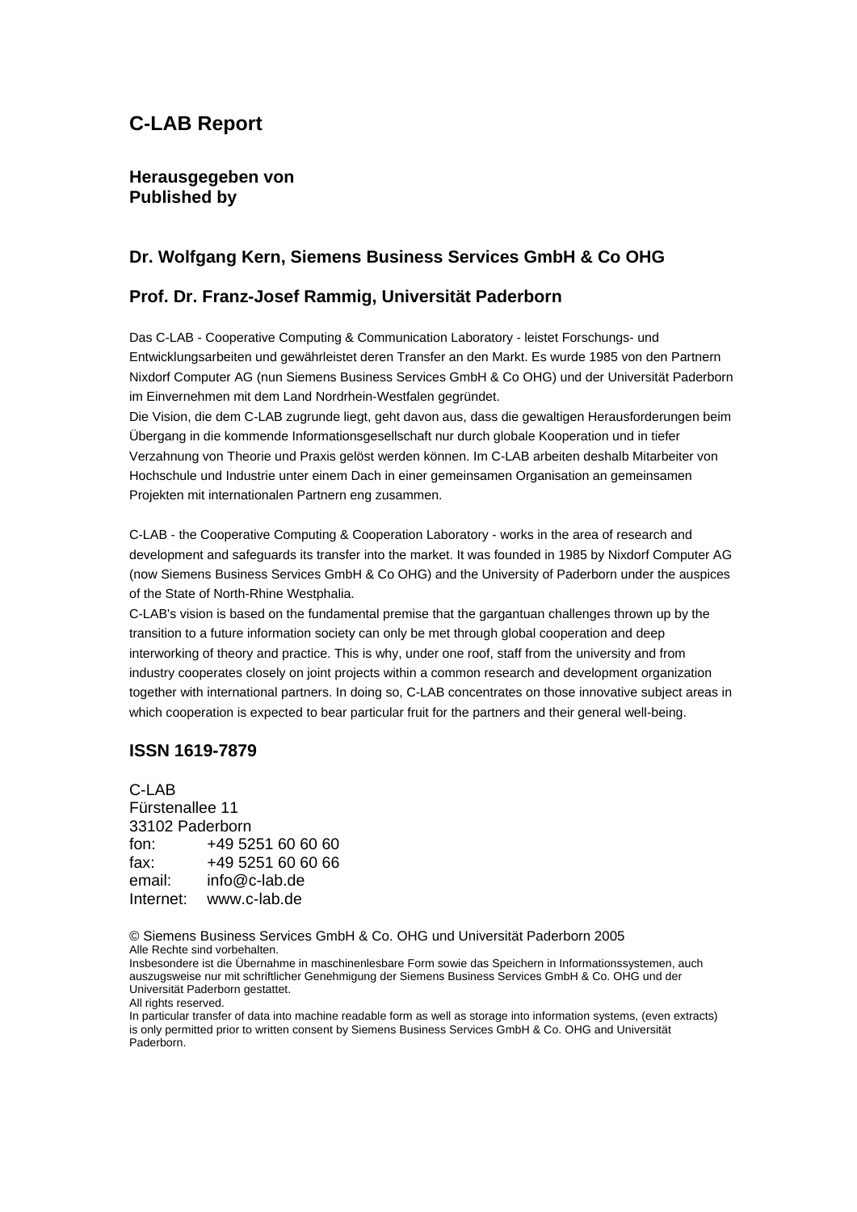# C-LAB Report

**Herausgegeben von**
**Published by**

### Dr. Wolfgang Kern, Siemens Business Services GmbH & Co OHG

### Prof. Dr. Franz-Josef Rammig, Universität Paderborn

Das C-LAB - Cooperative Computing & Communication Laboratory - leistet Forschungs- und Entwicklungsarbeiten und gewährleistet deren Transfer an den Markt. Es wurde 1985 von den Partnern Nixdorf Computer AG (nun Siemens Business Services GmbH & Co OHG) und der Universität Paderborn im Einvernehmen mit dem Land Nordrhein-Westfalen gegründet.
Die Vision, die dem C-LAB zugrunde liegt, geht davon aus, dass die gewaltigen Herausforderungen beim Übergang in die kommende Informationsgesellschaft nur durch globale Kooperation und in tiefer Verzahnung von Theorie und Praxis gelöst werden können. Im C-LAB arbeiten deshalb Mitarbeiter von Hochschule und Industrie unter einem Dach in einer gemeinsamen Organisation an gemeinsamen Projekten mit internationalen Partnern eng zusammen.

C-LAB - the Cooperative Computing & Cooperation Laboratory - works in the area of research and development and safeguards its transfer into the market. It was founded in 1985 by Nixdorf Computer AG (now Siemens Business Services GmbH & Co OHG) and the University of Paderborn under the auspices of the State of North-Rhine Westphalia.
C-LAB's vision is based on the fundamental premise that the gargantuan challenges thrown up by the transition to a future information society can only be met through global cooperation and deep interworking of theory and practice. This is why, under one roof, staff from the university and from industry cooperates closely on joint projects within a common research and development organization together with international partners. In doing so, C-LAB concentrates on those innovative subject areas in which cooperation is expected to bear particular fruit for the partners and their general well-being.

### ISSN 1619-7879

C-LAB
Fürstenallee 11
33102 Paderborn
fon: +49 5251 60 60 60
fax: +49 5251 60 60 66
email: info@c-lab.de
Internet: www.c-lab.de

© Siemens Business Services GmbH & Co. OHG und Universität Paderborn 2005
Alle Rechte sind vorbehalten.
Insbesondere ist die Übernahme in maschinenlesbare Form sowie das Speichern in Informationssystemen, auch auszugsweise nur mit schriftlicher Genehmigung der Siemens Business Services GmbH & Co. OHG und der Universität Paderborn gestattet.
All rights reserved.
In particular transfer of data into machine readable form as well as storage into information systems, (even extracts) is only permitted prior to written consent by Siemens Business Services GmbH & Co. OHG and Universität Paderborn.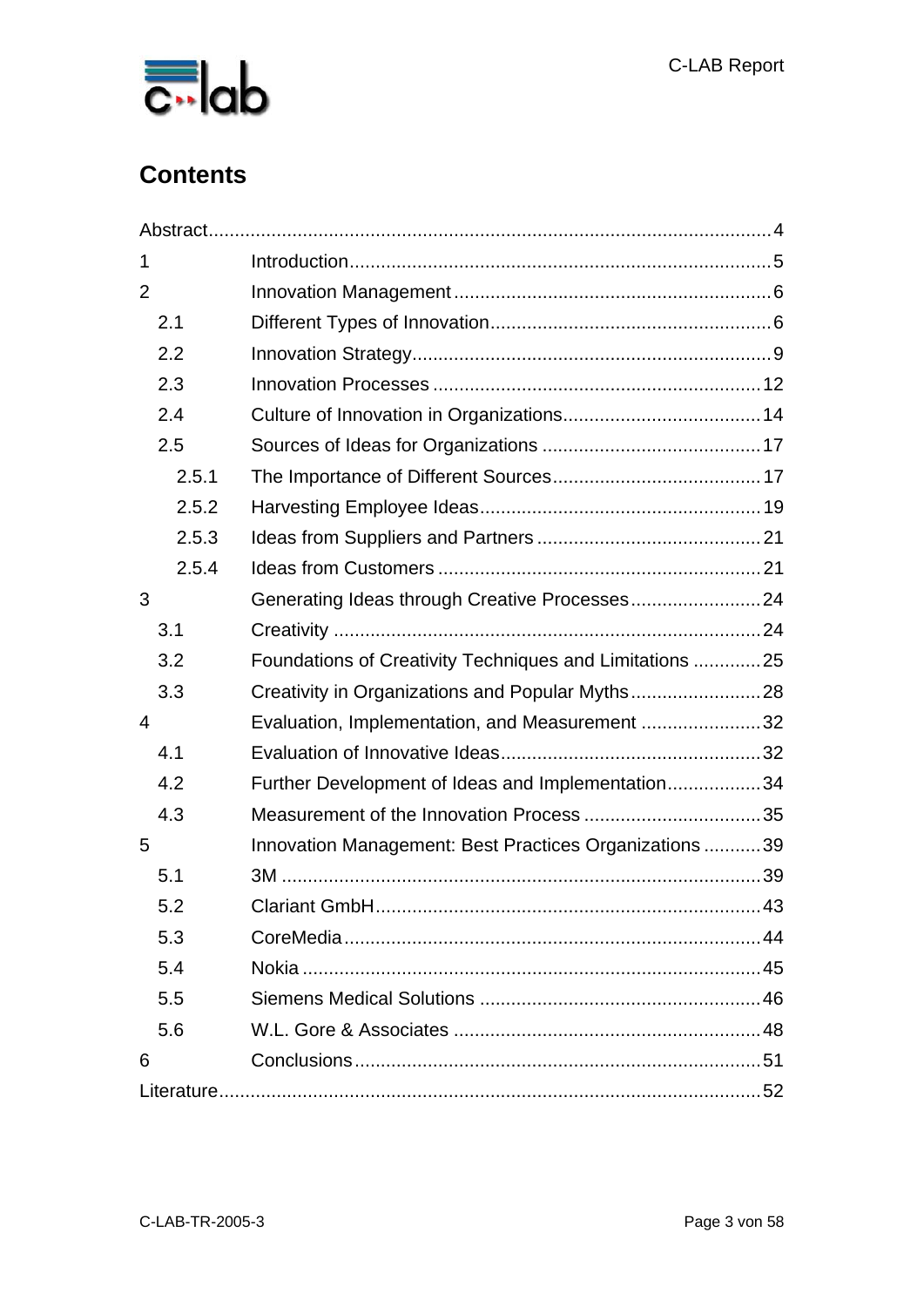# Contents

| | | |
|---|---|---|
| Abstract | | 4 |
| 1 | Introduction | 5 |
| 2 | Innovation Management | 6 |
| 2.1 | Different Types of Innovation | 6 |
| 2.2 | Innovation Strategy | 9 |
| 2.3 | Innovation Processes | 12 |
| 2.4 | Culture of Innovation in Organizations | 14 |
| 2.5 | Sources of Ideas for Organizations | 17 |
| 2.5.1 | The Importance of Different Sources | 17 |
| 2.5.2 | Harvesting Employee Ideas | 19 |
| 2.5.3 | Ideas from Suppliers and Partners | 21 |
| 2.5.4 | Ideas from Customers | 21 |
| 3 | Generating Ideas through Creative Processes | 24 |
| 3.1 | Creativity | 24 |
| 3.2 | Foundations of Creativity Techniques and Limitations | 25 |
| 3.3 | Creativity in Organizations and Popular Myths | 28 |
| 4 | Evaluation, Implementation, and Measurement | 32 |
| 4.1 | Evaluation of Innovative Ideas | 32 |
| 4.2 | Further Development of Ideas and Implementation | 34 |
| 4.3 | Measurement of the Innovation Process | 35 |
| 5 | Innovation Management: Best Practices Organizations | 39 |
| 5.1 | 3M | 39 |
| 5.2 | Clariant GmbH | 43 |
| 5.3 | CoreMedia | 44 |
| 5.4 | Nokia | 45 |
| 5.5 | Siemens Medical Solutions | 46 |
| 5.6 | W.L. Gore & Associates | 48 |
| 6 | Conclusions | 51 |
| Literature | | 52 |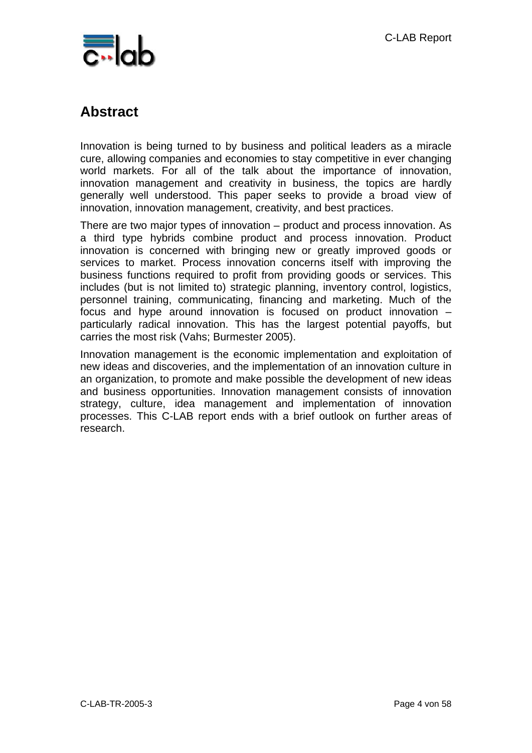## Abstract

Innovation is being turned to by business and political leaders as a miracle cure, allowing companies and economies to stay competitive in ever changing world markets. For all of the talk about the importance of innovation, innovation management and creativity in business, the topics are hardly generally well understood. This paper seeks to provide a broad view of innovation, innovation management, creativity, and best practices.

There are two major types of innovation – product and process innovation. As a third type hybrids combine product and process innovation. Product innovation is concerned with bringing new or greatly improved goods or services to market. Process innovation concerns itself with improving the business functions required to profit from providing goods or services. This includes (but is not limited to) strategic planning, inventory control, logistics, personnel training, communicating, financing and marketing. Much of the focus and hype around innovation is focused on product innovation – particularly radical innovation. This has the largest potential payoffs, but carries the most risk (Vahs; Burmester 2005).

Innovation management is the economic implementation and exploitation of new ideas and discoveries, and the implementation of an innovation culture in an organization, to promote and make possible the development of new ideas and business opportunities. Innovation management consists of innovation strategy, culture, idea management and implementation of innovation processes. This C-LAB report ends with a brief outlook on further areas of research.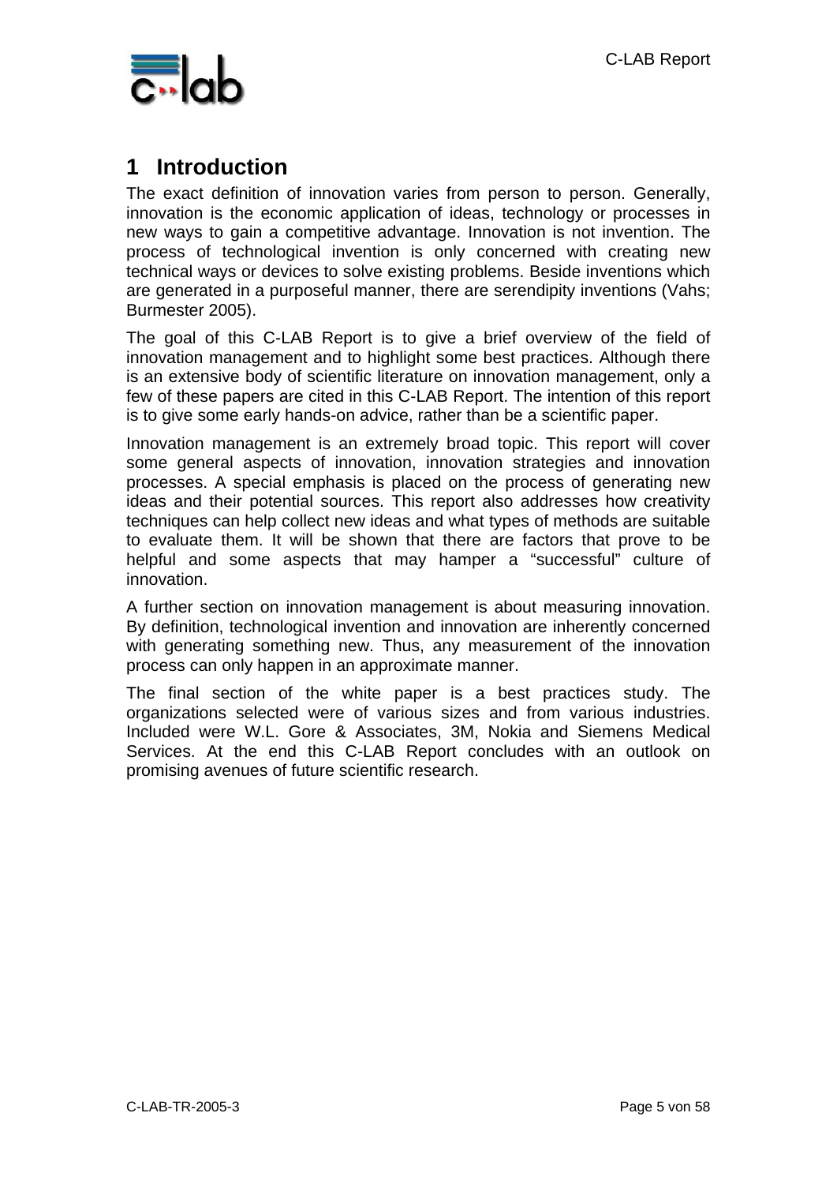# 1 Introduction

The exact definition of innovation varies from person to person. Generally, innovation is the economic application of ideas, technology or processes in new ways to gain a competitive advantage. Innovation is not invention. The process of technological invention is only concerned with creating new technical ways or devices to solve existing problems. Beside inventions which are generated in a purposeful manner, there are serendipity inventions (Vahs; Burmester 2005).

The goal of this C-LAB Report is to give a brief overview of the field of innovation management and to highlight some best practices. Although there is an extensive body of scientific literature on innovation management, only a few of these papers are cited in this C-LAB Report. The intention of this report is to give some early hands-on advice, rather than be a scientific paper.

Innovation management is an extremely broad topic. This report will cover some general aspects of innovation, innovation strategies and innovation processes. A special emphasis is placed on the process of generating new ideas and their potential sources. This report also addresses how creativity techniques can help collect new ideas and what types of methods are suitable to evaluate them. It will be shown that there are factors that prove to be helpful and some aspects that may hamper a "successful" culture of innovation.

A further section on innovation management is about measuring innovation. By definition, technological invention and innovation are inherently concerned with generating something new. Thus, any measurement of the innovation process can only happen in an approximate manner.

The final section of the white paper is a best practices study. The organizations selected were of various sizes and from various industries. Included were W.L. Gore & Associates, 3M, Nokia and Siemens Medical Services. At the end this C-LAB Report concludes with an outlook on promising avenues of future scientific research.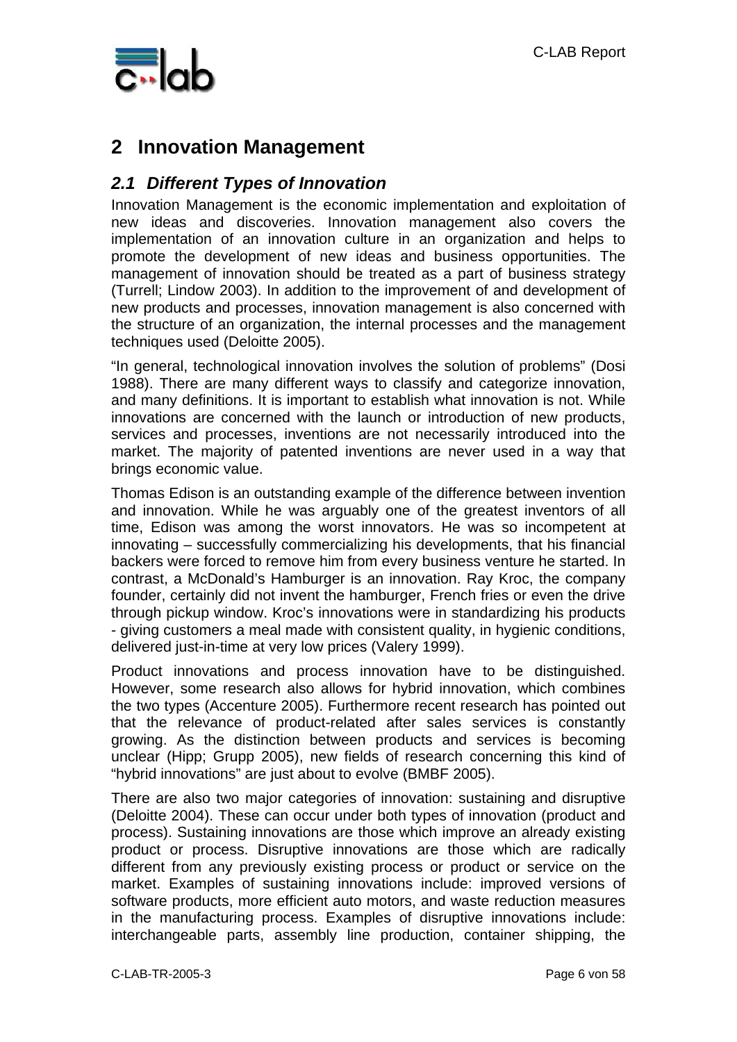# 2 Innovation Management

## 2.1 *Different Types of Innovation*

Innovation Management is the economic implementation and exploitation of new ideas and discoveries. Innovation management also covers the implementation of an innovation culture in an organization and helps to promote the development of new ideas and business opportunities. The management of innovation should be treated as a part of business strategy (Turrell; Lindow 2003). In addition to the improvement of and development of new products and processes, innovation management is also concerned with the structure of an organization, the internal processes and the management techniques used (Deloitte 2005).

"In general, technological innovation involves the solution of problems" (Dosi 1988). There are many different ways to classify and categorize innovation, and many definitions. It is important to establish what innovation is not. While innovations are concerned with the launch or introduction of new products, services and processes, inventions are not necessarily introduced into the market. The majority of patented inventions are never used in a way that brings economic value.

Thomas Edison is an outstanding example of the difference between invention and innovation. While he was arguably one of the greatest inventors of all time, Edison was among the worst innovators. He was so incompetent at innovating – successfully commercializing his developments, that his financial backers were forced to remove him from every business venture he started. In contrast, a McDonald's Hamburger is an innovation. Ray Kroc, the company founder, certainly did not invent the hamburger, French fries or even the drive through pickup window. Kroc's innovations were in standardizing his products - giving customers a meal made with consistent quality, in hygienic conditions, delivered just-in-time at very low prices (Valery 1999).

Product innovations and process innovation have to be distinguished. However, some research also allows for hybrid innovation, which combines the two types (Accenture 2005). Furthermore recent research has pointed out that the relevance of product-related after sales services is constantly growing. As the distinction between products and services is becoming unclear (Hipp; Grupp 2005), new fields of research concerning this kind of "hybrid innovations" are just about to evolve (BMBF 2005).

There are also two major categories of innovation: sustaining and disruptive (Deloitte 2004). These can occur under both types of innovation (product and process). Sustaining innovations are those which improve an already existing product or process. Disruptive innovations are those which are radically different from any previously existing process or product or service on the market. Examples of sustaining innovations include: improved versions of software products, more efficient auto motors, and waste reduction measures in the manufacturing process. Examples of disruptive innovations include: interchangeable parts, assembly line production, container shipping, the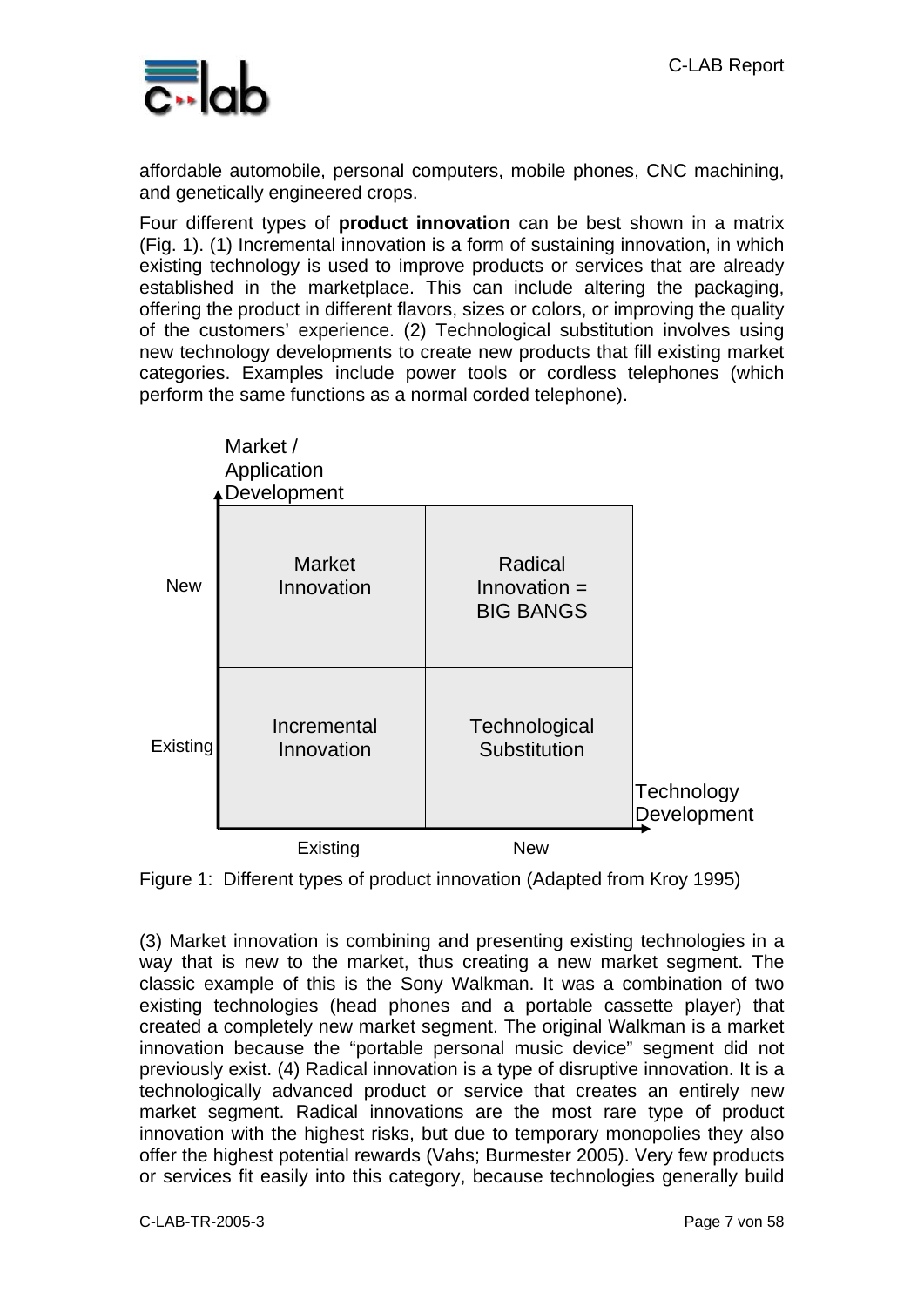affordable automobile, personal computers, mobile phones, CNC machining, and genetically engineered crops.

Four different types of **product innovation** can be best shown in a matrix (Fig. 1). (1) Incremental innovation is a form of sustaining innovation, in which existing technology is used to improve products or services that are already established in the marketplace. This can include altering the packaging, offering the product in different flavors, sizes or colors, or improving the quality of the customers' experience. (2) Technological substitution involves using new technology developments to create new products that fill existing market categories. Examples include power tools or cordless telephones (which perform the same functions as a normal corded telephone).

| Market / Application Development | Technology Development: Existing | Technology Development: New |
| --- | --- | --- |
| New | Market Innovation | Radical Innovation = BIG BANGS |
| Existing | Incremental Innovation | Technological Substitution |

Figure 1: Different types of product innovation (Adapted from Kroy 1995)

(3) Market innovation is combining and presenting existing technologies in a way that is new to the market, thus creating a new market segment. The classic example of this is the Sony Walkman. It was a combination of two existing technologies (head phones and a portable cassette player) that created a completely new market segment. The original Walkman is a market innovation because the "portable personal music device" segment did not previously exist. (4) Radical innovation is a type of disruptive innovation. It is a technologically advanced product or service that creates an entirely new market segment. Radical innovations are the most rare type of product innovation with the highest risks, but due to temporary monopolies they also offer the highest potential rewards (Vahs; Burmester 2005). Very few products or services fit easily into this category, because technologies generally build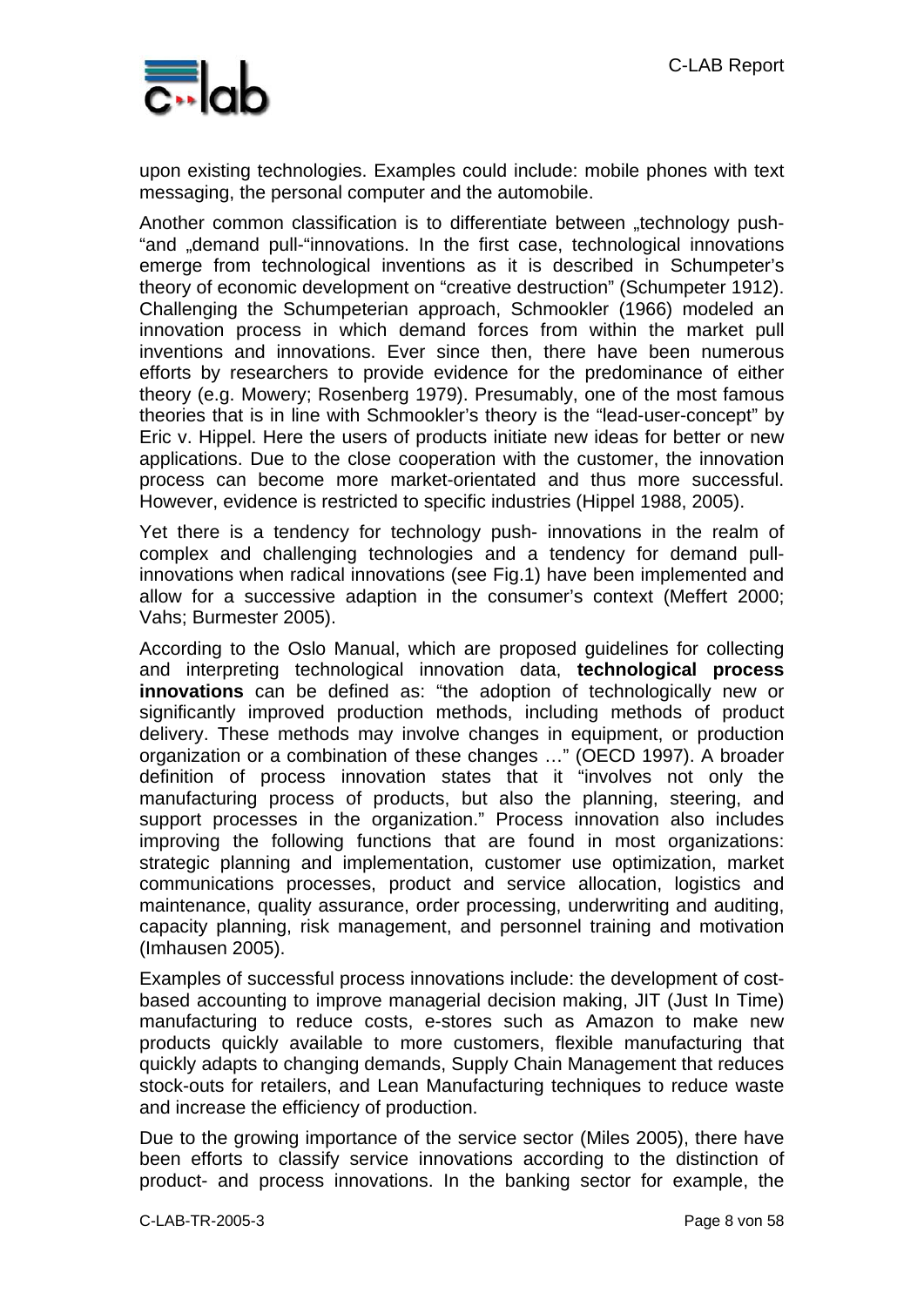upon existing technologies. Examples could include: mobile phones with text messaging, the personal computer and the automobile.

Another common classification is to differentiate between „technology push-“and „demand pull-“innovations. In the first case, technological innovations emerge from technological inventions as it is described in Schumpeter's theory of economic development on "creative destruction" (Schumpeter 1912). Challenging the Schumpeterian approach, Schmookler (1966) modeled an innovation process in which demand forces from within the market pull inventions and innovations. Ever since then, there have been numerous efforts by researchers to provide evidence for the predominance of either theory (e.g. Mowery; Rosenberg 1979). Presumably, one of the most famous theories that is in line with Schmookler's theory is the "lead-user-concept" by Eric v. Hippel. Here the users of products initiate new ideas for better or new applications. Due to the close cooperation with the customer, the innovation process can become more market-orientated and thus more successful. However, evidence is restricted to specific industries (Hippel 1988, 2005).

Yet there is a tendency for technology push- innovations in the realm of complex and challenging technologies and a tendency for demand pull-innovations when radical innovations (see Fig.1) have been implemented and allow for a successive adaption in the consumer's context (Meffert 2000; Vahs; Burmester 2005).

According to the Oslo Manual, which are proposed guidelines for collecting and interpreting technological innovation data, **technological process innovations** can be defined as: "the adoption of technologically new or significantly improved production methods, including methods of product delivery. These methods may involve changes in equipment, or production organization or a combination of these changes …" (OECD 1997). A broader definition of process innovation states that it "involves not only the manufacturing process of products, but also the planning, steering, and support processes in the organization." Process innovation also includes improving the following functions that are found in most organizations: strategic planning and implementation, customer use optimization, market communications processes, product and service allocation, logistics and maintenance, quality assurance, order processing, underwriting and auditing, capacity planning, risk management, and personnel training and motivation (Imhausen 2005).

Examples of successful process innovations include: the development of cost-based accounting to improve managerial decision making, JIT (Just In Time) manufacturing to reduce costs, e-stores such as Amazon to make new products quickly available to more customers, flexible manufacturing that quickly adapts to changing demands, Supply Chain Management that reduces stock-outs for retailers, and Lean Manufacturing techniques to reduce waste and increase the efficiency of production.

Due to the growing importance of the service sector (Miles 2005), there have been efforts to classify service innovations according to the distinction of product- and process innovations. In the banking sector for example, the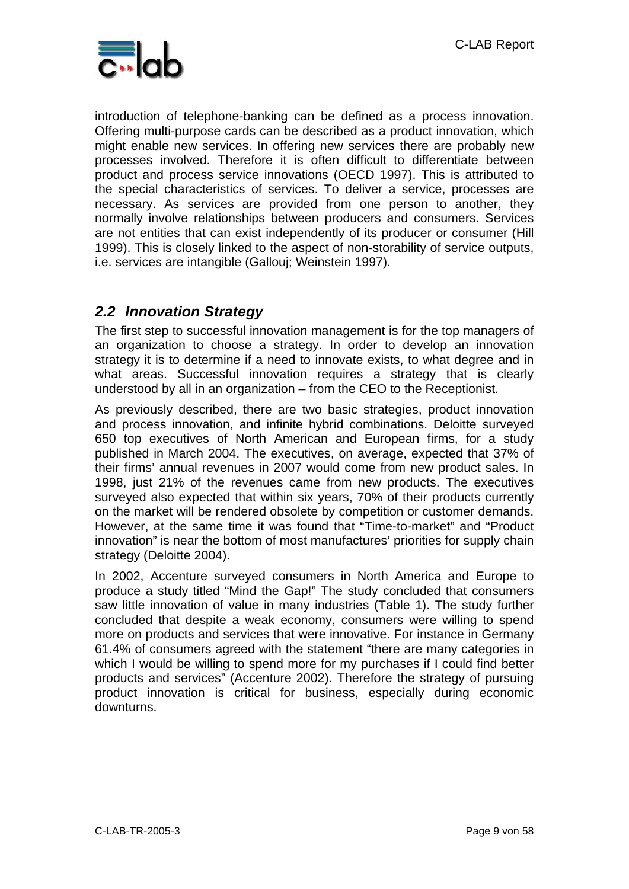introduction of telephone-banking can be defined as a process innovation. Offering multi-purpose cards can be described as a product innovation, which might enable new services. In offering new services there are probably new processes involved. Therefore it is often difficult to differentiate between product and process service innovations (OECD 1997). This is attributed to the special characteristics of services. To deliver a service, processes are necessary. As services are provided from one person to another, they normally involve relationships between producers and consumers. Services are not entities that can exist independently of its producer or consumer (Hill 1999). This is closely linked to the aspect of non-storability of service outputs, i.e. services are intangible (Gallouj; Weinstein 1997).

## *2.2 Innovation Strategy*

The first step to successful innovation management is for the top managers of an organization to choose a strategy. In order to develop an innovation strategy it is to determine if a need to innovate exists, to what degree and in what areas. Successful innovation requires a strategy that is clearly understood by all in an organization – from the CEO to the Receptionist.

As previously described, there are two basic strategies, product innovation and process innovation, and infinite hybrid combinations. Deloitte surveyed 650 top executives of North American and European firms, for a study published in March 2004. The executives, on average, expected that 37% of their firms' annual revenues in 2007 would come from new product sales. In 1998, just 21% of the revenues came from new products. The executives surveyed also expected that within six years, 70% of their products currently on the market will be rendered obsolete by competition or customer demands. However, at the same time it was found that "Time-to-market" and "Product innovation" is near the bottom of most manufactures' priorities for supply chain strategy (Deloitte 2004).

In 2002, Accenture surveyed consumers in North America and Europe to produce a study titled "Mind the Gap!" The study concluded that consumers saw little innovation of value in many industries (Table 1). The study further concluded that despite a weak economy, consumers were willing to spend more on products and services that were innovative. For instance in Germany 61.4% of consumers agreed with the statement "there are many categories in which I would be willing to spend more for my purchases if I could find better products and services" (Accenture 2002). Therefore the strategy of pursuing product innovation is critical for business, especially during economic downturns.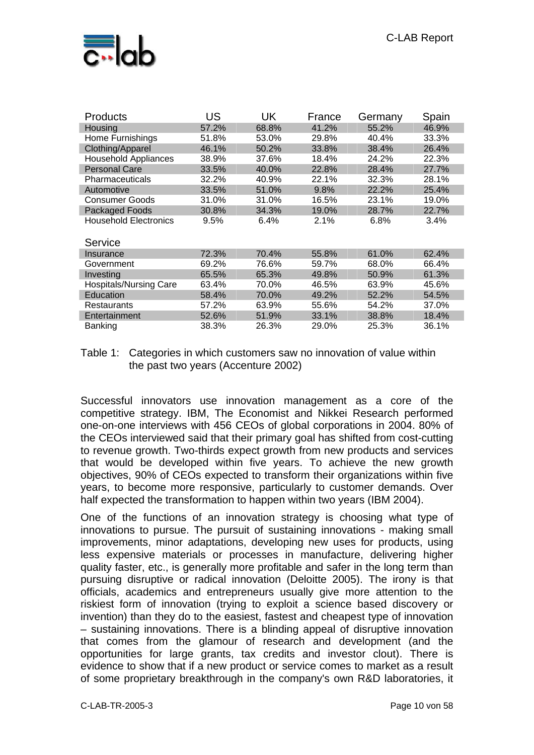| Products | US | UK | France | Germany | Spain |
|---|---|---|---|---|---|
| Housing | 57.2% | 68.8% | 41.2% | 55.2% | 46.9% |
| Home Furnishings | 51.8% | 53.0% | 29.8% | 40.4% | 33.3% |
| Clothing/Apparel | 46.1% | 50.2% | 33.8% | 38.4% | 26.4% |
| Household Appliances | 38.9% | 37.6% | 18.4% | 24.2% | 22.3% |
| Personal Care | 33.5% | 40.0% | 22.8% | 28.4% | 27.7% |
| Pharmaceuticals | 32.2% | 40.9% | 22.1% | 32.3% | 28.1% |
| Automotive | 33.5% | 51.0% | 9.8% | 22.2% | 25.4% |
| Consumer Goods | 31.0% | 31.0% | 16.5% | 23.1% | 19.0% |
| Packaged Foods | 30.8% | 34.3% | 19.0% | 28.7% | 22.7% |
| Household Electronics | 9.5% | 6.4% | 2.1% | 6.8% | 3.4% |
| **Service** | | | | | |
| Insurance | 72.3% | 70.4% | 55.8% | 61.0% | 62.4% |
| Government | 69.2% | 76.6% | 59.7% | 68.0% | 66.4% |
| Investing | 65.5% | 65.3% | 49.8% | 50.9% | 61.3% |
| Hospitals/Nursing Care | 63.4% | 70.0% | 46.5% | 63.9% | 45.6% |
| Education | 58.4% | 70.0% | 49.2% | 52.2% | 54.5% |
| Restaurants | 57.2% | 63.9% | 55.6% | 54.2% | 37.0% |
| Entertainment | 52.6% | 51.9% | 33.1% | 38.8% | 18.4% |
| Banking | 38.3% | 26.3% | 29.0% | 25.3% | 36.1% |

Table 1: Categories in which customers saw no innovation of value within the past two years (Accenture 2002)

Successful innovators use innovation management as a core of the competitive strategy. IBM, The Economist and Nikkei Research performed one-on-one interviews with 456 CEOs of global corporations in 2004. 80% of the CEOs interviewed said that their primary goal has shifted from cost-cutting to revenue growth. Two-thirds expect growth from new products and services that would be developed within five years. To achieve the new growth objectives, 90% of CEOs expected to transform their organizations within five years, to become more responsive, particularly to customer demands. Over half expected the transformation to happen within two years (IBM 2004).

One of the functions of an innovation strategy is choosing what type of innovations to pursue. The pursuit of sustaining innovations - making small improvements, minor adaptations, developing new uses for products, using less expensive materials or processes in manufacture, delivering higher quality faster, etc., is generally more profitable and safer in the long term than pursuing disruptive or radical innovation (Deloitte 2005). The irony is that officials, academics and entrepreneurs usually give more attention to the riskiest form of innovation (trying to exploit a science based discovery or invention) than they do to the easiest, fastest and cheapest type of innovation – sustaining innovations. There is a blinding appeal of disruptive innovation that comes from the glamour of research and development (and the opportunities for large grants, tax credits and investor clout). There is evidence to show that if a new product or service comes to market as a result of some proprietary breakthrough in the company's own R&D laboratories, it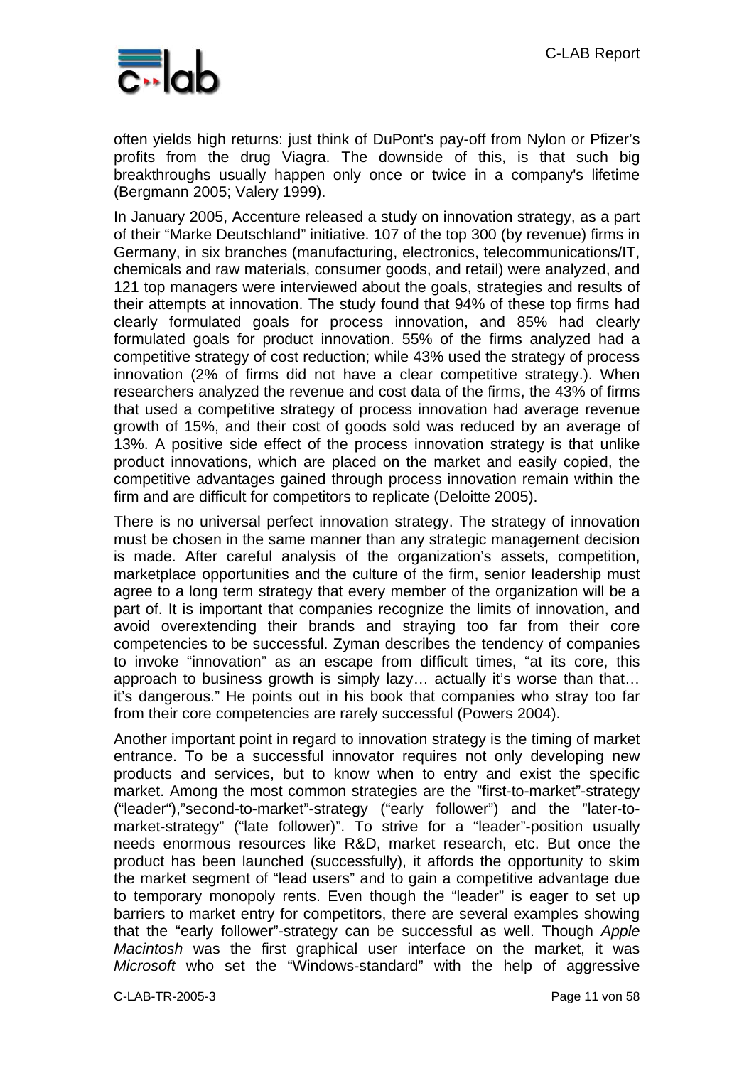often yields high returns: just think of DuPont's pay-off from Nylon or Pfizer's profits from the drug Viagra. The downside of this, is that such big breakthroughs usually happen only once or twice in a company's lifetime (Bergmann 2005; Valery 1999).

In January 2005, Accenture released a study on innovation strategy, as a part of their "Marke Deutschland" initiative. 107 of the top 300 (by revenue) firms in Germany, in six branches (manufacturing, electronics, telecommunications/IT, chemicals and raw materials, consumer goods, and retail) were analyzed, and 121 top managers were interviewed about the goals, strategies and results of their attempts at innovation. The study found that 94% of these top firms had clearly formulated goals for process innovation, and 85% had clearly formulated goals for product innovation. 55% of the firms analyzed had a competitive strategy of cost reduction; while 43% used the strategy of process innovation (2% of firms did not have a clear competitive strategy.). When researchers analyzed the revenue and cost data of the firms, the 43% of firms that used a competitive strategy of process innovation had average revenue growth of 15%, and their cost of goods sold was reduced by an average of 13%. A positive side effect of the process innovation strategy is that unlike product innovations, which are placed on the market and easily copied, the competitive advantages gained through process innovation remain within the firm and are difficult for competitors to replicate (Deloitte 2005).

There is no universal perfect innovation strategy. The strategy of innovation must be chosen in the same manner than any strategic management decision is made. After careful analysis of the organization's assets, competition, marketplace opportunities and the culture of the firm, senior leadership must agree to a long term strategy that every member of the organization will be a part of. It is important that companies recognize the limits of innovation, and avoid overextending their brands and straying too far from their core competencies to be successful. Zyman describes the tendency of companies to invoke "innovation" as an escape from difficult times, "at its core, this approach to business growth is simply lazy… actually it's worse than that… it's dangerous." He points out in his book that companies who stray too far from their core competencies are rarely successful (Powers 2004).

Another important point in regard to innovation strategy is the timing of market entrance. To be a successful innovator requires not only developing new products and services, but to know when to entry and exist the specific market. Among the most common strategies are the "first-to-market"-strategy ("leader"),"second-to-market"-strategy ("early follower") and the "later-to-market-strategy" ("late follower)". To strive for a "leader"-position usually needs enormous resources like R&D, market research, etc. But once the product has been launched (successfully), it affords the opportunity to skim the market segment of "lead users" and to gain a competitive advantage due to temporary monopoly rents. Even though the "leader" is eager to set up barriers to market entry for competitors, there are several examples showing that the "early follower"-strategy can be successful as well. Though *Apple Macintosh* was the first graphical user interface on the market, it was *Microsoft* who set the "Windows-standard" with the help of aggressive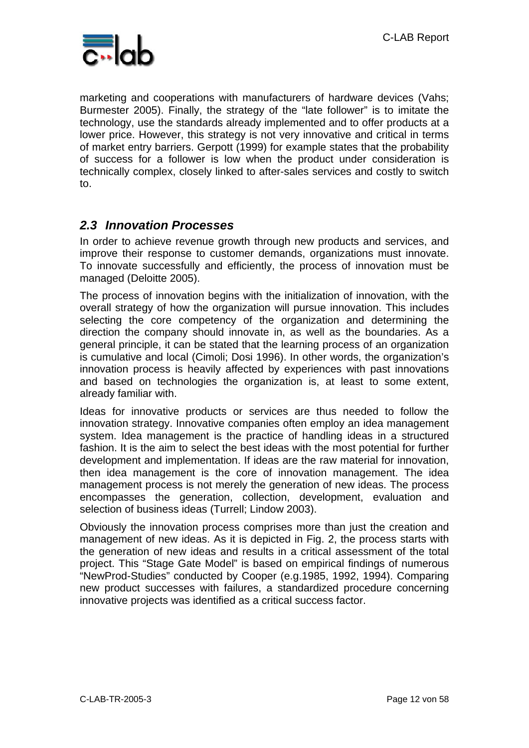marketing and cooperations with manufacturers of hardware devices (Vahs; Burmester 2005). Finally, the strategy of the "late follower" is to imitate the technology, use the standards already implemented and to offer products at a lower price. However, this strategy is not very innovative and critical in terms of market entry barriers. Gerpott (1999) for example states that the probability of success for a follower is low when the product under consideration is technically complex, closely linked to after-sales services and costly to switch to.

## *2.3 Innovation Processes*

In order to achieve revenue growth through new products and services, and improve their response to customer demands, organizations must innovate. To innovate successfully and efficiently, the process of innovation must be managed (Deloitte 2005).

The process of innovation begins with the initialization of innovation, with the overall strategy of how the organization will pursue innovation. This includes selecting the core competency of the organization and determining the direction the company should innovate in, as well as the boundaries. As a general principle, it can be stated that the learning process of an organization is cumulative and local (Cimoli; Dosi 1996). In other words, the organization's innovation process is heavily affected by experiences with past innovations and based on technologies the organization is, at least to some extent, already familiar with.

Ideas for innovative products or services are thus needed to follow the innovation strategy. Innovative companies often employ an idea management system. Idea management is the practice of handling ideas in a structured fashion. It is the aim to select the best ideas with the most potential for further development and implementation. If ideas are the raw material for innovation, then idea management is the core of innovation management. The idea management process is not merely the generation of new ideas. The process encompasses the generation, collection, development, evaluation and selection of business ideas (Turrell; Lindow 2003).

Obviously the innovation process comprises more than just the creation and management of new ideas. As it is depicted in Fig. 2, the process starts with the generation of new ideas and results in a critical assessment of the total project. This "Stage Gate Model" is based on empirical findings of numerous "NewProd-Studies" conducted by Cooper (e.g.1985, 1992, 1994). Comparing new product successes with failures, a standardized procedure concerning innovative projects was identified as a critical success factor.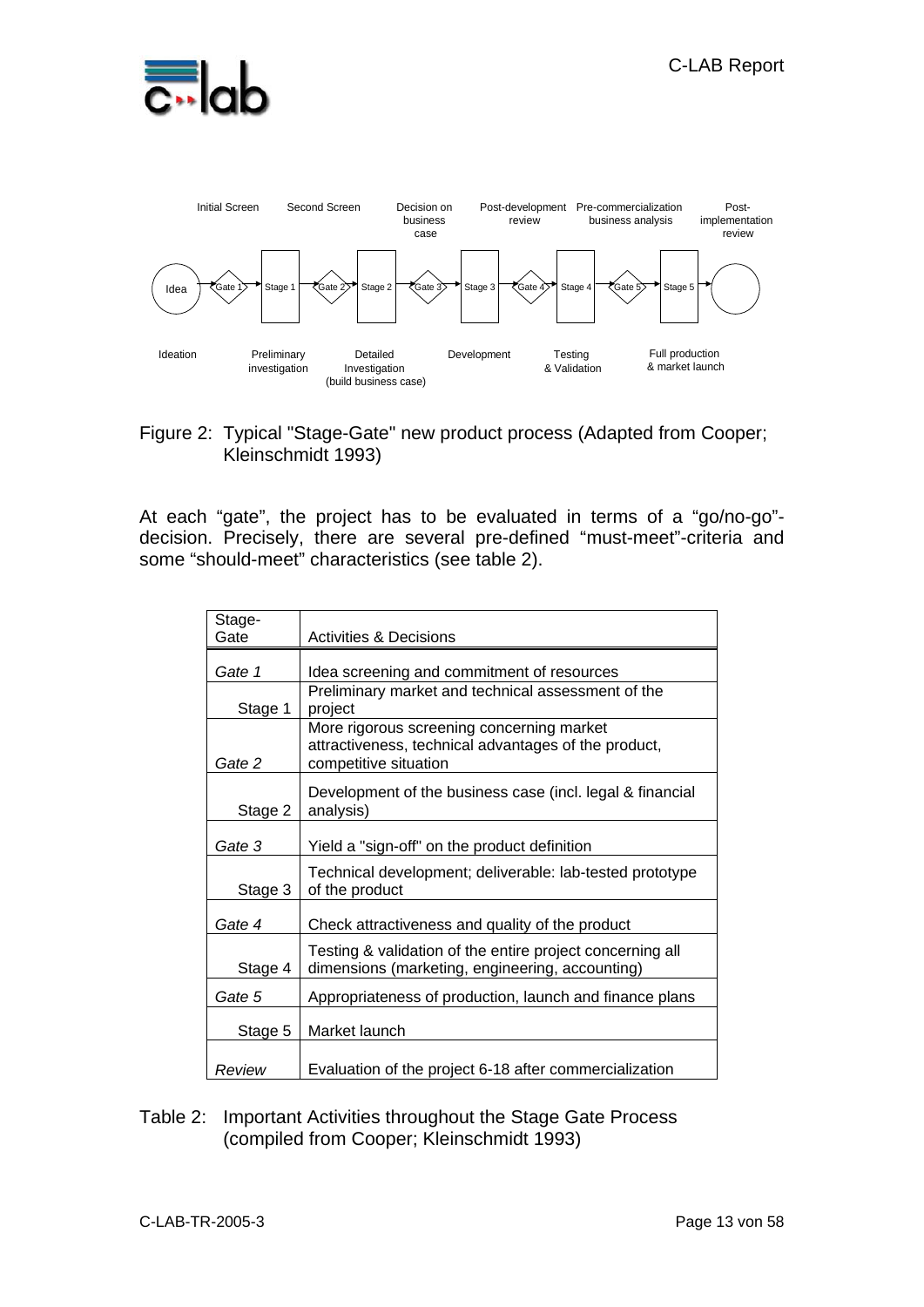Figure 2: Typical "Stage-Gate" new product process (Adapted from Cooper; Kleinschmidt 1993)

At each “gate”, the project has to be evaluated in terms of a “go/no-go”-decision. Precisely, there are several pre-defined “must-meet”-criteria and some “should-meet” characteristics (see table 2).

| Stage-Gate | Activities & Decisions |
|---|---|
| *Gate 1* | Idea screening and commitment of resources |
| Stage 1 | Preliminary market and technical assessment of the project |
| *Gate 2* | More rigorous screening concerning market attractiveness, technical advantages of the product, competitive situation |
| Stage 2 | Development of the business case (incl. legal & financial analysis) |
| *Gate 3* | Yield a "sign-off" on the product definition |
| Stage 3 | Technical development; deliverable: lab-tested prototype of the product |
| *Gate 4* | Check attractiveness and quality of the product |
| Stage 4 | Testing & validation of the entire project concerning all dimensions (marketing, engineering, accounting) |
| *Gate 5* | Appropriateness of production, launch and finance plans |
| Stage 5 | Market launch |
| *Review* | Evaluation of the project 6-18 after commercialization |

Table 2: Important Activities throughout the Stage Gate Process (compiled from Cooper; Kleinschmidt 1993)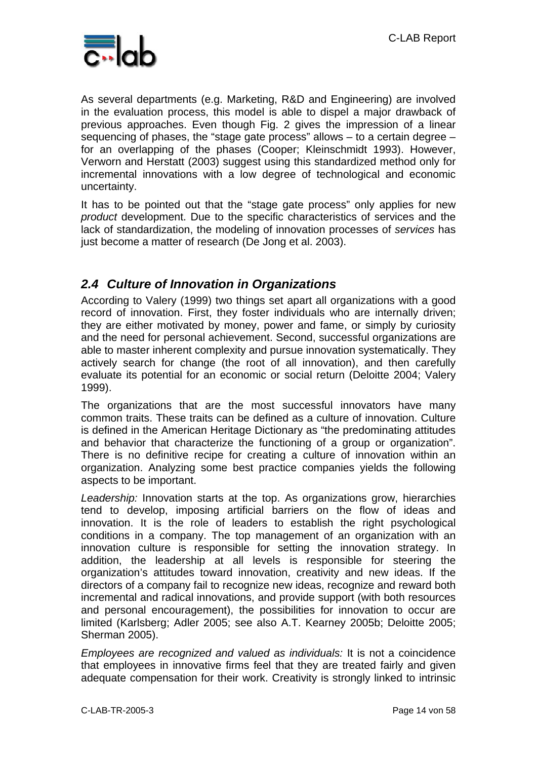As several departments (e.g. Marketing, R&D and Engineering) are involved in the evaluation process, this model is able to dispel a major drawback of previous approaches. Even though Fig. 2 gives the impression of a linear sequencing of phases, the “stage gate process” allows – to a certain degree – for an overlapping of the phases (Cooper; Kleinschmidt 1993). However, Verworn and Herstatt (2003) suggest using this standardized method only for incremental innovations with a low degree of technological and economic uncertainty.

It has to be pointed out that the “stage gate process” only applies for new *product* development. Due to the specific characteristics of services and the lack of standardization, the modeling of innovation processes of *services* has just become a matter of research (De Jong et al. 2003).

## *2.4 Culture of Innovation in Organizations*

According to Valery (1999) two things set apart all organizations with a good record of innovation. First, they foster individuals who are internally driven; they are either motivated by money, power and fame, or simply by curiosity and the need for personal achievement. Second, successful organizations are able to master inherent complexity and pursue innovation systematically. They actively search for change (the root of all innovation), and then carefully evaluate its potential for an economic or social return (Deloitte 2004; Valery 1999).

The organizations that are the most successful innovators have many common traits. These traits can be defined as a culture of innovation. Culture is defined in the American Heritage Dictionary as “the predominating attitudes and behavior that characterize the functioning of a group or organization”. There is no definitive recipe for creating a culture of innovation within an organization. Analyzing some best practice companies yields the following aspects to be important.

*Leadership:* Innovation starts at the top. As organizations grow, hierarchies tend to develop, imposing artificial barriers on the flow of ideas and innovation. It is the role of leaders to establish the right psychological conditions in a company. The top management of an organization with an innovation culture is responsible for setting the innovation strategy. In addition, the leadership at all levels is responsible for steering the organization’s attitudes toward innovation, creativity and new ideas. If the directors of a company fail to recognize new ideas, recognize and reward both incremental and radical innovations, and provide support (with both resources and personal encouragement), the possibilities for innovation to occur are limited (Karlsberg; Adler 2005; see also A.T. Kearney 2005b; Deloitte 2005; Sherman 2005).

*Employees are recognized and valued as individuals:* It is not a coincidence that employees in innovative firms feel that they are treated fairly and given adequate compensation for their work. Creativity is strongly linked to intrinsic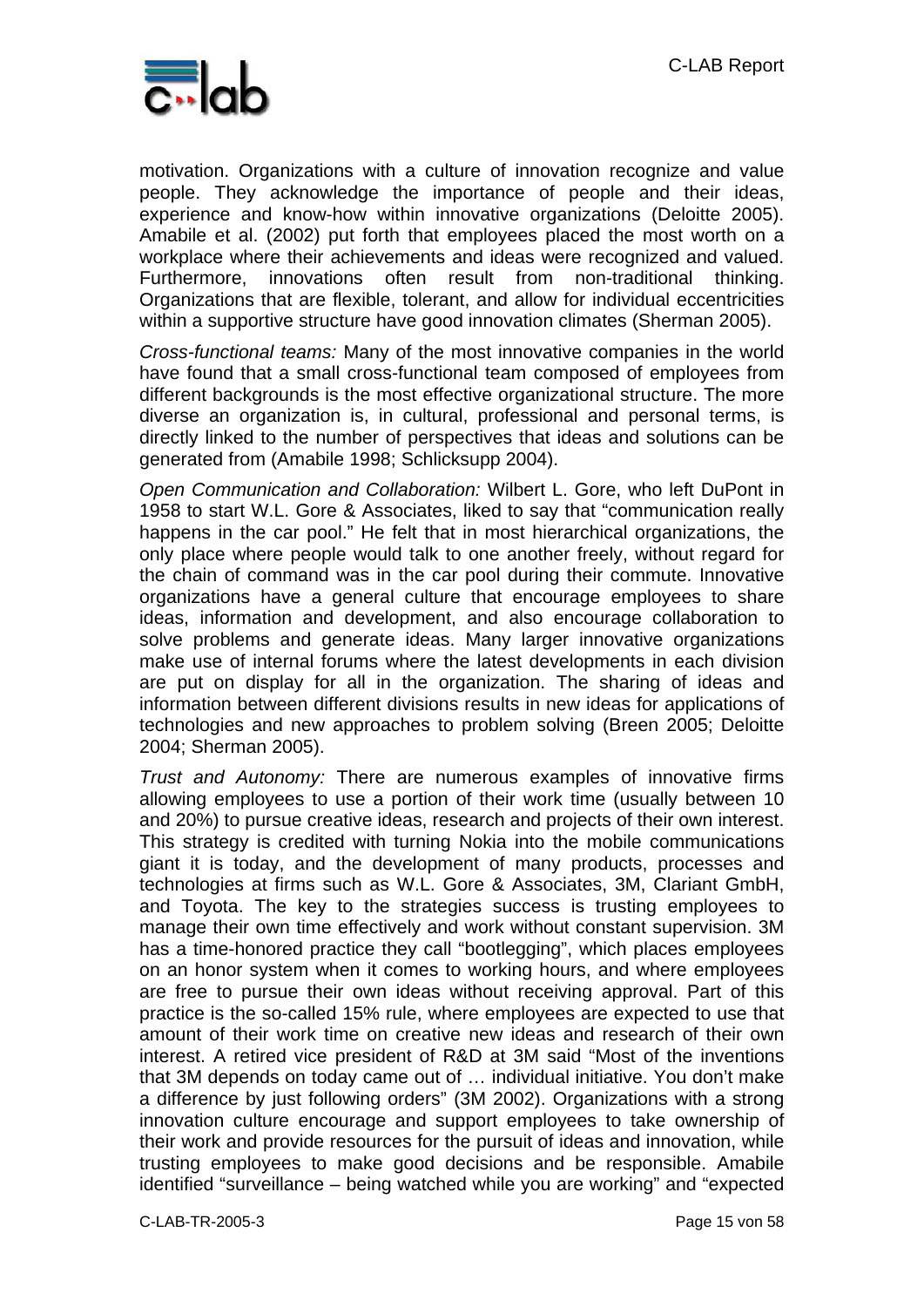motivation. Organizations with a culture of innovation recognize and value people. They acknowledge the importance of people and their ideas, experience and know-how within innovative organizations (Deloitte 2005). Amabile et al. (2002) put forth that employees placed the most worth on a workplace where their achievements and ideas were recognized and valued. Furthermore, innovations often result from non-traditional thinking. Organizations that are flexible, tolerant, and allow for individual eccentricities within a supportive structure have good innovation climates (Sherman 2005).

*Cross-functional teams:* Many of the most innovative companies in the world have found that a small cross-functional team composed of employees from different backgrounds is the most effective organizational structure. The more diverse an organization is, in cultural, professional and personal terms, is directly linked to the number of perspectives that ideas and solutions can be generated from (Amabile 1998; Schlicksupp 2004).

*Open Communication and Collaboration:* Wilbert L. Gore, who left DuPont in 1958 to start W.L. Gore & Associates, liked to say that "communication really happens in the car pool." He felt that in most hierarchical organizations, the only place where people would talk to one another freely, without regard for the chain of command was in the car pool during their commute. Innovative organizations have a general culture that encourage employees to share ideas, information and development, and also encourage collaboration to solve problems and generate ideas. Many larger innovative organizations make use of internal forums where the latest developments in each division are put on display for all in the organization. The sharing of ideas and information between different divisions results in new ideas for applications of technologies and new approaches to problem solving (Breen 2005; Deloitte 2004; Sherman 2005).

*Trust and Autonomy:* There are numerous examples of innovative firms allowing employees to use a portion of their work time (usually between 10 and 20%) to pursue creative ideas, research and projects of their own interest. This strategy is credited with turning Nokia into the mobile communications giant it is today, and the development of many products, processes and technologies at firms such as W.L. Gore & Associates, 3M, Clariant GmbH, and Toyota. The key to the strategies success is trusting employees to manage their own time effectively and work without constant supervision. 3M has a time-honored practice they call "bootlegging", which places employees on an honor system when it comes to working hours, and where employees are free to pursue their own ideas without receiving approval. Part of this practice is the so-called 15% rule, where employees are expected to use that amount of their work time on creative new ideas and research of their own interest. A retired vice president of R&D at 3M said "Most of the inventions that 3M depends on today came out of … individual initiative. You don't make a difference by just following orders" (3M 2002). Organizations with a strong innovation culture encourage and support employees to take ownership of their work and provide resources for the pursuit of ideas and innovation, while trusting employees to make good decisions and be responsible. Amabile identified "surveillance – being watched while you are working" and "expected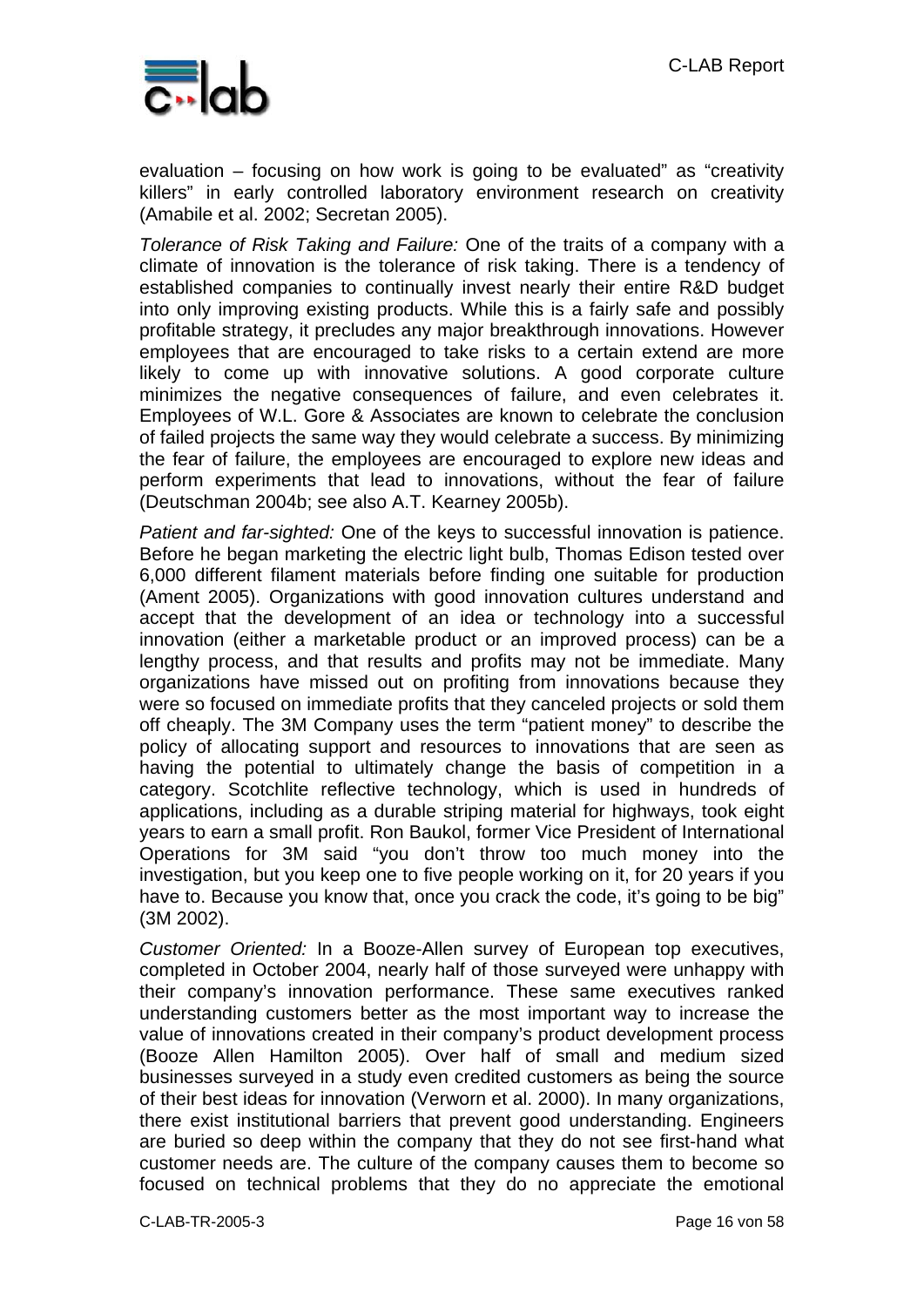evaluation – focusing on how work is going to be evaluated" as "creativity killers" in early controlled laboratory environment research on creativity (Amabile et al. 2002; Secretan 2005).

*Tolerance of Risk Taking and Failure:* One of the traits of a company with a climate of innovation is the tolerance of risk taking. There is a tendency of established companies to continually invest nearly their entire R&D budget into only improving existing products. While this is a fairly safe and possibly profitable strategy, it precludes any major breakthrough innovations. However employees that are encouraged to take risks to a certain extend are more likely to come up with innovative solutions. A good corporate culture minimizes the negative consequences of failure, and even celebrates it. Employees of W.L. Gore & Associates are known to celebrate the conclusion of failed projects the same way they would celebrate a success. By minimizing the fear of failure, the employees are encouraged to explore new ideas and perform experiments that lead to innovations, without the fear of failure (Deutschman 2004b; see also A.T. Kearney 2005b).

*Patient and far-sighted:* One of the keys to successful innovation is patience. Before he began marketing the electric light bulb, Thomas Edison tested over 6,000 different filament materials before finding one suitable for production (Ament 2005). Organizations with good innovation cultures understand and accept that the development of an idea or technology into a successful innovation (either a marketable product or an improved process) can be a lengthy process, and that results and profits may not be immediate. Many organizations have missed out on profiting from innovations because they were so focused on immediate profits that they canceled projects or sold them off cheaply. The 3M Company uses the term "patient money" to describe the policy of allocating support and resources to innovations that are seen as having the potential to ultimately change the basis of competition in a category. Scotchlite reflective technology, which is used in hundreds of applications, including as a durable striping material for highways, took eight years to earn a small profit. Ron Baukol, former Vice President of International Operations for 3M said "you don't throw too much money into the investigation, but you keep one to five people working on it, for 20 years if you have to. Because you know that, once you crack the code, it's going to be big" (3M 2002).

*Customer Oriented:* In a Booze-Allen survey of European top executives, completed in October 2004, nearly half of those surveyed were unhappy with their company's innovation performance. These same executives ranked understanding customers better as the most important way to increase the value of innovations created in their company's product development process (Booze Allen Hamilton 2005). Over half of small and medium sized businesses surveyed in a study even credited customers as being the source of their best ideas for innovation (Verworn et al. 2000). In many organizations, there exist institutional barriers that prevent good understanding. Engineers are buried so deep within the company that they do not see first-hand what customer needs are. The culture of the company causes them to become so focused on technical problems that they do no appreciate the emotional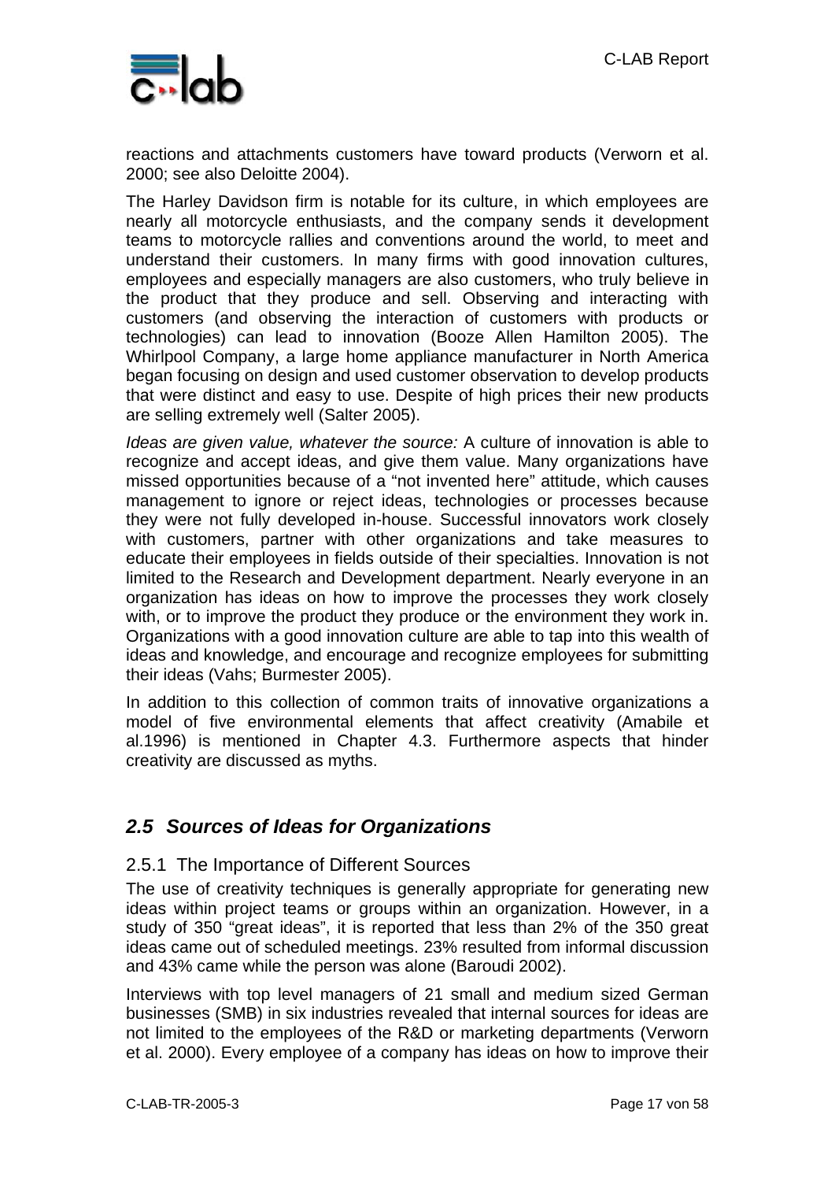reactions and attachments customers have toward products (Verworn et al. 2000; see also Deloitte 2004).

The Harley Davidson firm is notable for its culture, in which employees are nearly all motorcycle enthusiasts, and the company sends it development teams to motorcycle rallies and conventions around the world, to meet and understand their customers. In many firms with good innovation cultures, employees and especially managers are also customers, who truly believe in the product that they produce and sell. Observing and interacting with customers (and observing the interaction of customers with products or technologies) can lead to innovation (Booze Allen Hamilton 2005). The Whirlpool Company, a large home appliance manufacturer in North America began focusing on design and used customer observation to develop products that were distinct and easy to use. Despite of high prices their new products are selling extremely well (Salter 2005).

*Ideas are given value, whatever the source:* A culture of innovation is able to recognize and accept ideas, and give them value. Many organizations have missed opportunities because of a "not invented here" attitude, which causes management to ignore or reject ideas, technologies or processes because they were not fully developed in-house. Successful innovators work closely with customers, partner with other organizations and take measures to educate their employees in fields outside of their specialties. Innovation is not limited to the Research and Development department. Nearly everyone in an organization has ideas on how to improve the processes they work closely with, or to improve the product they produce or the environment they work in. Organizations with a good innovation culture are able to tap into this wealth of ideas and knowledge, and encourage and recognize employees for submitting their ideas (Vahs; Burmester 2005).

In addition to this collection of common traits of innovative organizations a model of five environmental elements that affect creativity (Amabile et al.1996) is mentioned in Chapter 4.3. Furthermore aspects that hinder creativity are discussed as myths.

## *2.5 Sources of Ideas for Organizations*

### 2.5.1 The Importance of Different Sources

The use of creativity techniques is generally appropriate for generating new ideas within project teams or groups within an organization. However, in a study of 350 "great ideas", it is reported that less than 2% of the 350 great ideas came out of scheduled meetings. 23% resulted from informal discussion and 43% came while the person was alone (Baroudi 2002).

Interviews with top level managers of 21 small and medium sized German businesses (SMB) in six industries revealed that internal sources for ideas are not limited to the employees of the R&D or marketing departments (Verworn et al. 2000). Every employee of a company has ideas on how to improve their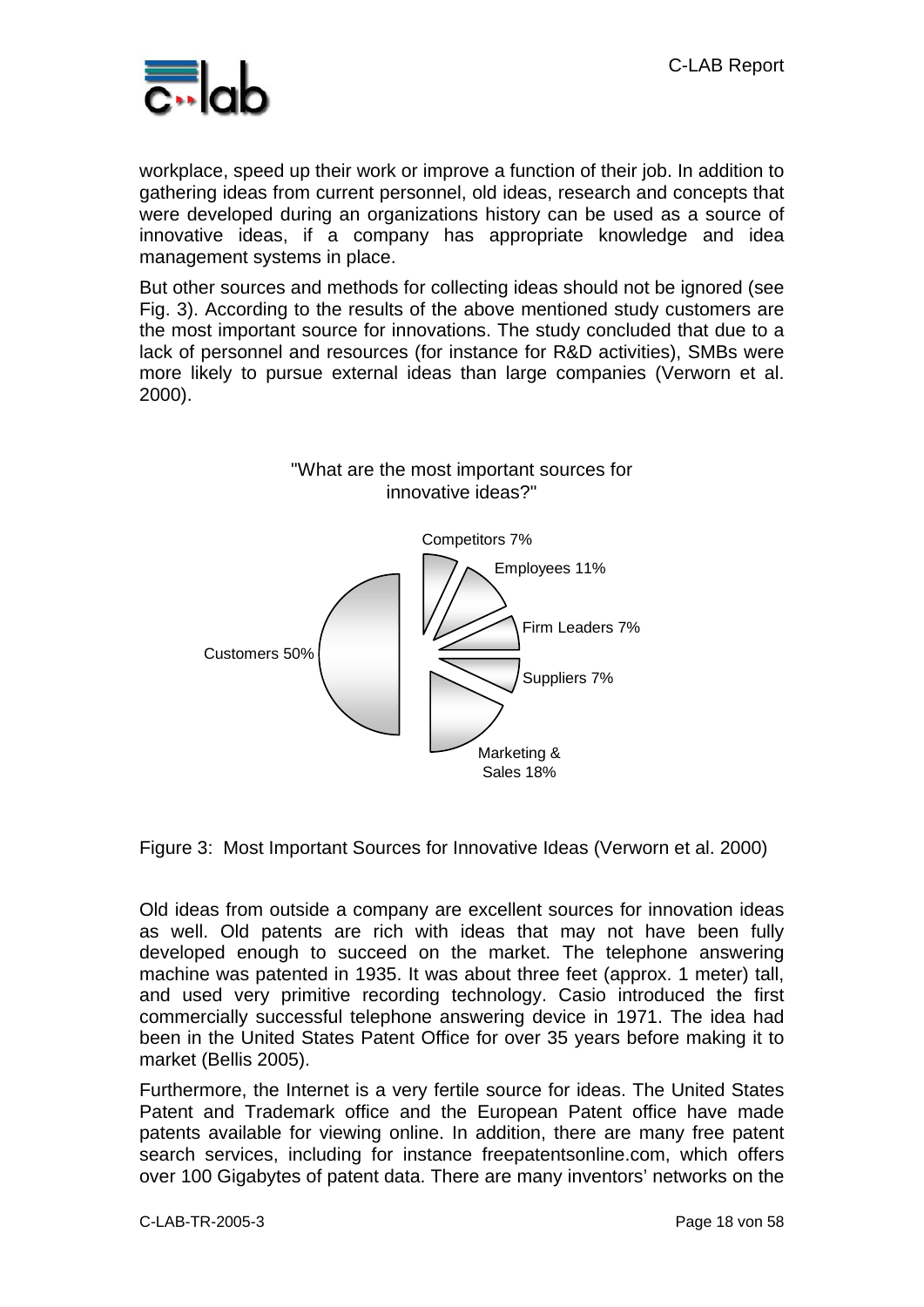workplace, speed up their work or improve a function of their job. In addition to gathering ideas from current personnel, old ideas, research and concepts that were developed during an organizations history can be used as a source of innovative ideas, if a company has appropriate knowledge and idea management systems in place.

But other sources and methods for collecting ideas should not be ignored (see Fig. 3). According to the results of the above mentioned study customers are the most important source for innovations. The study concluded that due to a lack of personnel and resources (for instance for R&D activities), SMBs were more likely to pursue external ideas than large companies (Verworn et al. 2000).

"What are the most important sources for innovative ideas?"

| Source | Share |
|---|---|
| Customers | 50% |
| Marketing & Sales | 18% |
| Employees | 11% |
| Competitors | 7% |
| Firm Leaders | 7% |
| Suppliers | 7% |

Figure 3: Most Important Sources for Innovative Ideas (Verworn et al. 2000)

Old ideas from outside a company are excellent sources for innovation ideas as well. Old patents are rich with ideas that may not have been fully developed enough to succeed on the market. The telephone answering machine was patented in 1935. It was about three feet (approx. 1 meter) tall, and used very primitive recording technology. Casio introduced the first commercially successful telephone answering device in 1971. The idea had been in the United States Patent Office for over 35 years before making it to market (Bellis 2005).

Furthermore, the Internet is a very fertile source for ideas. The United States Patent and Trademark office and the European Patent office have made patents available for viewing online. In addition, there are many free patent search services, including for instance freepatentsonline.com, which offers over 100 Gigabytes of patent data. There are many inventors' networks on the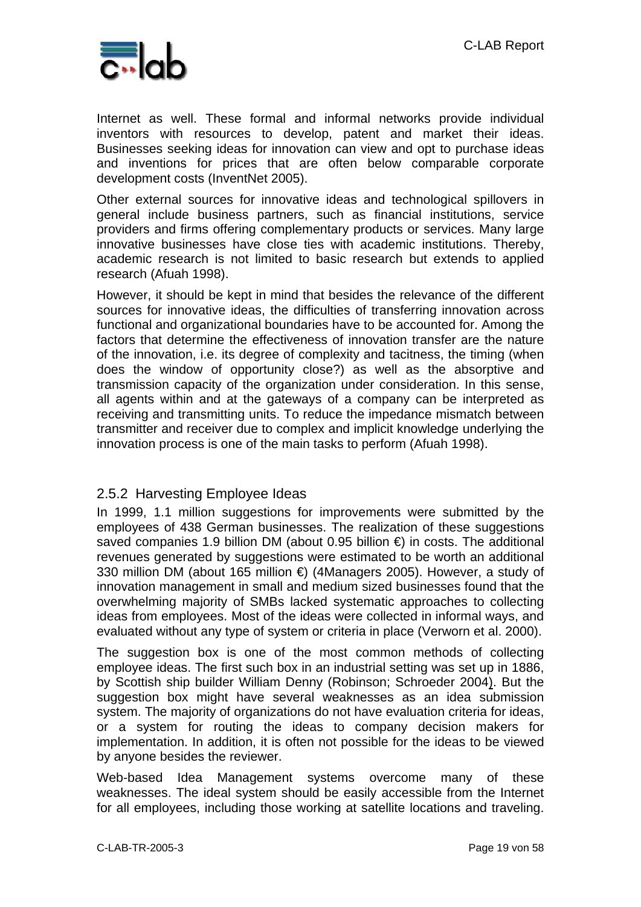Internet as well. These formal and informal networks provide individual inventors with resources to develop, patent and market their ideas. Businesses seeking ideas for innovation can view and opt to purchase ideas and inventions for prices that are often below comparable corporate development costs (InventNet 2005).

Other external sources for innovative ideas and technological spillovers in general include business partners, such as financial institutions, service providers and firms offering complementary products or services. Many large innovative businesses have close ties with academic institutions. Thereby, academic research is not limited to basic research but extends to applied research (Afuah 1998).

However, it should be kept in mind that besides the relevance of the different sources for innovative ideas, the difficulties of transferring innovation across functional and organizational boundaries have to be accounted for. Among the factors that determine the effectiveness of innovation transfer are the nature of the innovation, i.e. its degree of complexity and tacitness, the timing (when does the window of opportunity close?) as well as the absorptive and transmission capacity of the organization under consideration. In this sense, all agents within and at the gateways of a company can be interpreted as receiving and transmitting units. To reduce the impedance mismatch between transmitter and receiver due to complex and implicit knowledge underlying the innovation process is one of the main tasks to perform (Afuah 1998).

### 2.5.2 Harvesting Employee Ideas

In 1999, 1.1 million suggestions for improvements were submitted by the employees of 438 German businesses. The realization of these suggestions saved companies 1.9 billion DM (about 0.95 billion €) in costs. The additional revenues generated by suggestions were estimated to be worth an additional 330 million DM (about 165 million €) (4Managers 2005). However, a study of innovation management in small and medium sized businesses found that the overwhelming majority of SMBs lacked systematic approaches to collecting ideas from employees. Most of the ideas were collected in informal ways, and evaluated without any type of system or criteria in place (Verworn et al. 2000).

The suggestion box is one of the most common methods of collecting employee ideas. The first such box in an industrial setting was set up in 1886, by Scottish ship builder William Denny (Robinson; Schroeder 2004). But the suggestion box might have several weaknesses as an idea submission system. The majority of organizations do not have evaluation criteria for ideas, or a system for routing the ideas to company decision makers for implementation. In addition, it is often not possible for the ideas to be viewed by anyone besides the reviewer.

Web-based Idea Management systems overcome many of these weaknesses. The ideal system should be easily accessible from the Internet for all employees, including those working at satellite locations and traveling.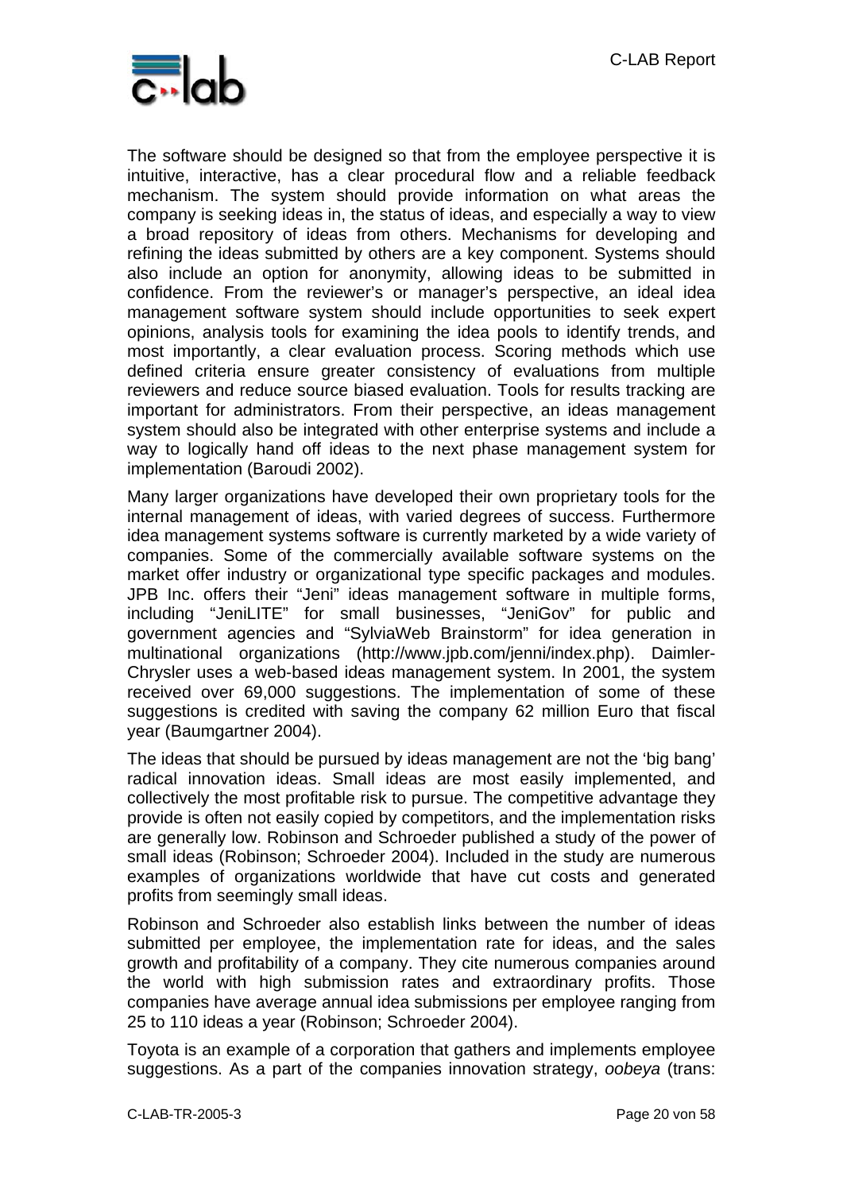The software should be designed so that from the employee perspective it is intuitive, interactive, has a clear procedural flow and a reliable feedback mechanism. The system should provide information on what areas the company is seeking ideas in, the status of ideas, and especially a way to view a broad repository of ideas from others. Mechanisms for developing and refining the ideas submitted by others are a key component. Systems should also include an option for anonymity, allowing ideas to be submitted in confidence. From the reviewer's or manager's perspective, an ideal idea management software system should include opportunities to seek expert opinions, analysis tools for examining the idea pools to identify trends, and most importantly, a clear evaluation process. Scoring methods which use defined criteria ensure greater consistency of evaluations from multiple reviewers and reduce source biased evaluation. Tools for results tracking are important for administrators. From their perspective, an ideas management system should also be integrated with other enterprise systems and include a way to logically hand off ideas to the next phase management system for implementation (Baroudi 2002).

Many larger organizations have developed their own proprietary tools for the internal management of ideas, with varied degrees of success. Furthermore idea management systems software is currently marketed by a wide variety of companies. Some of the commercially available software systems on the market offer industry or organizational type specific packages and modules. JPB Inc. offers their "Jeni" ideas management software in multiple forms, including "JeniLITE" for small businesses, "JeniGov" for public and government agencies and "SylviaWeb Brainstorm" for idea generation in multinational organizations (http://www.jpb.com/jenni/index.php). Daimler-Chrysler uses a web-based ideas management system. In 2001, the system received over 69,000 suggestions. The implementation of some of these suggestions is credited with saving the company 62 million Euro that fiscal year (Baumgartner 2004).

The ideas that should be pursued by ideas management are not the 'big bang' radical innovation ideas. Small ideas are most easily implemented, and collectively the most profitable risk to pursue. The competitive advantage they provide is often not easily copied by competitors, and the implementation risks are generally low. Robinson and Schroeder published a study of the power of small ideas (Robinson; Schroeder 2004). Included in the study are numerous examples of organizations worldwide that have cut costs and generated profits from seemingly small ideas.

Robinson and Schroeder also establish links between the number of ideas submitted per employee, the implementation rate for ideas, and the sales growth and profitability of a company. They cite numerous companies around the world with high submission rates and extraordinary profits. Those companies have average annual idea submissions per employee ranging from 25 to 110 ideas a year (Robinson; Schroeder 2004).

Toyota is an example of a corporation that gathers and implements employee suggestions. As a part of the companies innovation strategy, *oobeya* (trans: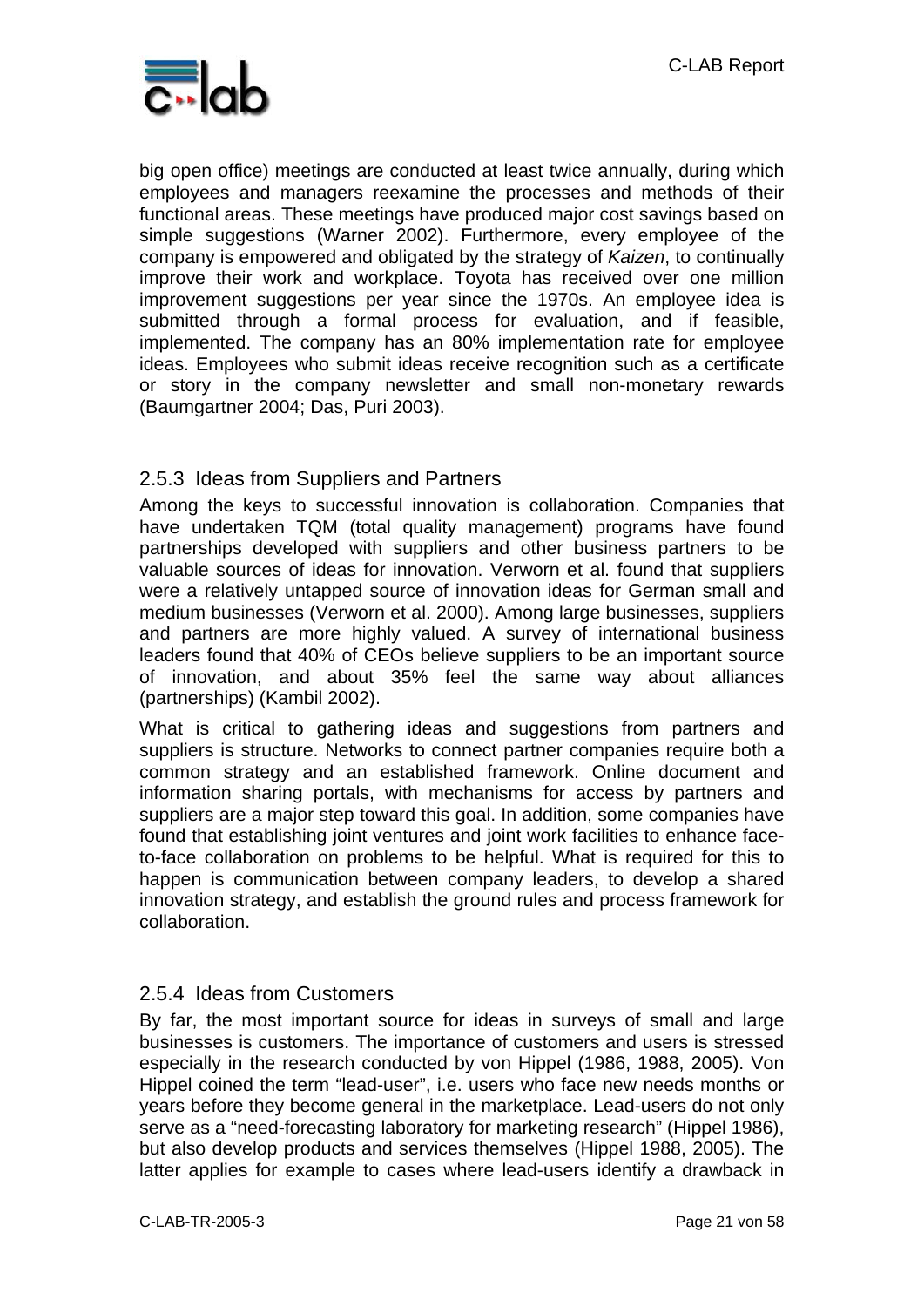big open office) meetings are conducted at least twice annually, during which employees and managers reexamine the processes and methods of their functional areas. These meetings have produced major cost savings based on simple suggestions (Warner 2002). Furthermore, every employee of the company is empowered and obligated by the strategy of *Kaizen*, to continually improve their work and workplace. Toyota has received over one million improvement suggestions per year since the 1970s. An employee idea is submitted through a formal process for evaluation, and if feasible, implemented. The company has an 80% implementation rate for employee ideas. Employees who submit ideas receive recognition such as a certificate or story in the company newsletter and small non-monetary rewards (Baumgartner 2004; Das, Puri 2003).

### 2.5.3 Ideas from Suppliers and Partners

Among the keys to successful innovation is collaboration. Companies that have undertaken TQM (total quality management) programs have found partnerships developed with suppliers and other business partners to be valuable sources of ideas for innovation. Verworn et al. found that suppliers were a relatively untapped source of innovation ideas for German small and medium businesses (Verworn et al. 2000). Among large businesses, suppliers and partners are more highly valued. A survey of international business leaders found that 40% of CEOs believe suppliers to be an important source of innovation, and about 35% feel the same way about alliances (partnerships) (Kambil 2002).

What is critical to gathering ideas and suggestions from partners and suppliers is structure. Networks to connect partner companies require both a common strategy and an established framework. Online document and information sharing portals, with mechanisms for access by partners and suppliers are a major step toward this goal. In addition, some companies have found that establishing joint ventures and joint work facilities to enhance face-to-face collaboration on problems to be helpful. What is required for this to happen is communication between company leaders, to develop a shared innovation strategy, and establish the ground rules and process framework for collaboration.

### 2.5.4 Ideas from Customers

By far, the most important source for ideas in surveys of small and large businesses is customers. The importance of customers and users is stressed especially in the research conducted by von Hippel (1986, 1988, 2005). Von Hippel coined the term “lead-user”, i.e. users who face new needs months or years before they become general in the marketplace. Lead-users do not only serve as a “need-forecasting laboratory for marketing research” (Hippel 1986), but also develop products and services themselves (Hippel 1988, 2005). The latter applies for example to cases where lead-users identify a drawback in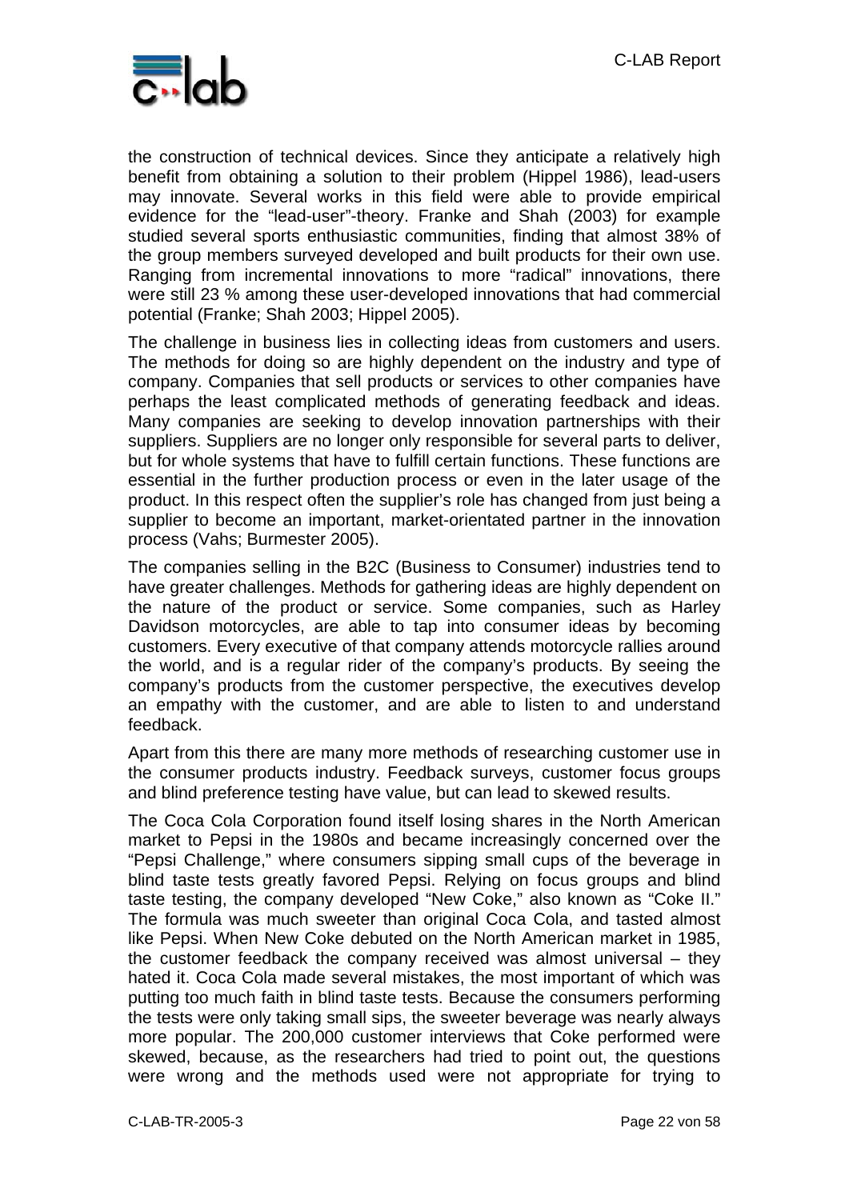the construction of technical devices. Since they anticipate a relatively high benefit from obtaining a solution to their problem (Hippel 1986), lead-users may innovate. Several works in this field were able to provide empirical evidence for the "lead-user"-theory. Franke and Shah (2003) for example studied several sports enthusiastic communities, finding that almost 38% of the group members surveyed developed and built products for their own use. Ranging from incremental innovations to more "radical" innovations, there were still 23 % among these user-developed innovations that had commercial potential (Franke; Shah 2003; Hippel 2005).

The challenge in business lies in collecting ideas from customers and users. The methods for doing so are highly dependent on the industry and type of company. Companies that sell products or services to other companies have perhaps the least complicated methods of generating feedback and ideas. Many companies are seeking to develop innovation partnerships with their suppliers. Suppliers are no longer only responsible for several parts to deliver, but for whole systems that have to fulfill certain functions. These functions are essential in the further production process or even in the later usage of the product. In this respect often the supplier's role has changed from just being a supplier to become an important, market-orientated partner in the innovation process (Vahs; Burmester 2005).

The companies selling in the B2C (Business to Consumer) industries tend to have greater challenges. Methods for gathering ideas are highly dependent on the nature of the product or service. Some companies, such as Harley Davidson motorcycles, are able to tap into consumer ideas by becoming customers. Every executive of that company attends motorcycle rallies around the world, and is a regular rider of the company's products. By seeing the company's products from the customer perspective, the executives develop an empathy with the customer, and are able to listen to and understand feedback.

Apart from this there are many more methods of researching customer use in the consumer products industry. Feedback surveys, customer focus groups and blind preference testing have value, but can lead to skewed results.

The Coca Cola Corporation found itself losing shares in the North American market to Pepsi in the 1980s and became increasingly concerned over the "Pepsi Challenge," where consumers sipping small cups of the beverage in blind taste tests greatly favored Pepsi. Relying on focus groups and blind taste testing, the company developed "New Coke," also known as "Coke II." The formula was much sweeter than original Coca Cola, and tasted almost like Pepsi. When New Coke debuted on the North American market in 1985, the customer feedback the company received was almost universal – they hated it. Coca Cola made several mistakes, the most important of which was putting too much faith in blind taste tests. Because the consumers performing the tests were only taking small sips, the sweeter beverage was nearly always more popular. The 200,000 customer interviews that Coke performed were skewed, because, as the researchers had tried to point out, the questions were wrong and the methods used were not appropriate for trying to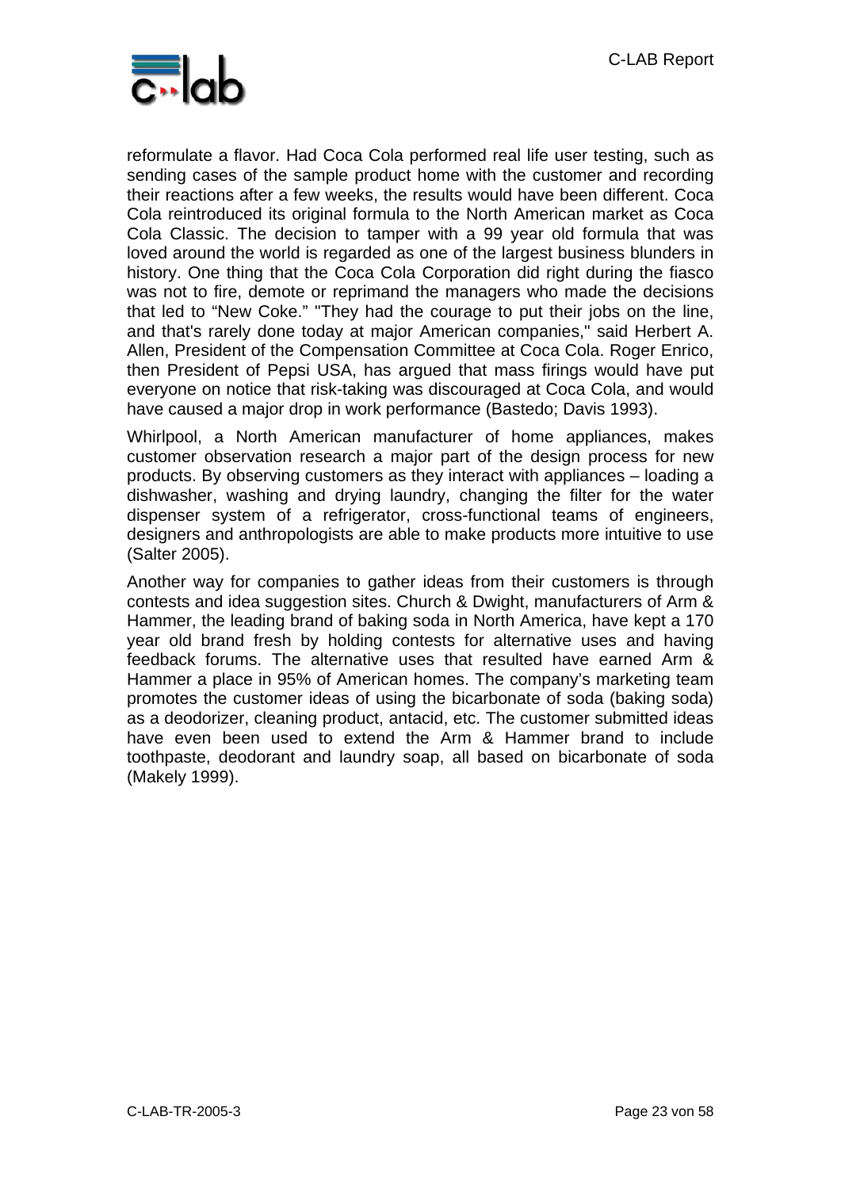reformulate a flavor. Had Coca Cola performed real life user testing, such as sending cases of the sample product home with the customer and recording their reactions after a few weeks, the results would have been different. Coca Cola reintroduced its original formula to the North American market as Coca Cola Classic. The decision to tamper with a 99 year old formula that was loved around the world is regarded as one of the largest business blunders in history. One thing that the Coca Cola Corporation did right during the fiasco was not to fire, demote or reprimand the managers who made the decisions that led to “New Coke.” "They had the courage to put their jobs on the line, and that's rarely done today at major American companies," said Herbert A. Allen, President of the Compensation Committee at Coca Cola. Roger Enrico, then President of Pepsi USA, has argued that mass firings would have put everyone on notice that risk-taking was discouraged at Coca Cola, and would have caused a major drop in work performance (Bastedo; Davis 1993).

Whirlpool, a North American manufacturer of home appliances, makes customer observation research a major part of the design process for new products. By observing customers as they interact with appliances – loading a dishwasher, washing and drying laundry, changing the filter for the water dispenser system of a refrigerator, cross-functional teams of engineers, designers and anthropologists are able to make products more intuitive to use (Salter 2005).

Another way for companies to gather ideas from their customers is through contests and idea suggestion sites. Church & Dwight, manufacturers of Arm & Hammer, the leading brand of baking soda in North America, have kept a 170 year old brand fresh by holding contests for alternative uses and having feedback forums. The alternative uses that resulted have earned Arm & Hammer a place in 95% of American homes. The company’s marketing team promotes the customer ideas of using the bicarbonate of soda (baking soda) as a deodorizer, cleaning product, antacid, etc. The customer submitted ideas have even been used to extend the Arm & Hammer brand to include toothpaste, deodorant and laundry soap, all based on bicarbonate of soda (Makely 1999).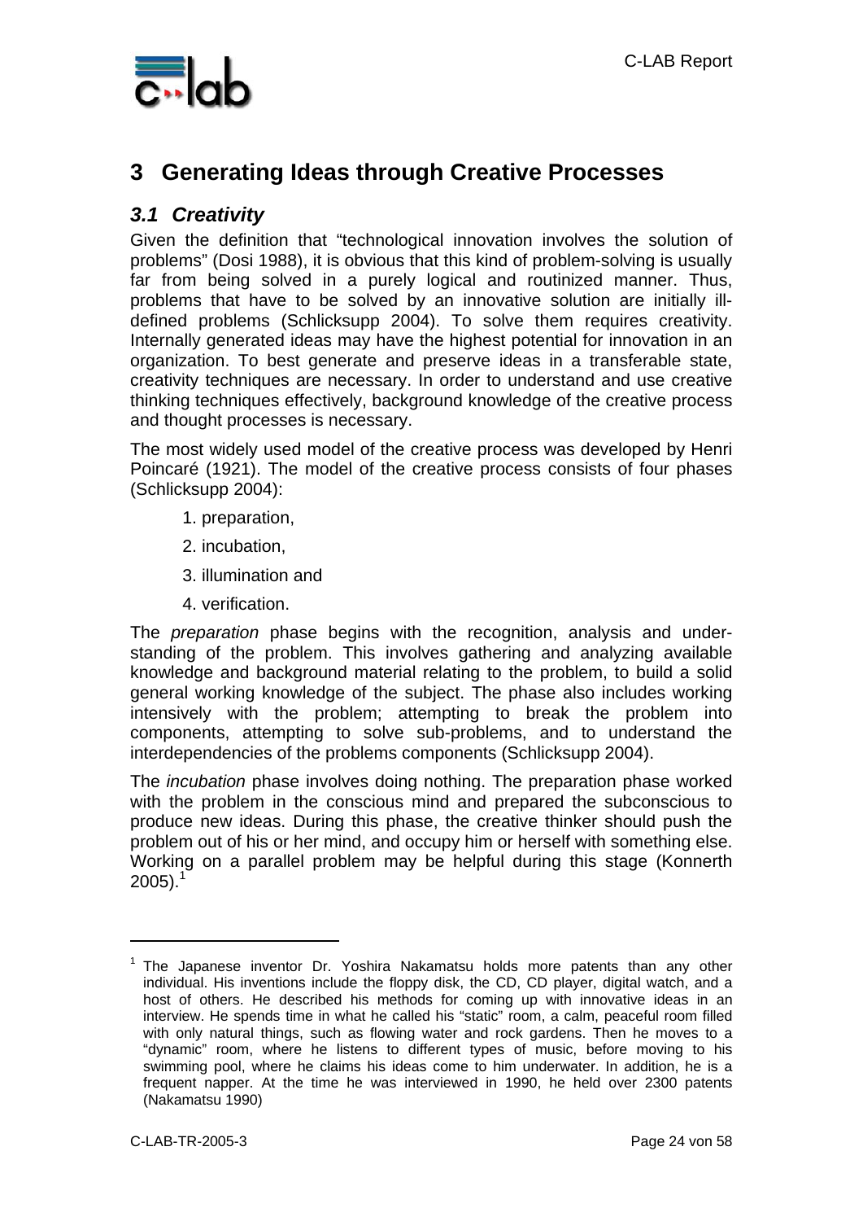# 3 Generating Ideas through Creative Processes

## *3.1 Creativity*

Given the definition that "technological innovation involves the solution of problems" (Dosi 1988), it is obvious that this kind of problem-solving is usually far from being solved in a purely logical and routinized manner. Thus, problems that have to be solved by an innovative solution are initially ill-defined problems (Schlicksupp 2004). To solve them requires creativity. Internally generated ideas may have the highest potential for innovation in an organization. To best generate and preserve ideas in a transferable state, creativity techniques are necessary. In order to understand and use creative thinking techniques effectively, background knowledge of the creative process and thought processes is necessary.

The most widely used model of the creative process was developed by Henri Poincaré (1921). The model of the creative process consists of four phases (Schlicksupp 2004):

1. preparation,
2. incubation,
3. illumination and
4. verification.

The *preparation* phase begins with the recognition, analysis and under-standing of the problem. This involves gathering and analyzing available knowledge and background material relating to the problem, to build a solid general working knowledge of the subject. The phase also includes working intensively with the problem; attempting to break the problem into components, attempting to solve sub-problems, and to understand the interdependencies of the problems components (Schlicksupp 2004).

The *incubation* phase involves doing nothing. The preparation phase worked with the problem in the conscious mind and prepared the subconscious to produce new ideas. During this phase, the creative thinker should push the problem out of his or her mind, and occupy him or herself with something else. Working on a parallel problem may be helpful during this stage (Konnerth 2005).[1]

---

[1] The Japanese inventor Dr. Yoshira Nakamatsu holds more patents than any other individual. His inventions include the floppy disk, the CD, CD player, digital watch, and a host of others. He described his methods for coming up with innovative ideas in an interview. He spends time in what he called his "static" room, a calm, peaceful room filled with only natural things, such as flowing water and rock gardens. Then he moves to a "dynamic" room, where he listens to different types of music, before moving to his swimming pool, where he claims his ideas come to him underwater. In addition, he is a frequent napper. At the time he was interviewed in 1990, he held over 2300 patents (Nakamatsu 1990)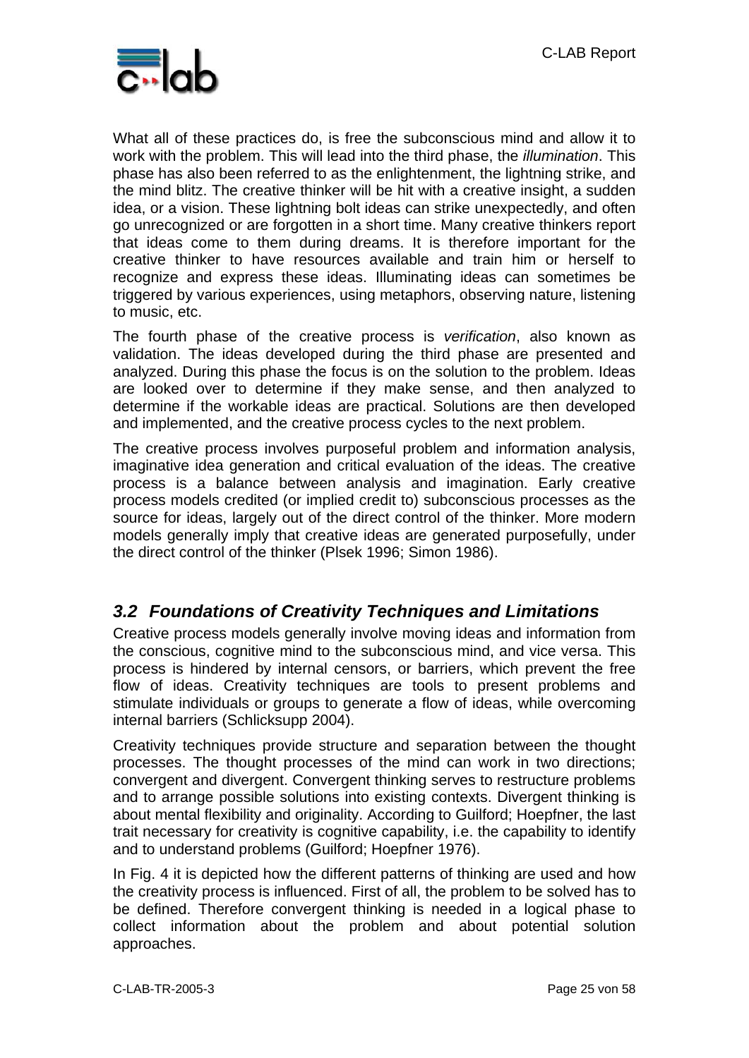What all of these practices do, is free the subconscious mind and allow it to work with the problem. This will lead into the third phase, the *illumination*. This phase has also been referred to as the enlightenment, the lightning strike, and the mind blitz. The creative thinker will be hit with a creative insight, a sudden idea, or a vision. These lightning bolt ideas can strike unexpectedly, and often go unrecognized or are forgotten in a short time. Many creative thinkers report that ideas come to them during dreams. It is therefore important for the creative thinker to have resources available and train him or herself to recognize and express these ideas. Illuminating ideas can sometimes be triggered by various experiences, using metaphors, observing nature, listening to music, etc.

The fourth phase of the creative process is *verification*, also known as validation. The ideas developed during the third phase are presented and analyzed. During this phase the focus is on the solution to the problem. Ideas are looked over to determine if they make sense, and then analyzed to determine if the workable ideas are practical. Solutions are then developed and implemented, and the creative process cycles to the next problem.

The creative process involves purposeful problem and information analysis, imaginative idea generation and critical evaluation of the ideas. The creative process is a balance between analysis and imagination. Early creative process models credited (or implied credit to) subconscious processes as the source for ideas, largely out of the direct control of the thinker. More modern models generally imply that creative ideas are generated purposefully, under the direct control of the thinker (Plsek 1996; Simon 1986).

## *3.2 Foundations of Creativity Techniques and Limitations*

Creative process models generally involve moving ideas and information from the conscious, cognitive mind to the subconscious mind, and vice versa. This process is hindered by internal censors, or barriers, which prevent the free flow of ideas. Creativity techniques are tools to present problems and stimulate individuals or groups to generate a flow of ideas, while overcoming internal barriers (Schlicksupp 2004).

Creativity techniques provide structure and separation between the thought processes. The thought processes of the mind can work in two directions; convergent and divergent. Convergent thinking serves to restructure problems and to arrange possible solutions into existing contexts. Divergent thinking is about mental flexibility and originality. According to Guilford; Hoepfner, the last trait necessary for creativity is cognitive capability, i.e. the capability to identify and to understand problems (Guilford; Hoepfner 1976).

In Fig. 4 it is depicted how the different patterns of thinking are used and how the creativity process is influenced. First of all, the problem to be solved has to be defined. Therefore convergent thinking is needed in a logical phase to collect information about the problem and about potential solution approaches.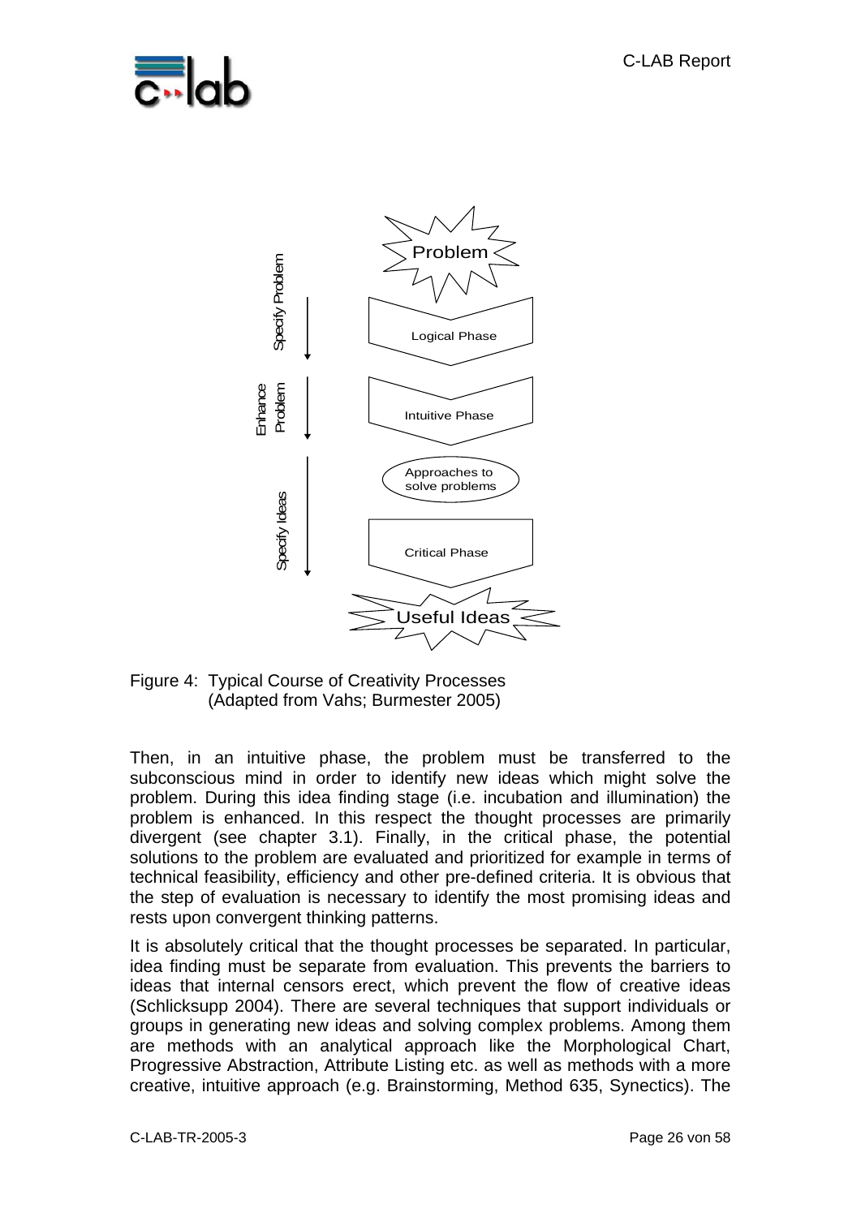Figure 4: Typical Course of Creativity Processes (Adapted from Vahs; Burmester 2005)

Then, in an intuitive phase, the problem must be transferred to the subconscious mind in order to identify new ideas which might solve the problem. During this idea finding stage (i.e. incubation and illumination) the problem is enhanced. In this respect the thought processes are primarily divergent (see chapter 3.1). Finally, in the critical phase, the potential solutions to the problem are evaluated and prioritized for example in terms of technical feasibility, efficiency and other pre-defined criteria. It is obvious that the step of evaluation is necessary to identify the most promising ideas and rests upon convergent thinking patterns.

It is absolutely critical that the thought processes be separated. In particular, idea finding must be separate from evaluation. This prevents the barriers to ideas that internal censors erect, which prevent the flow of creative ideas (Schlicksupp 2004). There are several techniques that support individuals or groups in generating new ideas and solving complex problems. Among them are methods with an analytical approach like the Morphological Chart, Progressive Abstraction, Attribute Listing etc. as well as methods with a more creative, intuitive approach (e.g. Brainstorming, Method 635, Synectics). The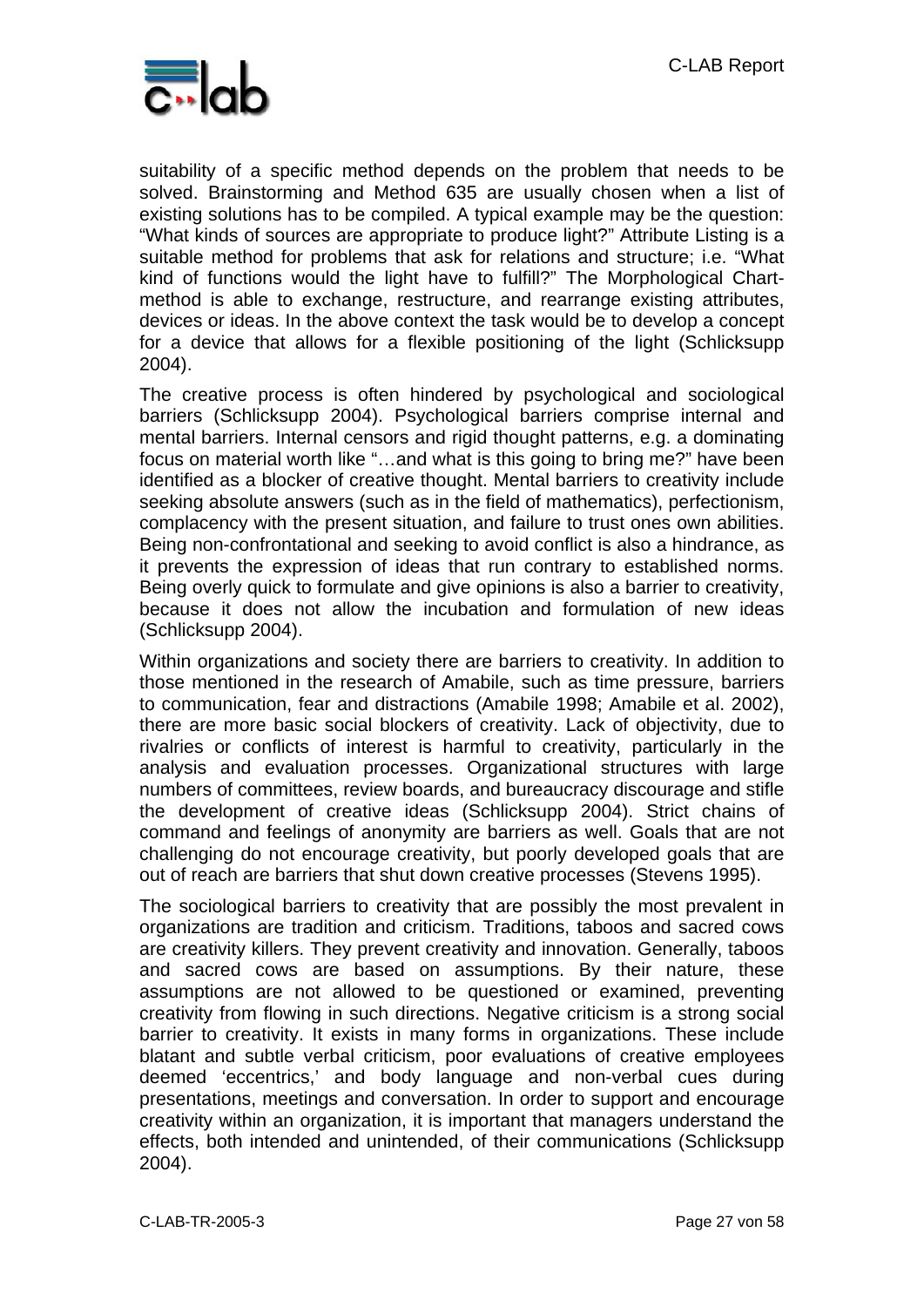suitability of a specific method depends on the problem that needs to be solved. Brainstorming and Method 635 are usually chosen when a list of existing solutions has to be compiled. A typical example may be the question: “What kinds of sources are appropriate to produce light?” Attribute Listing is a suitable method for problems that ask for relations and structure; i.e. “What kind of functions would the light have to fulfill?” The Morphological Chart-method is able to exchange, restructure, and rearrange existing attributes, devices or ideas. In the above context the task would be to develop a concept for a device that allows for a flexible positioning of the light (Schlicksupp 2004).

The creative process is often hindered by psychological and sociological barriers (Schlicksupp 2004). Psychological barriers comprise internal and mental barriers. Internal censors and rigid thought patterns, e.g. a dominating focus on material worth like “…and what is this going to bring me?” have been identified as a blocker of creative thought. Mental barriers to creativity include seeking absolute answers (such as in the field of mathematics), perfectionism, complacency with the present situation, and failure to trust ones own abilities. Being non-confrontational and seeking to avoid conflict is also a hindrance, as it prevents the expression of ideas that run contrary to established norms. Being overly quick to formulate and give opinions is also a barrier to creativity, because it does not allow the incubation and formulation of new ideas (Schlicksupp 2004).

Within organizations and society there are barriers to creativity. In addition to those mentioned in the research of Amabile, such as time pressure, barriers to communication, fear and distractions (Amabile 1998; Amabile et al. 2002), there are more basic social blockers of creativity. Lack of objectivity, due to rivalries or conflicts of interest is harmful to creativity, particularly in the analysis and evaluation processes. Organizational structures with large numbers of committees, review boards, and bureaucracy discourage and stifle the development of creative ideas (Schlicksupp 2004). Strict chains of command and feelings of anonymity are barriers as well. Goals that are not challenging do not encourage creativity, but poorly developed goals that are out of reach are barriers that shut down creative processes (Stevens 1995).

The sociological barriers to creativity that are possibly the most prevalent in organizations are tradition and criticism. Traditions, taboos and sacred cows are creativity killers. They prevent creativity and innovation. Generally, taboos and sacred cows are based on assumptions. By their nature, these assumptions are not allowed to be questioned or examined, preventing creativity from flowing in such directions. Negative criticism is a strong social barrier to creativity. It exists in many forms in organizations. These include blatant and subtle verbal criticism, poor evaluations of creative employees deemed ‘eccentrics,’ and body language and non-verbal cues during presentations, meetings and conversation. In order to support and encourage creativity within an organization, it is important that managers understand the effects, both intended and unintended, of their communications (Schlicksupp 2004).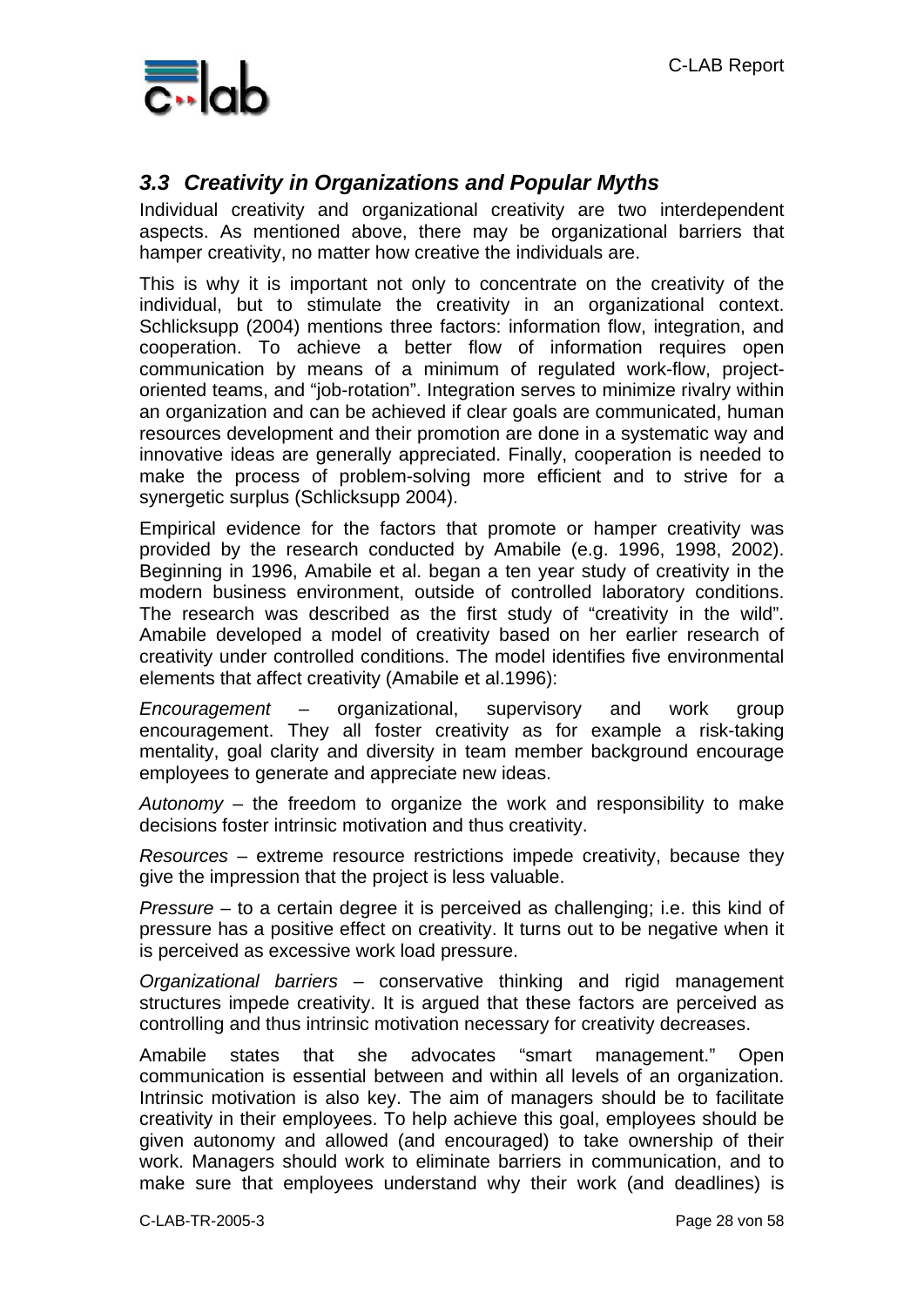### *3.3 Creativity in Organizations and Popular Myths*

Individual creativity and organizational creativity are two interdependent aspects. As mentioned above, there may be organizational barriers that hamper creativity, no matter how creative the individuals are.

This is why it is important not only to concentrate on the creativity of the individual, but to stimulate the creativity in an organizational context. Schlicksupp (2004) mentions three factors: information flow, integration, and cooperation. To achieve a better flow of information requires open communication by means of a minimum of regulated work-flow, project-oriented teams, and "job-rotation". Integration serves to minimize rivalry within an organization and can be achieved if clear goals are communicated, human resources development and their promotion are done in a systematic way and innovative ideas are generally appreciated. Finally, cooperation is needed to make the process of problem-solving more efficient and to strive for a synergetic surplus (Schlicksupp 2004).

Empirical evidence for the factors that promote or hamper creativity was provided by the research conducted by Amabile (e.g. 1996, 1998, 2002). Beginning in 1996, Amabile et al. began a ten year study of creativity in the modern business environment, outside of controlled laboratory conditions. The research was described as the first study of "creativity in the wild". Amabile developed a model of creativity based on her earlier research of creativity under controlled conditions. The model identifies five environmental elements that affect creativity (Amabile et al.1996):

*Encouragement* – organizational, supervisory and work group encouragement. They all foster creativity as for example a risk-taking mentality, goal clarity and diversity in team member background encourage employees to generate and appreciate new ideas.

*Autonomy* – the freedom to organize the work and responsibility to make decisions foster intrinsic motivation and thus creativity.

*Resources* – extreme resource restrictions impede creativity, because they give the impression that the project is less valuable.

*Pressure* – to a certain degree it is perceived as challenging; i.e. this kind of pressure has a positive effect on creativity. It turns out to be negative when it is perceived as excessive work load pressure.

*Organizational barriers* – conservative thinking and rigid management structures impede creativity. It is argued that these factors are perceived as controlling and thus intrinsic motivation necessary for creativity decreases.

Amabile states that she advocates "smart management." Open communication is essential between and within all levels of an organization. Intrinsic motivation is also key. The aim of managers should be to facilitate creativity in their employees. To help achieve this goal, employees should be given autonomy and allowed (and encouraged) to take ownership of their work. Managers should work to eliminate barriers in communication, and to make sure that employees understand why their work (and deadlines) is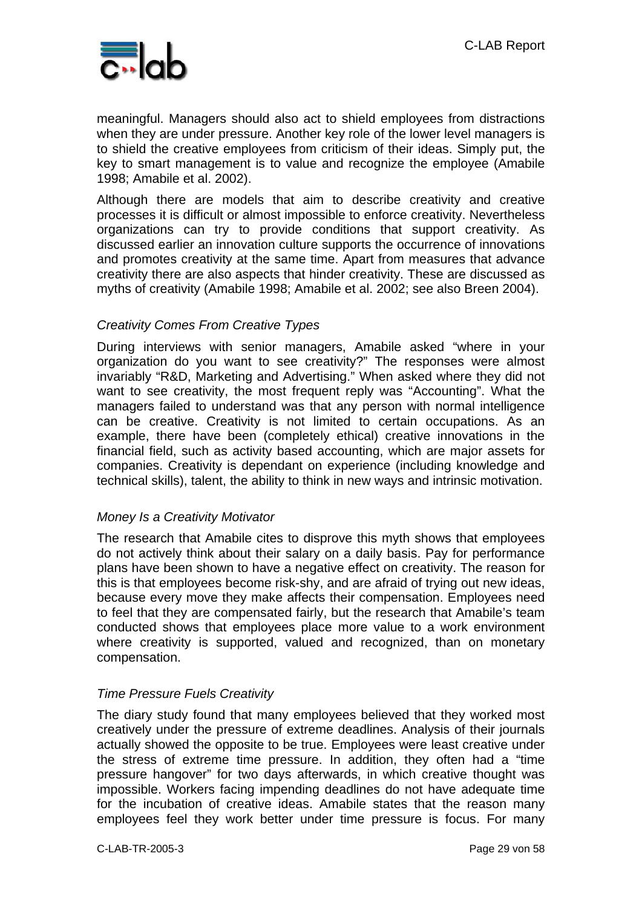meaningful. Managers should also act to shield employees from distractions when they are under pressure. Another key role of the lower level managers is to shield the creative employees from criticism of their ideas. Simply put, the key to smart management is to value and recognize the employee (Amabile 1998; Amabile et al. 2002).

Although there are models that aim to describe creativity and creative processes it is difficult or almost impossible to enforce creativity. Nevertheless organizations can try to provide conditions that support creativity. As discussed earlier an innovation culture supports the occurrence of innovations and promotes creativity at the same time. Apart from measures that advance creativity there are also aspects that hinder creativity. These are discussed as myths of creativity (Amabile 1998; Amabile et al. 2002; see also Breen 2004).

*Creativity Comes From Creative Types*

During interviews with senior managers, Amabile asked "where in your organization do you want to see creativity?" The responses were almost invariably "R&D, Marketing and Advertising." When asked where they did not want to see creativity, the most frequent reply was "Accounting". What the managers failed to understand was that any person with normal intelligence can be creative. Creativity is not limited to certain occupations. As an example, there have been (completely ethical) creative innovations in the financial field, such as activity based accounting, which are major assets for companies. Creativity is dependant on experience (including knowledge and technical skills), talent, the ability to think in new ways and intrinsic motivation.

*Money Is a Creativity Motivator*

The research that Amabile cites to disprove this myth shows that employees do not actively think about their salary on a daily basis. Pay for performance plans have been shown to have a negative effect on creativity. The reason for this is that employees become risk-shy, and are afraid of trying out new ideas, because every move they make affects their compensation. Employees need to feel that they are compensated fairly, but the research that Amabile's team conducted shows that employees place more value to a work environment where creativity is supported, valued and recognized, than on monetary compensation.

*Time Pressure Fuels Creativity*

The diary study found that many employees believed that they worked most creatively under the pressure of extreme deadlines. Analysis of their journals actually showed the opposite to be true. Employees were least creative under the stress of extreme time pressure. In addition, they often had a "time pressure hangover" for two days afterwards, in which creative thought was impossible. Workers facing impending deadlines do not have adequate time for the incubation of creative ideas. Amabile states that the reason many employees feel they work better under time pressure is focus. For many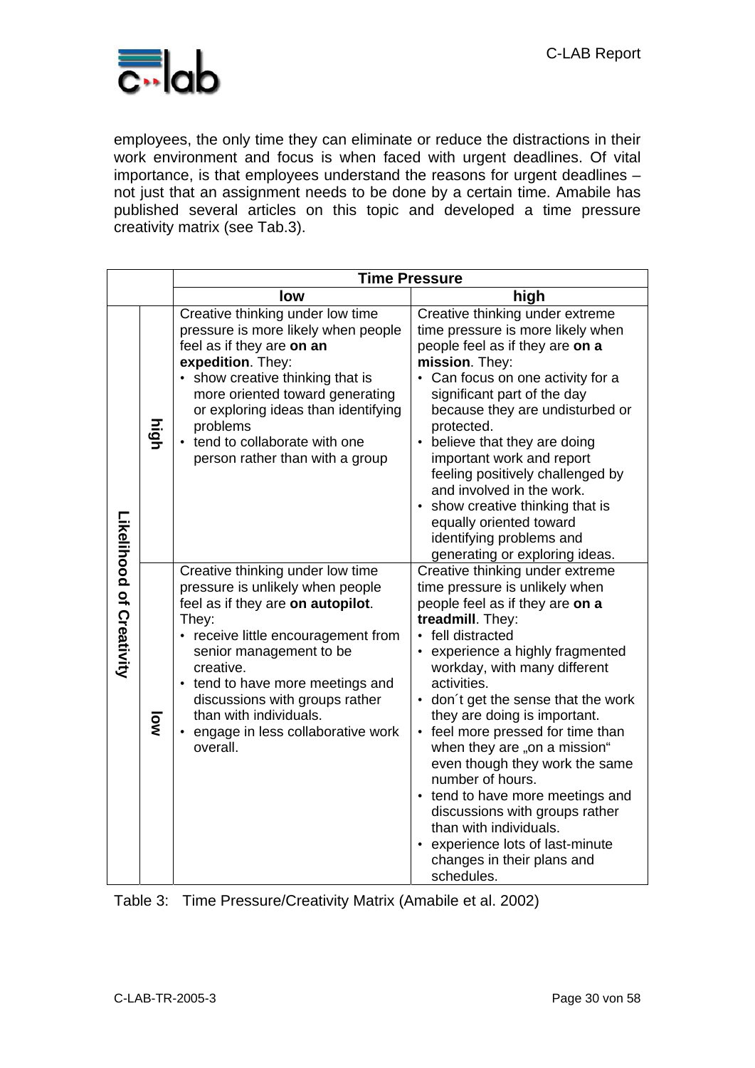employees, the only time they can eliminate or reduce the distractions in their work environment and focus is when faced with urgent deadlines. Of vital importance, is that employees understand the reasons for urgent deadlines – not just that an assignment needs to be done by a certain time. Amabile has published several articles on this topic and developed a time pressure creativity matrix (see Tab.3).

| | | **Time Pressure** | |
|---|---|---|---|
| | | **low** | **high** |
| **Likelihood of Creativity** | **high** | Creative thinking under low time pressure is more likely when people feel as if they are **on an expedition**. They:<br>• show creative thinking that is more oriented toward generating or exploring ideas than identifying problems<br>• tend to collaborate with one person rather than with a group | Creative thinking under extreme time pressure is more likely when people feel as if they are **on a mission**. They:<br>• Can focus on one activity for a significant part of the day because they are undisturbed or protected.<br>• believe that they are doing important work and report feeling positively challenged by and involved in the work.<br>• show creative thinking that is equally oriented toward identifying problems and generating or exploring ideas. |
| | **low** | Creative thinking under low time pressure is unlikely when people feel as if they are **on autopilot**. They:<br>• receive little encouragement from senior management to be creative.<br>• tend to have more meetings and discussions with groups rather than with individuals.<br>• engage in less collaborative work overall. | Creative thinking under extreme time pressure is unlikely when people feel as if they are **on a treadmill**. They:<br>• fell distracted<br>• experience a highly fragmented workday, with many different activities.<br>• don´t get the sense that the work they are doing is important.<br>• feel more pressed for time than when they are „on a mission" even though they work the same number of hours.<br>• tend to have more meetings and discussions with groups rather than with individuals.<br>• experience lots of last-minute changes in their plans and schedules. |

Table 3: Time Pressure/Creativity Matrix (Amabile et al. 2002)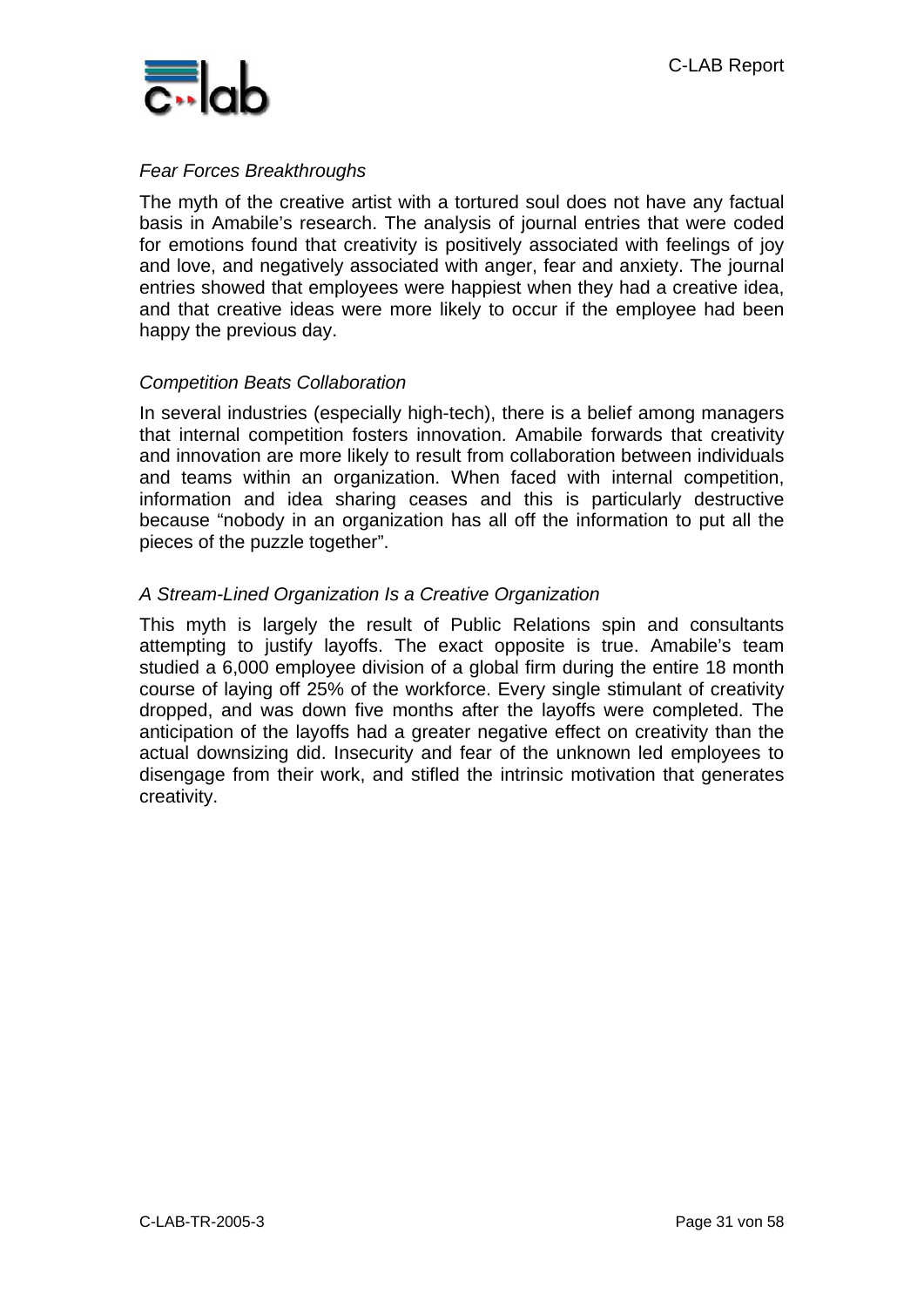*Fear Forces Breakthroughs*

The myth of the creative artist with a tortured soul does not have any factual basis in Amabile's research. The analysis of journal entries that were coded for emotions found that creativity is positively associated with feelings of joy and love, and negatively associated with anger, fear and anxiety. The journal entries showed that employees were happiest when they had a creative idea, and that creative ideas were more likely to occur if the employee had been happy the previous day.

*Competition Beats Collaboration*

In several industries (especially high-tech), there is a belief among managers that internal competition fosters innovation. Amabile forwards that creativity and innovation are more likely to result from collaboration between individuals and teams within an organization. When faced with internal competition, information and idea sharing ceases and this is particularly destructive because "nobody in an organization has all off the information to put all the pieces of the puzzle together".

*A Stream-Lined Organization Is a Creative Organization*

This myth is largely the result of Public Relations spin and consultants attempting to justify layoffs. The exact opposite is true. Amabile's team studied a 6,000 employee division of a global firm during the entire 18 month course of laying off 25% of the workforce. Every single stimulant of creativity dropped, and was down five months after the layoffs were completed. The anticipation of the layoffs had a greater negative effect on creativity than the actual downsizing did. Insecurity and fear of the unknown led employees to disengage from their work, and stifled the intrinsic motivation that generates creativity.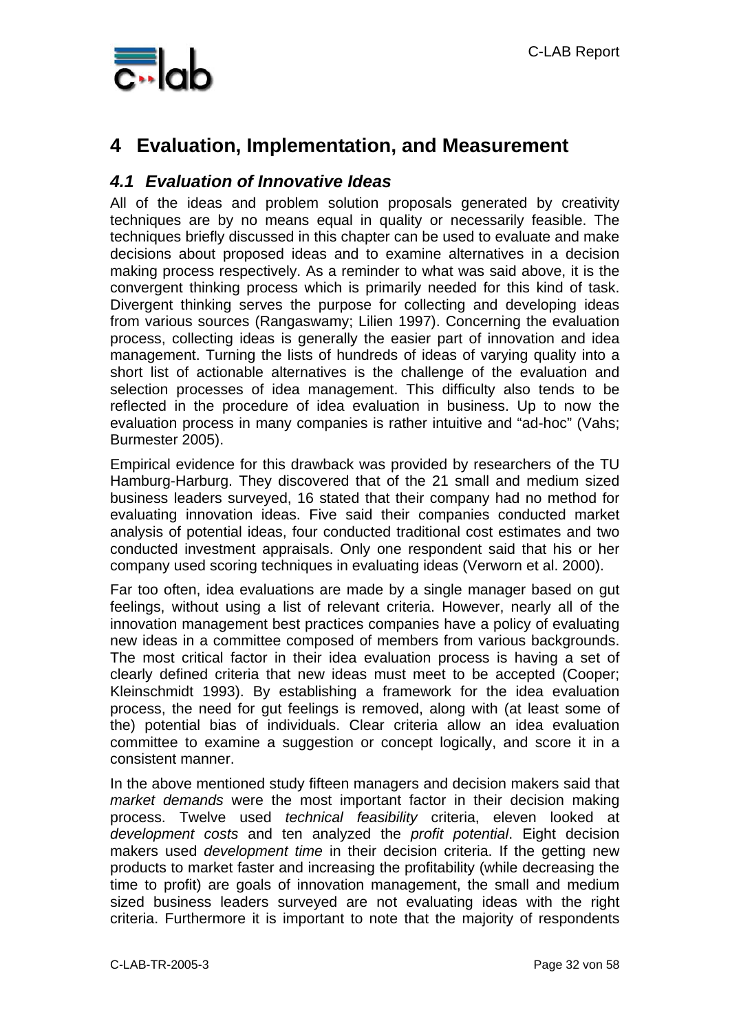# 4 Evaluation, Implementation, and Measurement

## 4.1 Evaluation of Innovative Ideas

All of the ideas and problem solution proposals generated by creativity techniques are by no means equal in quality or necessarily feasible. The techniques briefly discussed in this chapter can be used to evaluate and make decisions about proposed ideas and to examine alternatives in a decision making process respectively. As a reminder to what was said above, it is the convergent thinking process which is primarily needed for this kind of task. Divergent thinking serves the purpose for collecting and developing ideas from various sources (Rangaswamy; Lilien 1997). Concerning the evaluation process, collecting ideas is generally the easier part of innovation and idea management. Turning the lists of hundreds of ideas of varying quality into a short list of actionable alternatives is the challenge of the evaluation and selection processes of idea management. This difficulty also tends to be reflected in the procedure of idea evaluation in business. Up to now the evaluation process in many companies is rather intuitive and "ad-hoc" (Vahs; Burmester 2005).

Empirical evidence for this drawback was provided by researchers of the TU Hamburg-Harburg. They discovered that of the 21 small and medium sized business leaders surveyed, 16 stated that their company had no method for evaluating innovation ideas. Five said their companies conducted market analysis of potential ideas, four conducted traditional cost estimates and two conducted investment appraisals. Only one respondent said that his or her company used scoring techniques in evaluating ideas (Verworn et al. 2000).

Far too often, idea evaluations are made by a single manager based on gut feelings, without using a list of relevant criteria. However, nearly all of the innovation management best practices companies have a policy of evaluating new ideas in a committee composed of members from various backgrounds. The most critical factor in their idea evaluation process is having a set of clearly defined criteria that new ideas must meet to be accepted (Cooper; Kleinschmidt 1993). By establishing a framework for the idea evaluation process, the need for gut feelings is removed, along with (at least some of the) potential bias of individuals. Clear criteria allow an idea evaluation committee to examine a suggestion or concept logically, and score it in a consistent manner.

In the above mentioned study fifteen managers and decision makers said that *market demands* were the most important factor in their decision making process. Twelve used *technical feasibility* criteria, eleven looked at *development costs* and ten analyzed the *profit potential*. Eight decision makers used *development time* in their decision criteria. If the getting new products to market faster and increasing the profitability (while decreasing the time to profit) are goals of innovation management, the small and medium sized business leaders surveyed are not evaluating ideas with the right criteria. Furthermore it is important to note that the majority of respondents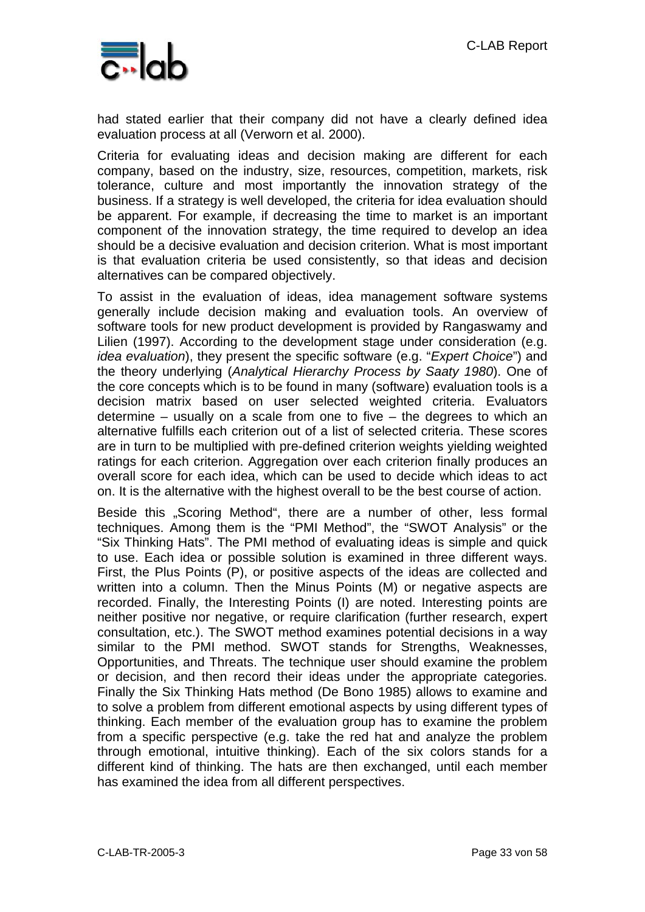had stated earlier that their company did not have a clearly defined idea evaluation process at all (Verworn et al. 2000).

Criteria for evaluating ideas and decision making are different for each company, based on the industry, size, resources, competition, markets, risk tolerance, culture and most importantly the innovation strategy of the business. If a strategy is well developed, the criteria for idea evaluation should be apparent. For example, if decreasing the time to market is an important component of the innovation strategy, the time required to develop an idea should be a decisive evaluation and decision criterion. What is most important is that evaluation criteria be used consistently, so that ideas and decision alternatives can be compared objectively.

To assist in the evaluation of ideas, idea management software systems generally include decision making and evaluation tools. An overview of software tools for new product development is provided by Rangaswamy and Lilien (1997). According to the development stage under consideration (e.g. *idea evaluation*), they present the specific software (e.g. "*Expert Choice*") and the theory underlying (*Analytical Hierarchy Process by Saaty 1980*). One of the core concepts which is to be found in many (software) evaluation tools is a decision matrix based on user selected weighted criteria. Evaluators determine – usually on a scale from one to five – the degrees to which an alternative fulfills each criterion out of a list of selected criteria. These scores are in turn to be multiplied with pre-defined criterion weights yielding weighted ratings for each criterion. Aggregation over each criterion finally produces an overall score for each idea, which can be used to decide which ideas to act on. It is the alternative with the highest overall to be the best course of action.

Beside this „Scoring Method", there are a number of other, less formal techniques. Among them is the "PMI Method", the "SWOT Analysis" or the "Six Thinking Hats". The PMI method of evaluating ideas is simple and quick to use. Each idea or possible solution is examined in three different ways. First, the Plus Points (P), or positive aspects of the ideas are collected and written into a column. Then the Minus Points (M) or negative aspects are recorded. Finally, the Interesting Points (I) are noted. Interesting points are neither positive nor negative, or require clarification (further research, expert consultation, etc.). The SWOT method examines potential decisions in a way similar to the PMI method. SWOT stands for Strengths, Weaknesses, Opportunities, and Threats. The technique user should examine the problem or decision, and then record their ideas under the appropriate categories. Finally the Six Thinking Hats method (De Bono 1985) allows to examine and to solve a problem from different emotional aspects by using different types of thinking. Each member of the evaluation group has to examine the problem from a specific perspective (e.g. take the red hat and analyze the problem through emotional, intuitive thinking). Each of the six colors stands for a different kind of thinking. The hats are then exchanged, until each member has examined the idea from all different perspectives.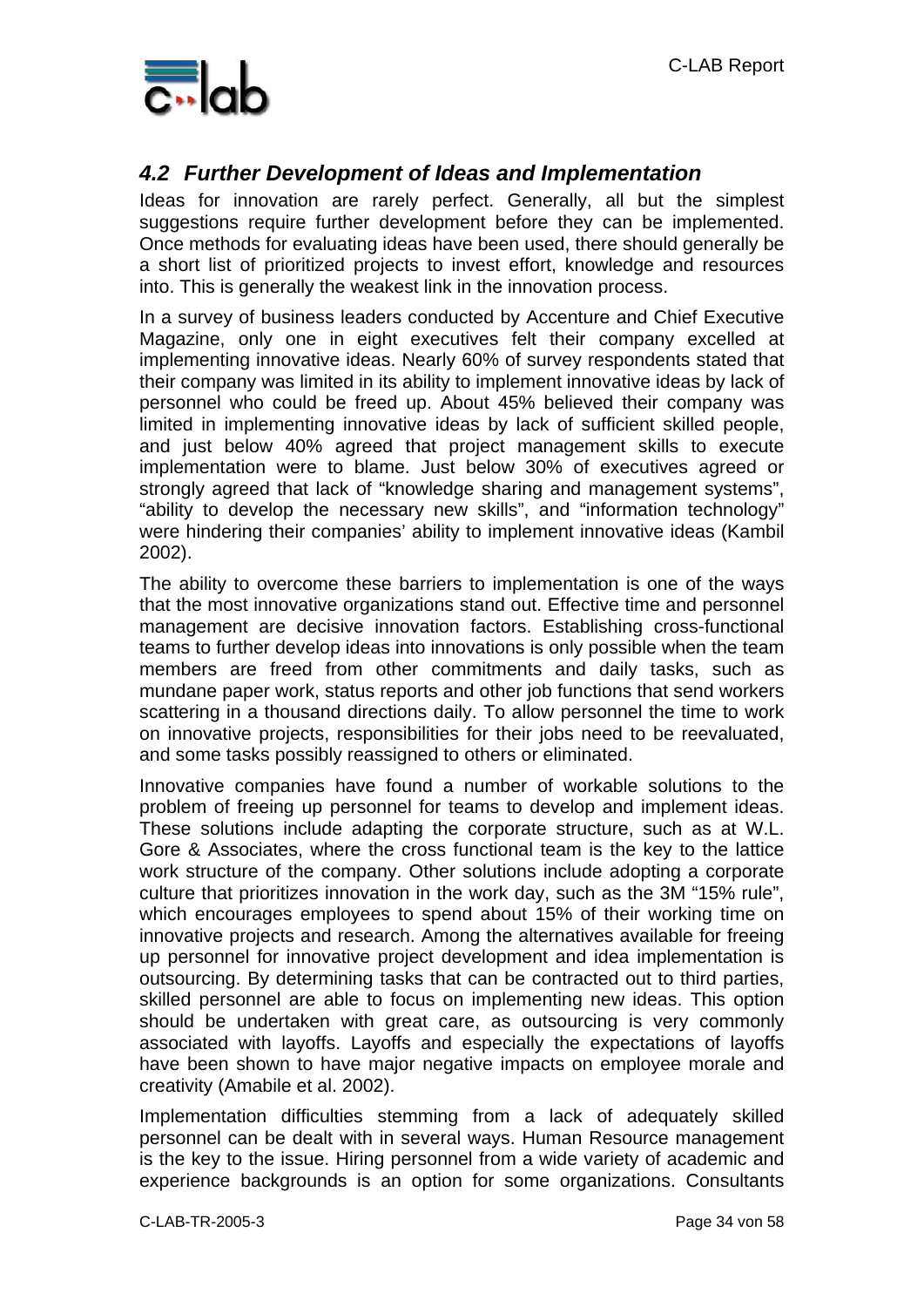### *4.2 Further Development of Ideas and Implementation*

Ideas for innovation are rarely perfect. Generally, all but the simplest suggestions require further development before they can be implemented. Once methods for evaluating ideas have been used, there should generally be a short list of prioritized projects to invest effort, knowledge and resources into. This is generally the weakest link in the innovation process.

In a survey of business leaders conducted by Accenture and Chief Executive Magazine, only one in eight executives felt their company excelled at implementing innovative ideas. Nearly 60% of survey respondents stated that their company was limited in its ability to implement innovative ideas by lack of personnel who could be freed up. About 45% believed their company was limited in implementing innovative ideas by lack of sufficient skilled people, and just below 40% agreed that project management skills to execute implementation were to blame. Just below 30% of executives agreed or strongly agreed that lack of "knowledge sharing and management systems", "ability to develop the necessary new skills", and "information technology" were hindering their companies' ability to implement innovative ideas (Kambil 2002).

The ability to overcome these barriers to implementation is one of the ways that the most innovative organizations stand out. Effective time and personnel management are decisive innovation factors. Establishing cross-functional teams to further develop ideas into innovations is only possible when the team members are freed from other commitments and daily tasks, such as mundane paper work, status reports and other job functions that send workers scattering in a thousand directions daily. To allow personnel the time to work on innovative projects, responsibilities for their jobs need to be reevaluated, and some tasks possibly reassigned to others or eliminated.

Innovative companies have found a number of workable solutions to the problem of freeing up personnel for teams to develop and implement ideas. These solutions include adapting the corporate structure, such as at W.L. Gore & Associates, where the cross functional team is the key to the lattice work structure of the company. Other solutions include adopting a corporate culture that prioritizes innovation in the work day, such as the 3M "15% rule", which encourages employees to spend about 15% of their working time on innovative projects and research. Among the alternatives available for freeing up personnel for innovative project development and idea implementation is outsourcing. By determining tasks that can be contracted out to third parties, skilled personnel are able to focus on implementing new ideas. This option should be undertaken with great care, as outsourcing is very commonly associated with layoffs. Layoffs and especially the expectations of layoffs have been shown to have major negative impacts on employee morale and creativity (Amabile et al. 2002).

Implementation difficulties stemming from a lack of adequately skilled personnel can be dealt with in several ways. Human Resource management is the key to the issue. Hiring personnel from a wide variety of academic and experience backgrounds is an option for some organizations. Consultants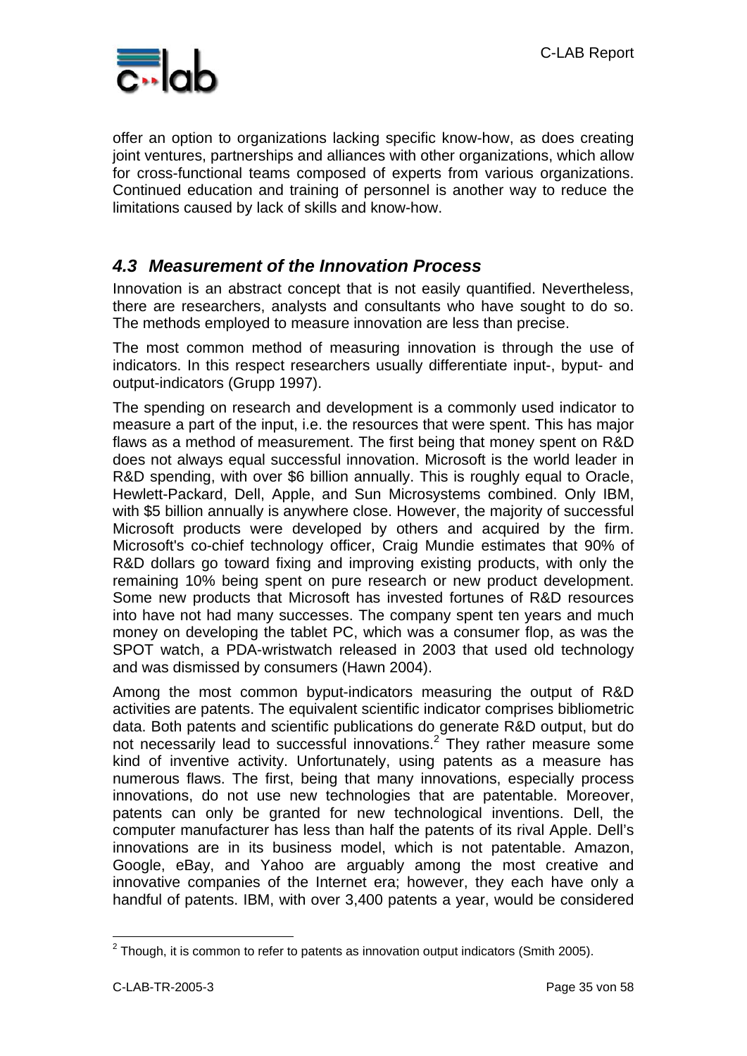offer an option to organizations lacking specific know-how, as does creating joint ventures, partnerships and alliances with other organizations, which allow for cross-functional teams composed of experts from various organizations. Continued education and training of personnel is another way to reduce the limitations caused by lack of skills and know-how.

### *4.3 Measurement of the Innovation Process*

Innovation is an abstract concept that is not easily quantified. Nevertheless, there are researchers, analysts and consultants who have sought to do so. The methods employed to measure innovation are less than precise.

The most common method of measuring innovation is through the use of indicators. In this respect researchers usually differentiate input-, byput- and output-indicators (Grupp 1997).

The spending on research and development is a commonly used indicator to measure a part of the input, i.e. the resources that were spent. This has major flaws as a method of measurement. The first being that money spent on R&D does not always equal successful innovation. Microsoft is the world leader in R&D spending, with over $6 billion annually. This is roughly equal to Oracle, Hewlett-Packard, Dell, Apple, and Sun Microsystems combined. Only IBM, with $5 billion annually is anywhere close. However, the majority of successful Microsoft products were developed by others and acquired by the firm. Microsoft's co-chief technology officer, Craig Mundie estimates that 90% of R&D dollars go toward fixing and improving existing products, with only the remaining 10% being spent on pure research or new product development. Some new products that Microsoft has invested fortunes of R&D resources into have not had many successes. The company spent ten years and much money on developing the tablet PC, which was a consumer flop, as was the SPOT watch, a PDA-wristwatch released in 2003 that used old technology and was dismissed by consumers (Hawn 2004).

Among the most common byput-indicators measuring the output of R&D activities are patents. The equivalent scientific indicator comprises bibliometric data. Both patents and scientific publications do generate R&D output, but do not necessarily lead to successful innovations.[2] They rather measure some kind of inventive activity. Unfortunately, using patents as a measure has numerous flaws. The first, being that many innovations, especially process innovations, do not use new technologies that are patentable. Moreover, patents can only be granted for new technological inventions. Dell, the computer manufacturer has less than half the patents of its rival Apple. Dell's innovations are in its business model, which is not patentable. Amazon, Google, eBay, and Yahoo are arguably among the most creative and innovative companies of the Internet era; however, they each have only a handful of patents. IBM, with over 3,400 patents a year, would be considered

[2] Though, it is common to refer to patents as innovation output indicators (Smith 2005).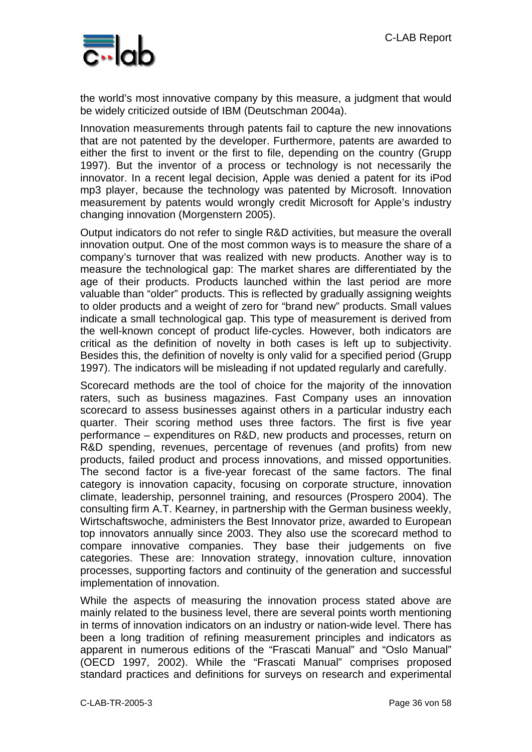the world's most innovative company by this measure, a judgment that would be widely criticized outside of IBM (Deutschman 2004a).

Innovation measurements through patents fail to capture the new innovations that are not patented by the developer. Furthermore, patents are awarded to either the first to invent or the first to file, depending on the country (Grupp 1997). But the inventor of a process or technology is not necessarily the innovator. In a recent legal decision, Apple was denied a patent for its iPod mp3 player, because the technology was patented by Microsoft. Innovation measurement by patents would wrongly credit Microsoft for Apple's industry changing innovation (Morgenstern 2005).

Output indicators do not refer to single R&D activities, but measure the overall innovation output. One of the most common ways is to measure the share of a company's turnover that was realized with new products. Another way is to measure the technological gap: The market shares are differentiated by the age of their products. Products launched within the last period are more valuable than "older" products. This is reflected by gradually assigning weights to older products and a weight of zero for "brand new" products. Small values indicate a small technological gap. This type of measurement is derived from the well-known concept of product life-cycles. However, both indicators are critical as the definition of novelty in both cases is left up to subjectivity. Besides this, the definition of novelty is only valid for a specified period (Grupp 1997). The indicators will be misleading if not updated regularly and carefully.

Scorecard methods are the tool of choice for the majority of the innovation raters, such as business magazines. Fast Company uses an innovation scorecard to assess businesses against others in a particular industry each quarter. Their scoring method uses three factors. The first is five year performance – expenditures on R&D, new products and processes, return on R&D spending, revenues, percentage of revenues (and profits) from new products, failed product and process innovations, and missed opportunities. The second factor is a five-year forecast of the same factors. The final category is innovation capacity, focusing on corporate structure, innovation climate, leadership, personnel training, and resources (Prospero 2004). The consulting firm A.T. Kearney, in partnership with the German business weekly, Wirtschaftswoche, administers the Best Innovator prize, awarded to European top innovators annually since 2003. They also use the scorecard method to compare innovative companies. They base their judgements on five categories. These are: Innovation strategy, innovation culture, innovation processes, supporting factors and continuity of the generation and successful implementation of innovation.

While the aspects of measuring the innovation process stated above are mainly related to the business level, there are several points worth mentioning in terms of innovation indicators on an industry or nation-wide level. There has been a long tradition of refining measurement principles and indicators as apparent in numerous editions of the "Frascati Manual" and "Oslo Manual" (OECD 1997, 2002). While the "Frascati Manual" comprises proposed standard practices and definitions for surveys on research and experimental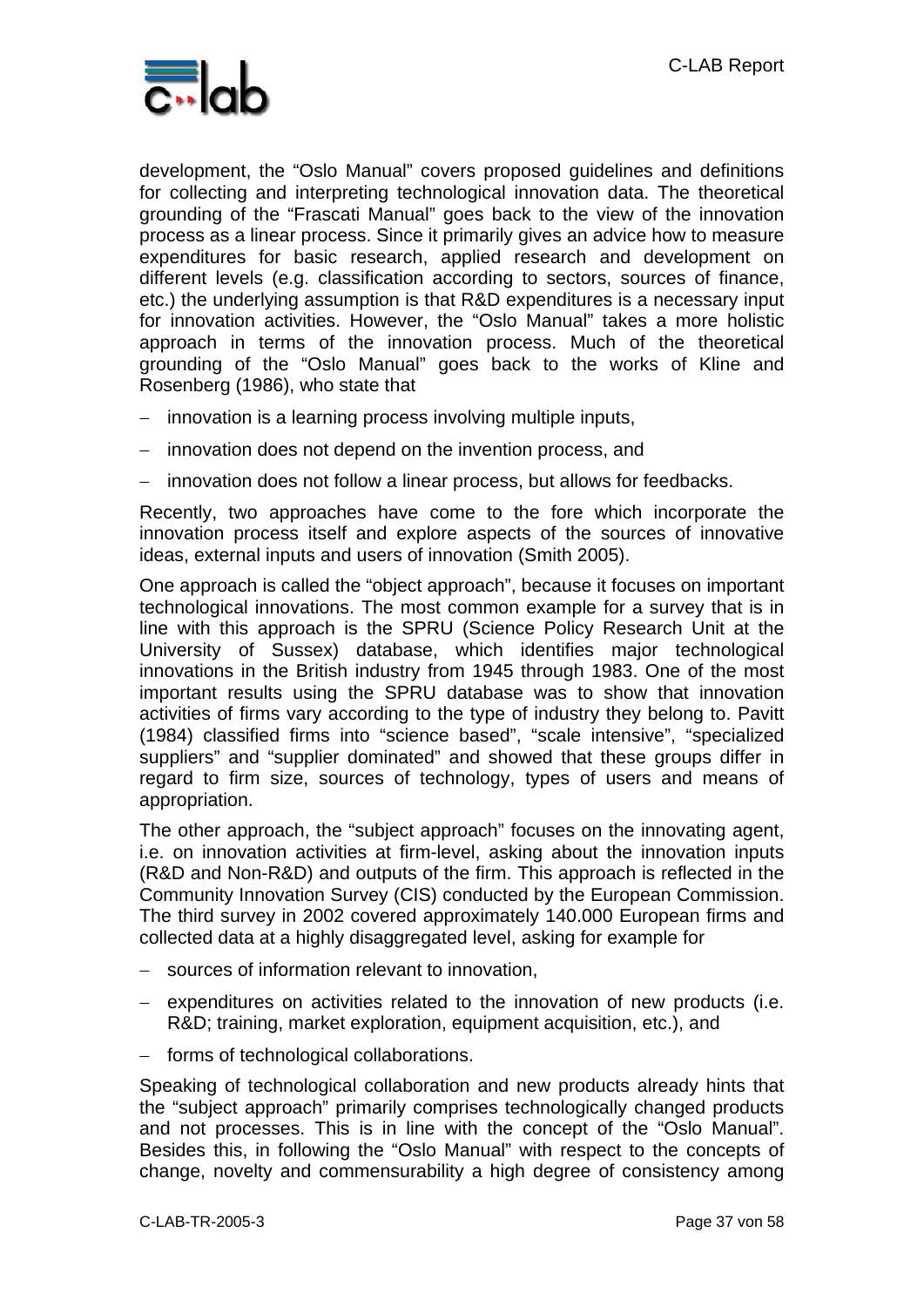development, the “Oslo Manual” covers proposed guidelines and definitions for collecting and interpreting technological innovation data. The theoretical grounding of the “Frascati Manual” goes back to the view of the innovation process as a linear process. Since it primarily gives an advice how to measure expenditures for basic research, applied research and development on different levels (e.g. classification according to sectors, sources of finance, etc.) the underlying assumption is that R&D expenditures is a necessary input for innovation activities. However, the “Oslo Manual” takes a more holistic approach in terms of the innovation process. Much of the theoretical grounding of the “Oslo Manual” goes back to the works of Kline and Rosenberg (1986), who state that

- innovation is a learning process involving multiple inputs,
- innovation does not depend on the invention process, and
- innovation does not follow a linear process, but allows for feedbacks.

Recently, two approaches have come to the fore which incorporate the innovation process itself and explore aspects of the sources of innovative ideas, external inputs and users of innovation (Smith 2005).

One approach is called the “object approach”, because it focuses on important technological innovations. The most common example for a survey that is in line with this approach is the SPRU (Science Policy Research Unit at the University of Sussex) database, which identifies major technological innovations in the British industry from 1945 through 1983. One of the most important results using the SPRU database was to show that innovation activities of firms vary according to the type of industry they belong to. Pavitt (1984) classified firms into “science based”, “scale intensive”, “specialized suppliers” and “supplier dominated” and showed that these groups differ in regard to firm size, sources of technology, types of users and means of appropriation.

The other approach, the “subject approach” focuses on the innovating agent, i.e. on innovation activities at firm-level, asking about the innovation inputs (R&D and Non-R&D) and outputs of the firm. This approach is reflected in the Community Innovation Survey (CIS) conducted by the European Commission. The third survey in 2002 covered approximately 140.000 European firms and collected data at a highly disaggregated level, asking for example for

- sources of information relevant to innovation,
- expenditures on activities related to the innovation of new products (i.e. R&D; training, market exploration, equipment acquisition, etc.), and
- forms of technological collaborations.

Speaking of technological collaboration and new products already hints that the “subject approach” primarily comprises technologically changed products and not processes. This is in line with the concept of the “Oslo Manual”. Besides this, in following the “Oslo Manual” with respect to the concepts of change, novelty and commensurability a high degree of consistency among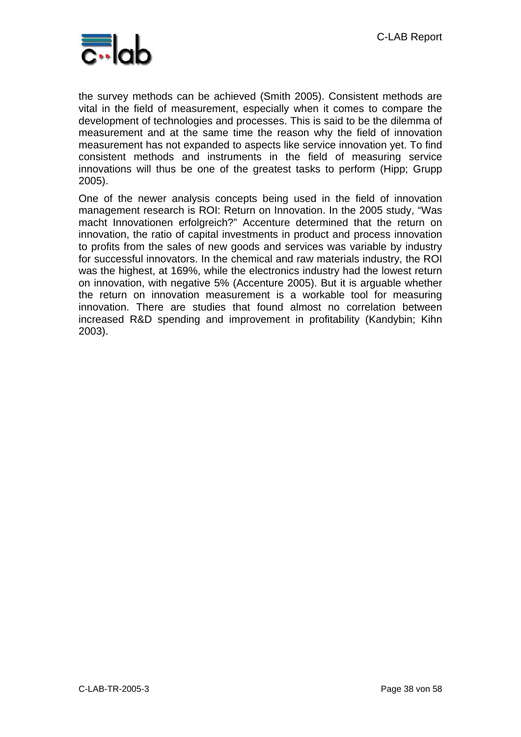the survey methods can be achieved (Smith 2005). Consistent methods are vital in the field of measurement, especially when it comes to compare the development of technologies and processes. This is said to be the dilemma of measurement and at the same time the reason why the field of innovation measurement has not expanded to aspects like service innovation yet. To find consistent methods and instruments in the field of measuring service innovations will thus be one of the greatest tasks to perform (Hipp; Grupp 2005).

One of the newer analysis concepts being used in the field of innovation management research is ROI: Return on Innovation. In the 2005 study, "Was macht Innovationen erfolgreich?" Accenture determined that the return on innovation, the ratio of capital investments in product and process innovation to profits from the sales of new goods and services was variable by industry for successful innovators. In the chemical and raw materials industry, the ROI was the highest, at 169%, while the electronics industry had the lowest return on innovation, with negative 5% (Accenture 2005). But it is arguable whether the return on innovation measurement is a workable tool for measuring innovation. There are studies that found almost no correlation between increased R&D spending and improvement in profitability (Kandybin; Kihn 2003).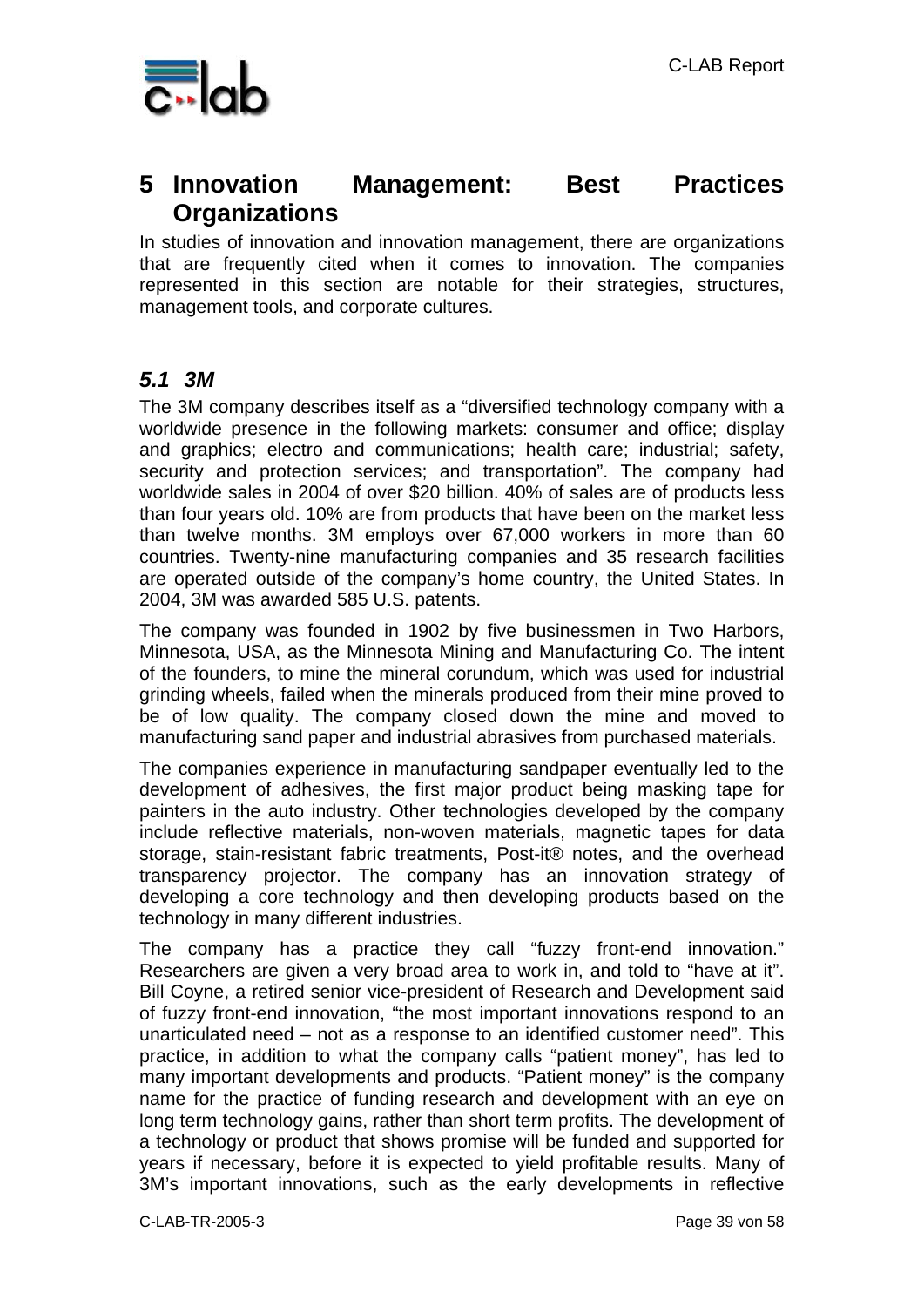# 5 Innovation Management: Best Practices Organizations

In studies of innovation and innovation management, there are organizations that are frequently cited when it comes to innovation. The companies represented in this section are notable for their strategies, structures, management tools, and corporate cultures.

## *5.1 3M*

The 3M company describes itself as a "diversified technology company with a worldwide presence in the following markets: consumer and office; display and graphics; electro and communications; health care; industrial; safety, security and protection services; and transportation". The company had worldwide sales in 2004 of over $20 billion. 40% of sales are of products less than four years old. 10% are from products that have been on the market less than twelve months. 3M employs over 67,000 workers in more than 60 countries. Twenty-nine manufacturing companies and 35 research facilities are operated outside of the company's home country, the United States. In 2004, 3M was awarded 585 U.S. patents.

The company was founded in 1902 by five businessmen in Two Harbors, Minnesota, USA, as the Minnesota Mining and Manufacturing Co. The intent of the founders, to mine the mineral corundum, which was used for industrial grinding wheels, failed when the minerals produced from their mine proved to be of low quality. The company closed down the mine and moved to manufacturing sand paper and industrial abrasives from purchased materials.

The companies experience in manufacturing sandpaper eventually led to the development of adhesives, the first major product being masking tape for painters in the auto industry. Other technologies developed by the company include reflective materials, non-woven materials, magnetic tapes for data storage, stain-resistant fabric treatments, Post-it® notes, and the overhead transparency projector. The company has an innovation strategy of developing a core technology and then developing products based on the technology in many different industries.

The company has a practice they call "fuzzy front-end innovation." Researchers are given a very broad area to work in, and told to "have at it". Bill Coyne, a retired senior vice-president of Research and Development said of fuzzy front-end innovation, "the most important innovations respond to an unarticulated need – not as a response to an identified customer need". This practice, in addition to what the company calls "patient money", has led to many important developments and products. "Patient money" is the company name for the practice of funding research and development with an eye on long term technology gains, rather than short term profits. The development of a technology or product that shows promise will be funded and supported for years if necessary, before it is expected to yield profitable results. Many of 3M's important innovations, such as the early developments in reflective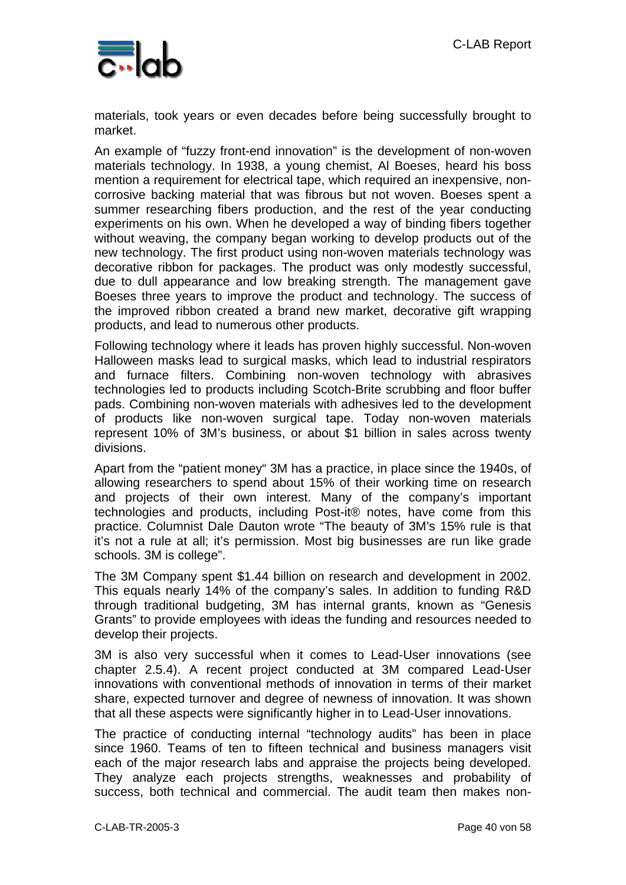materials, took years or even decades before being successfully brought to market.

An example of "fuzzy front-end innovation" is the development of non-woven materials technology. In 1938, a young chemist, Al Boeses, heard his boss mention a requirement for electrical tape, which required an inexpensive, non-corrosive backing material that was fibrous but not woven. Boeses spent a summer researching fibers production, and the rest of the year conducting experiments on his own. When he developed a way of binding fibers together without weaving, the company began working to develop products out of the new technology. The first product using non-woven materials technology was decorative ribbon for packages. The product was only modestly successful, due to dull appearance and low breaking strength. The management gave Boeses three years to improve the product and technology. The success of the improved ribbon created a brand new market, decorative gift wrapping products, and lead to numerous other products.

Following technology where it leads has proven highly successful. Non-woven Halloween masks lead to surgical masks, which lead to industrial respirators and furnace filters. Combining non-woven technology with abrasives technologies led to products including Scotch-Brite scrubbing and floor buffer pads. Combining non-woven materials with adhesives led to the development of products like non-woven surgical tape. Today non-woven materials represent 10% of 3M's business, or about $1 billion in sales across twenty divisions.

Apart from the "patient money" 3M has a practice, in place since the 1940s, of allowing researchers to spend about 15% of their working time on research and projects of their own interest. Many of the company's important technologies and products, including Post-it® notes, have come from this practice. Columnist Dale Dauton wrote "The beauty of 3M's 15% rule is that it's not a rule at all; it's permission. Most big businesses are run like grade schools. 3M is college".

The 3M Company spent $1.44 billion on research and development in 2002. This equals nearly 14% of the company's sales. In addition to funding R&D through traditional budgeting, 3M has internal grants, known as "Genesis Grants" to provide employees with ideas the funding and resources needed to develop their projects.

3M is also very successful when it comes to Lead-User innovations (see chapter 2.5.4). A recent project conducted at 3M compared Lead-User innovations with conventional methods of innovation in terms of their market share, expected turnover and degree of newness of innovation. It was shown that all these aspects were significantly higher in to Lead-User innovations.

The practice of conducting internal "technology audits" has been in place since 1960. Teams of ten to fifteen technical and business managers visit each of the major research labs and appraise the projects being developed. They analyze each projects strengths, weaknesses and probability of success, both technical and commercial. The audit team then makes non-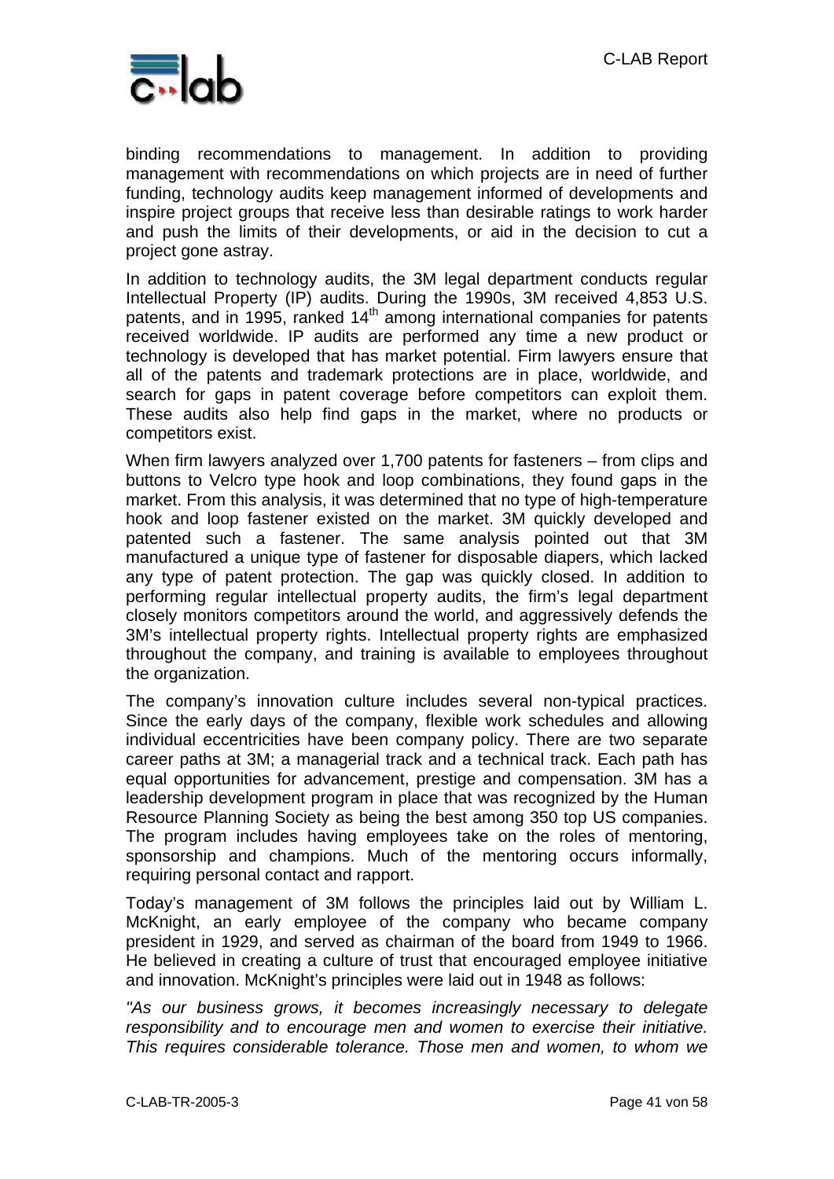binding recommendations to management. In addition to providing management with recommendations on which projects are in need of further funding, technology audits keep management informed of developments and inspire project groups that receive less than desirable ratings to work harder and push the limits of their developments, or aid in the decision to cut a project gone astray.

In addition to technology audits, the 3M legal department conducts regular Intellectual Property (IP) audits. During the 1990s, 3M received 4,853 U.S. patents, and in 1995, ranked 14th among international companies for patents received worldwide. IP audits are performed any time a new product or technology is developed that has market potential. Firm lawyers ensure that all of the patents and trademark protections are in place, worldwide, and search for gaps in patent coverage before competitors can exploit them. These audits also help find gaps in the market, where no products or competitors exist.

When firm lawyers analyzed over 1,700 patents for fasteners – from clips and buttons to Velcro type hook and loop combinations, they found gaps in the market. From this analysis, it was determined that no type of high-temperature hook and loop fastener existed on the market. 3M quickly developed and patented such a fastener. The same analysis pointed out that 3M manufactured a unique type of fastener for disposable diapers, which lacked any type of patent protection. The gap was quickly closed. In addition to performing regular intellectual property audits, the firm's legal department closely monitors competitors around the world, and aggressively defends the 3M's intellectual property rights. Intellectual property rights are emphasized throughout the company, and training is available to employees throughout the organization.

The company's innovation culture includes several non-typical practices. Since the early days of the company, flexible work schedules and allowing individual eccentricities have been company policy. There are two separate career paths at 3M; a managerial track and a technical track. Each path has equal opportunities for advancement, prestige and compensation. 3M has a leadership development program in place that was recognized by the Human Resource Planning Society as being the best among 350 top US companies. The program includes having employees take on the roles of mentoring, sponsorship and champions. Much of the mentoring occurs informally, requiring personal contact and rapport.

Today's management of 3M follows the principles laid out by William L. McKnight, an early employee of the company who became company president in 1929, and served as chairman of the board from 1949 to 1966. He believed in creating a culture of trust that encouraged employee initiative and innovation. McKnight's principles were laid out in 1948 as follows:

*"As our business grows, it becomes increasingly necessary to delegate responsibility and to encourage men and women to exercise their initiative. This requires considerable tolerance. Those men and women, to whom we*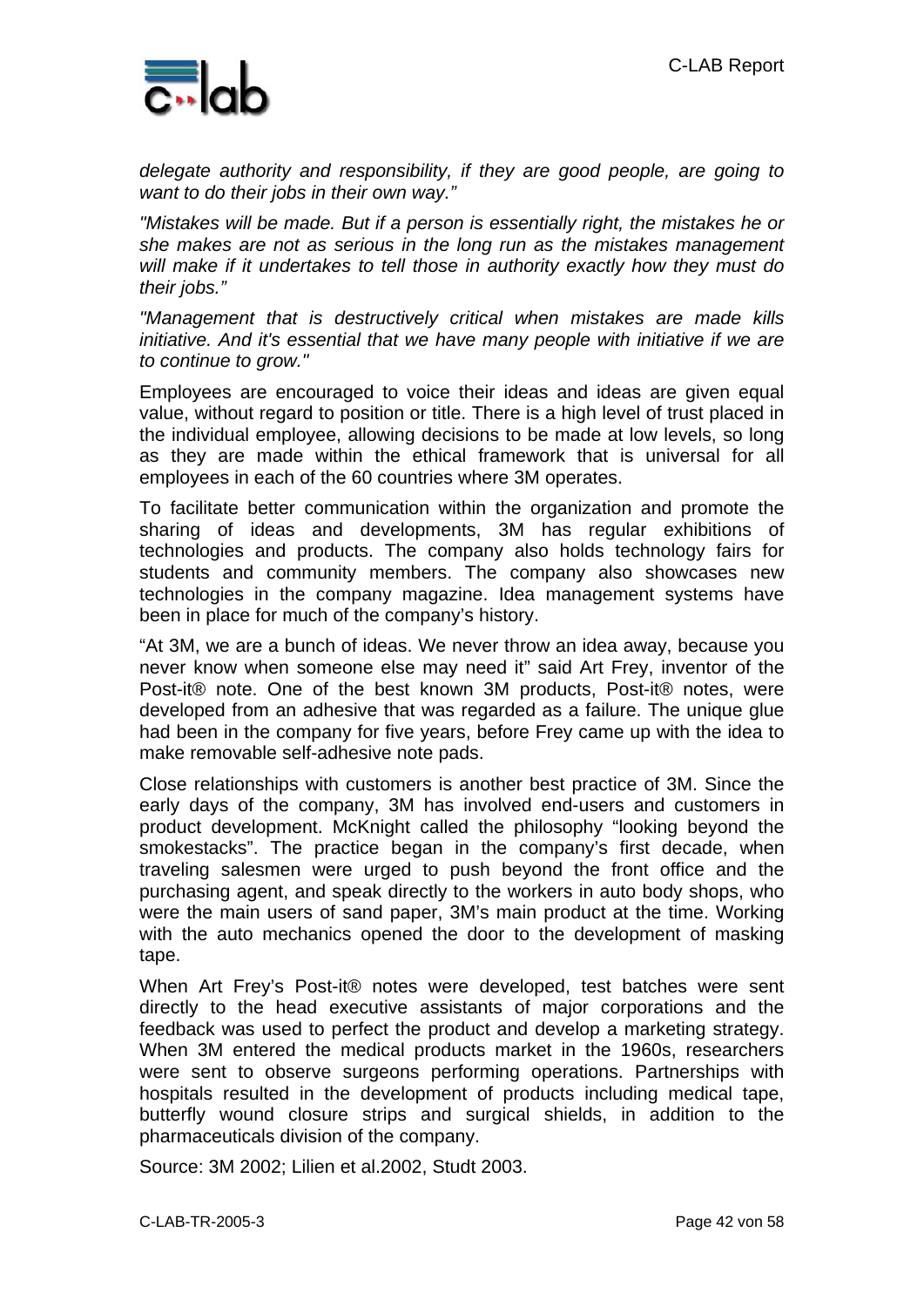*delegate authority and responsibility, if they are good people, are going to want to do their jobs in their own way."*

*"Mistakes will be made. But if a person is essentially right, the mistakes he or she makes are not as serious in the long run as the mistakes management will make if it undertakes to tell those in authority exactly how they must do their jobs."*

*"Management that is destructively critical when mistakes are made kills initiative. And it's essential that we have many people with initiative if we are to continue to grow."*

Employees are encouraged to voice their ideas and ideas are given equal value, without regard to position or title. There is a high level of trust placed in the individual employee, allowing decisions to be made at low levels, so long as they are made within the ethical framework that is universal for all employees in each of the 60 countries where 3M operates.

To facilitate better communication within the organization and promote the sharing of ideas and developments, 3M has regular exhibitions of technologies and products. The company also holds technology fairs for students and community members. The company also showcases new technologies in the company magazine. Idea management systems have been in place for much of the company's history.

"At 3M, we are a bunch of ideas. We never throw an idea away, because you never know when someone else may need it" said Art Frey, inventor of the Post-it® note. One of the best known 3M products, Post-it® notes, were developed from an adhesive that was regarded as a failure. The unique glue had been in the company for five years, before Frey came up with the idea to make removable self-adhesive note pads.

Close relationships with customers is another best practice of 3M. Since the early days of the company, 3M has involved end-users and customers in product development. McKnight called the philosophy "looking beyond the smokestacks". The practice began in the company's first decade, when traveling salesmen were urged to push beyond the front office and the purchasing agent, and speak directly to the workers in auto body shops, who were the main users of sand paper, 3M's main product at the time. Working with the auto mechanics opened the door to the development of masking tape.

When Art Frey's Post-it® notes were developed, test batches were sent directly to the head executive assistants of major corporations and the feedback was used to perfect the product and develop a marketing strategy. When 3M entered the medical products market in the 1960s, researchers were sent to observe surgeons performing operations. Partnerships with hospitals resulted in the development of products including medical tape, butterfly wound closure strips and surgical shields, in addition to the pharmaceuticals division of the company.

Source: 3M 2002; Lilien et al.2002, Studt 2003.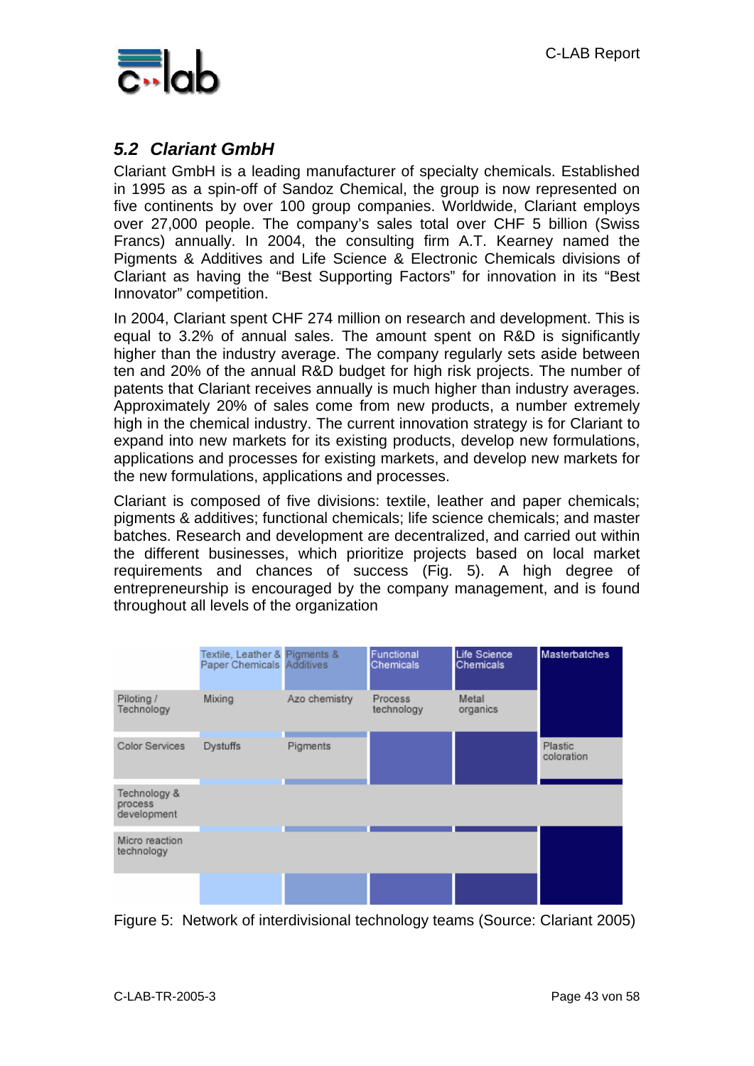## 5.2 Clariant GmbH

Clariant GmbH is a leading manufacturer of specialty chemicals. Established in 1995 as a spin-off of Sandoz Chemical, the group is now represented on five continents by over 100 group companies. Worldwide, Clariant employs over 27,000 people. The company's sales total over CHF 5 billion (Swiss Francs) annually. In 2004, the consulting firm A.T. Kearney named the Pigments & Additives and Life Science & Electronic Chemicals divisions of Clariant as having the "Best Supporting Factors" for innovation in its "Best Innovator" competition.

In 2004, Clariant spent CHF 274 million on research and development. This is equal to 3.2% of annual sales. The amount spent on R&D is significantly higher than the industry average. The company regularly sets aside between ten and 20% of the annual R&D budget for high risk projects. The number of patents that Clariant receives annually is much higher than industry averages. Approximately 20% of sales come from new products, a number extremely high in the chemical industry. The current innovation strategy is for Clariant to expand into new markets for its existing products, develop new formulations, applications and processes for existing markets, and develop new markets for the new formulations, applications and processes.

Clariant is composed of five divisions: textile, leather and paper chemicals; pigments & additives; functional chemicals; life science chemicals; and master batches. Research and development are decentralized, and carried out within the different businesses, which prioritize projects based on local market requirements and chances of success (Fig. 5). A high degree of entrepreneurship is encouraged by the company management, and is found throughout all levels of the organization

| | Textile, Leather & Paper Chemicals | Pigments & Additives | Functional Chemicals | Life Science Chemicals | Masterbatches |
|---|---|---|---|---|---|
| Piloting / Technology | Mixing | Azo chemistry | Process technology | Metal organics | |
| Color Services | Dystuffs | Pigments | | | Plastic coloration |
| Technology & process development | | | | | |
| Micro reaction technology | | | | | |

Figure 5: Network of interdivisional technology teams (Source: Clariant 2005)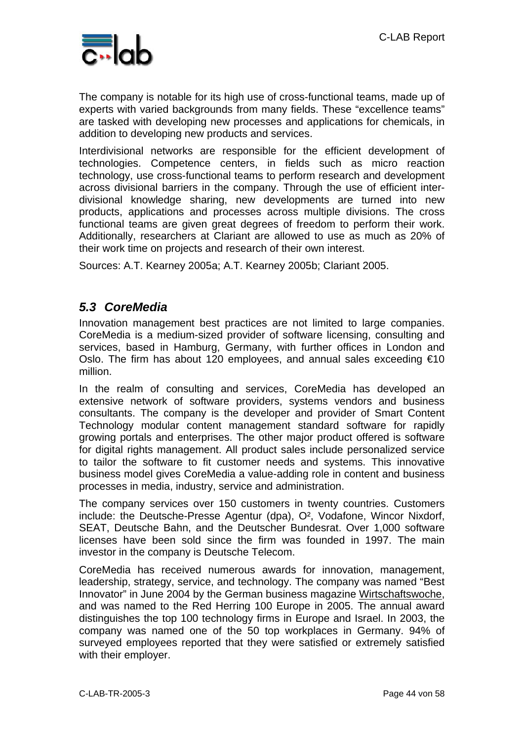The company is notable for its high use of cross-functional teams, made up of experts with varied backgrounds from many fields. These "excellence teams" are tasked with developing new processes and applications for chemicals, in addition to developing new products and services.

Interdivisional networks are responsible for the efficient development of technologies. Competence centers, in fields such as micro reaction technology, use cross-functional teams to perform research and development across divisional barriers in the company. Through the use of efficient inter-divisional knowledge sharing, new developments are turned into new products, applications and processes across multiple divisions. The cross functional teams are given great degrees of freedom to perform their work. Additionally, researchers at Clariant are allowed to use as much as 20% of their work time on projects and research of their own interest.

Sources: A.T. Kearney 2005a; A.T. Kearney 2005b; Clariant 2005.

## *5.3 CoreMedia*

Innovation management best practices are not limited to large companies. CoreMedia is a medium-sized provider of software licensing, consulting and services, based in Hamburg, Germany, with further offices in London and Oslo. The firm has about 120 employees, and annual sales exceeding €10 million.

In the realm of consulting and services, CoreMedia has developed an extensive network of software providers, systems vendors and business consultants. The company is the developer and provider of Smart Content Technology modular content management standard software for rapidly growing portals and enterprises. The other major product offered is software for digital rights management. All product sales include personalized service to tailor the software to fit customer needs and systems. This innovative business model gives CoreMedia a value-adding role in content and business processes in media, industry, service and administration.

The company services over 150 customers in twenty countries. Customers include: the Deutsche-Presse Agentur (dpa), O², Vodafone, Wincor Nixdorf, SEAT, Deutsche Bahn, and the Deutscher Bundesrat. Over 1,000 software licenses have been sold since the firm was founded in 1997. The main investor in the company is Deutsche Telecom.

CoreMedia has received numerous awards for innovation, management, leadership, strategy, service, and technology. The company was named "Best Innovator" in June 2004 by the German business magazine Wirtschaftswoche, and was named to the Red Herring 100 Europe in 2005. The annual award distinguishes the top 100 technology firms in Europe and Israel. In 2003, the company was named one of the 50 top workplaces in Germany. 94% of surveyed employees reported that they were satisfied or extremely satisfied with their employer.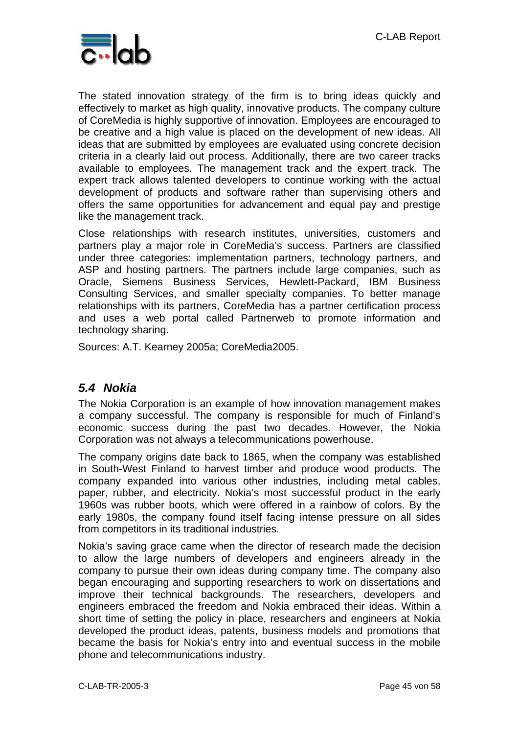The stated innovation strategy of the firm is to bring ideas quickly and effectively to market as high quality, innovative products. The company culture of CoreMedia is highly supportive of innovation. Employees are encouraged to be creative and a high value is placed on the development of new ideas. All ideas that are submitted by employees are evaluated using concrete decision criteria in a clearly laid out process. Additionally, there are two career tracks available to employees. The management track and the expert track. The expert track allows talented developers to continue working with the actual development of products and software rather than supervising others and offers the same opportunities for advancement and equal pay and prestige like the management track.

Close relationships with research institutes, universities, customers and partners play a major role in CoreMedia's success. Partners are classified under three categories: implementation partners, technology partners, and ASP and hosting partners. The partners include large companies, such as Oracle, Siemens Business Services, Hewlett-Packard, IBM Business Consulting Services, and smaller specialty companies. To better manage relationships with its partners, CoreMedia has a partner certification process and uses a web portal called Partnerweb to promote information and technology sharing.

Sources: A.T. Kearney 2005a; CoreMedia2005.

## *5.4 Nokia*

The Nokia Corporation is an example of how innovation management makes a company successful. The company is responsible for much of Finland's economic success during the past two decades. However, the Nokia Corporation was not always a telecommunications powerhouse.

The company origins date back to 1865, when the company was established in South-West Finland to harvest timber and produce wood products. The company expanded into various other industries, including metal cables, paper, rubber, and electricity. Nokia's most successful product in the early 1960s was rubber boots, which were offered in a rainbow of colors. By the early 1980s, the company found itself facing intense pressure on all sides from competitors in its traditional industries.

Nokia's saving grace came when the director of research made the decision to allow the large numbers of developers and engineers already in the company to pursue their own ideas during company time. The company also began encouraging and supporting researchers to work on dissertations and improve their technical backgrounds. The researchers, developers and engineers embraced the freedom and Nokia embraced their ideas. Within a short time of setting the policy in place, researchers and engineers at Nokia developed the product ideas, patents, business models and promotions that became the basis for Nokia's entry into and eventual success in the mobile phone and telecommunications industry.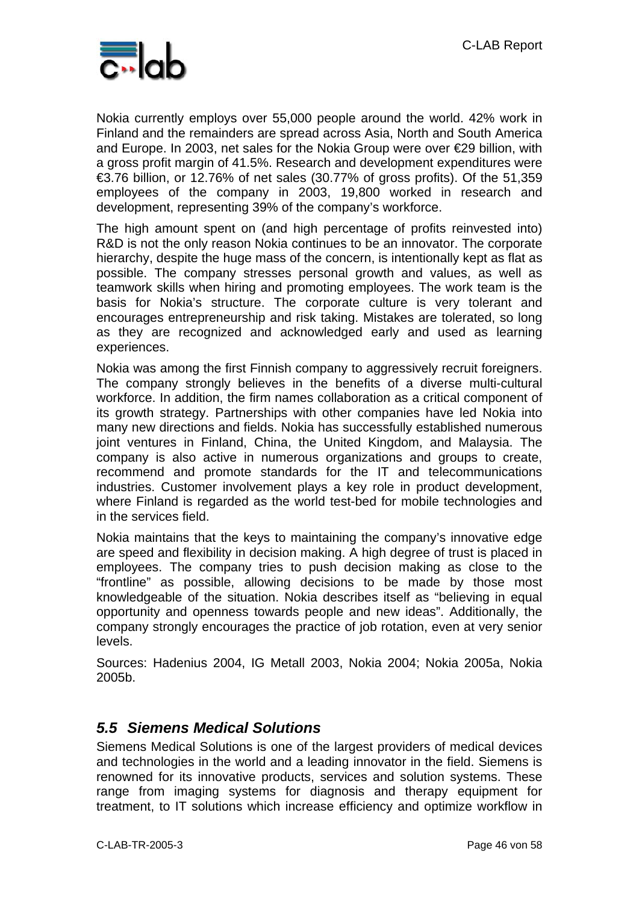Nokia currently employs over 55,000 people around the world. 42% work in Finland and the remainders are spread across Asia, North and South America and Europe. In 2003, net sales for the Nokia Group were over €29 billion, with a gross profit margin of 41.5%. Research and development expenditures were €3.76 billion, or 12.76% of net sales (30.77% of gross profits). Of the 51,359 employees of the company in 2003, 19,800 worked in research and development, representing 39% of the company's workforce.

The high amount spent on (and high percentage of profits reinvested into) R&D is not the only reason Nokia continues to be an innovator. The corporate hierarchy, despite the huge mass of the concern, is intentionally kept as flat as possible. The company stresses personal growth and values, as well as teamwork skills when hiring and promoting employees. The work team is the basis for Nokia's structure. The corporate culture is very tolerant and encourages entrepreneurship and risk taking. Mistakes are tolerated, so long as they are recognized and acknowledged early and used as learning experiences.

Nokia was among the first Finnish company to aggressively recruit foreigners. The company strongly believes in the benefits of a diverse multi-cultural workforce. In addition, the firm names collaboration as a critical component of its growth strategy. Partnerships with other companies have led Nokia into many new directions and fields. Nokia has successfully established numerous joint ventures in Finland, China, the United Kingdom, and Malaysia. The company is also active in numerous organizations and groups to create, recommend and promote standards for the IT and telecommunications industries. Customer involvement plays a key role in product development, where Finland is regarded as the world test-bed for mobile technologies and in the services field.

Nokia maintains that the keys to maintaining the company's innovative edge are speed and flexibility in decision making. A high degree of trust is placed in employees. The company tries to push decision making as close to the "frontline" as possible, allowing decisions to be made by those most knowledgeable of the situation. Nokia describes itself as "believing in equal opportunity and openness towards people and new ideas". Additionally, the company strongly encourages the practice of job rotation, even at very senior levels.

Sources: Hadenius 2004, IG Metall 2003, Nokia 2004; Nokia 2005a, Nokia 2005b.

## *5.5 Siemens Medical Solutions*

Siemens Medical Solutions is one of the largest providers of medical devices and technologies in the world and a leading innovator in the field. Siemens is renowned for its innovative products, services and solution systems. These range from imaging systems for diagnosis and therapy equipment for treatment, to IT solutions which increase efficiency and optimize workflow in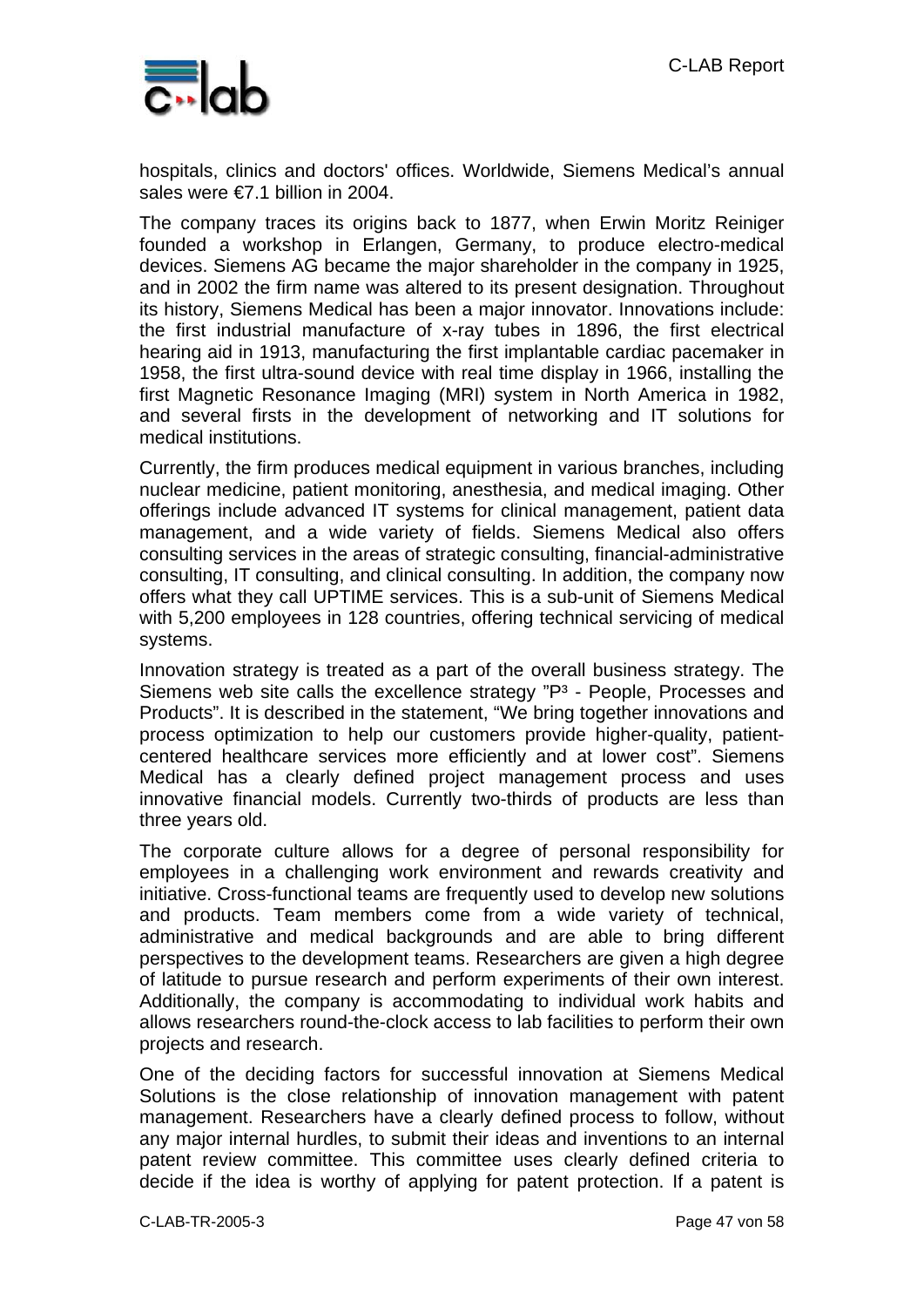hospitals, clinics and doctors' offices. Worldwide, Siemens Medical's annual sales were €7.1 billion in 2004.

The company traces its origins back to 1877, when Erwin Moritz Reiniger founded a workshop in Erlangen, Germany, to produce electro-medical devices. Siemens AG became the major shareholder in the company in 1925, and in 2002 the firm name was altered to its present designation. Throughout its history, Siemens Medical has been a major innovator. Innovations include: the first industrial manufacture of x-ray tubes in 1896, the first electrical hearing aid in 1913, manufacturing the first implantable cardiac pacemaker in 1958, the first ultra-sound device with real time display in 1966, installing the first Magnetic Resonance Imaging (MRI) system in North America in 1982, and several firsts in the development of networking and IT solutions for medical institutions.

Currently, the firm produces medical equipment in various branches, including nuclear medicine, patient monitoring, anesthesia, and medical imaging. Other offerings include advanced IT systems for clinical management, patient data management, and a wide variety of fields. Siemens Medical also offers consulting services in the areas of strategic consulting, financial-administrative consulting, IT consulting, and clinical consulting. In addition, the company now offers what they call UPTIME services. This is a sub-unit of Siemens Medical with 5,200 employees in 128 countries, offering technical servicing of medical systems.

Innovation strategy is treated as a part of the overall business strategy. The Siemens web site calls the excellence strategy "$P^3$ - People, Processes and Products". It is described in the statement, "We bring together innovations and process optimization to help our customers provide higher-quality, patient-centered healthcare services more efficiently and at lower cost". Siemens Medical has a clearly defined project management process and uses innovative financial models. Currently two-thirds of products are less than three years old.

The corporate culture allows for a degree of personal responsibility for employees in a challenging work environment and rewards creativity and initiative. Cross-functional teams are frequently used to develop new solutions and products. Team members come from a wide variety of technical, administrative and medical backgrounds and are able to bring different perspectives to the development teams. Researchers are given a high degree of latitude to pursue research and perform experiments of their own interest. Additionally, the company is accommodating to individual work habits and allows researchers round-the-clock access to lab facilities to perform their own projects and research.

One of the deciding factors for successful innovation at Siemens Medical Solutions is the close relationship of innovation management with patent management. Researchers have a clearly defined process to follow, without any major internal hurdles, to submit their ideas and inventions to an internal patent review committee. This committee uses clearly defined criteria to decide if the idea is worthy of applying for patent protection. If a patent is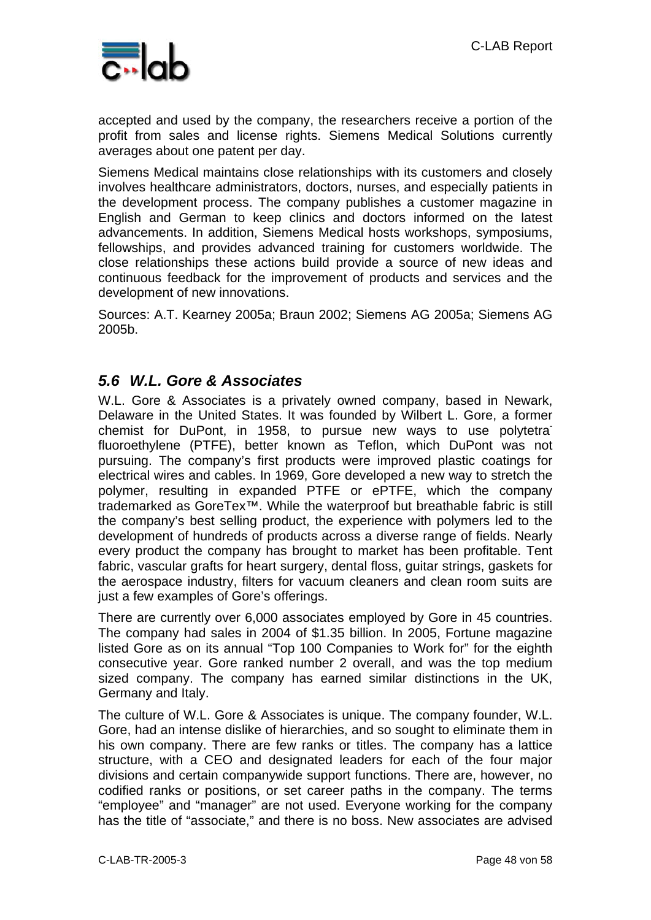accepted and used by the company, the researchers receive a portion of the profit from sales and license rights. Siemens Medical Solutions currently averages about one patent per day.

Siemens Medical maintains close relationships with its customers and closely involves healthcare administrators, doctors, nurses, and especially patients in the development process. The company publishes a customer magazine in English and German to keep clinics and doctors informed on the latest advancements. In addition, Siemens Medical hosts workshops, symposiums, fellowships, and provides advanced training for customers worldwide. The close relationships these actions build provide a source of new ideas and continuous feedback for the improvement of products and services and the development of new innovations.

Sources: A.T. Kearney 2005a; Braun 2002; Siemens AG 2005a; Siemens AG 2005b.

## *5.6 W.L. Gore & Associates*

W.L. Gore & Associates is a privately owned company, based in Newark, Delaware in the United States. It was founded by Wilbert L. Gore, a former chemist for DuPont, in 1958, to pursue new ways to use polytetrafluoroethylene (PTFE), better known as Teflon, which DuPont was not pursuing. The company's first products were improved plastic coatings for electrical wires and cables. In 1969, Gore developed a new way to stretch the polymer, resulting in expanded PTFE or ePTFE, which the company trademarked as GoreTex™. While the waterproof but breathable fabric is still the company's best selling product, the experience with polymers led to the development of hundreds of products across a diverse range of fields. Nearly every product the company has brought to market has been profitable. Tent fabric, vascular grafts for heart surgery, dental floss, guitar strings, gaskets for the aerospace industry, filters for vacuum cleaners and clean room suits are just a few examples of Gore's offerings.

There are currently over 6,000 associates employed by Gore in 45 countries. The company had sales in 2004 of $1.35 billion. In 2005, Fortune magazine listed Gore as on its annual "Top 100 Companies to Work for" for the eighth consecutive year. Gore ranked number 2 overall, and was the top medium sized company. The company has earned similar distinctions in the UK, Germany and Italy.

The culture of W.L. Gore & Associates is unique. The company founder, W.L. Gore, had an intense dislike of hierarchies, and so sought to eliminate them in his own company. There are few ranks or titles. The company has a lattice structure, with a CEO and designated leaders for each of the four major divisions and certain companywide support functions. There are, however, no codified ranks or positions, or set career paths in the company. The terms "employee" and "manager" are not used. Everyone working for the company has the title of "associate," and there is no boss. New associates are advised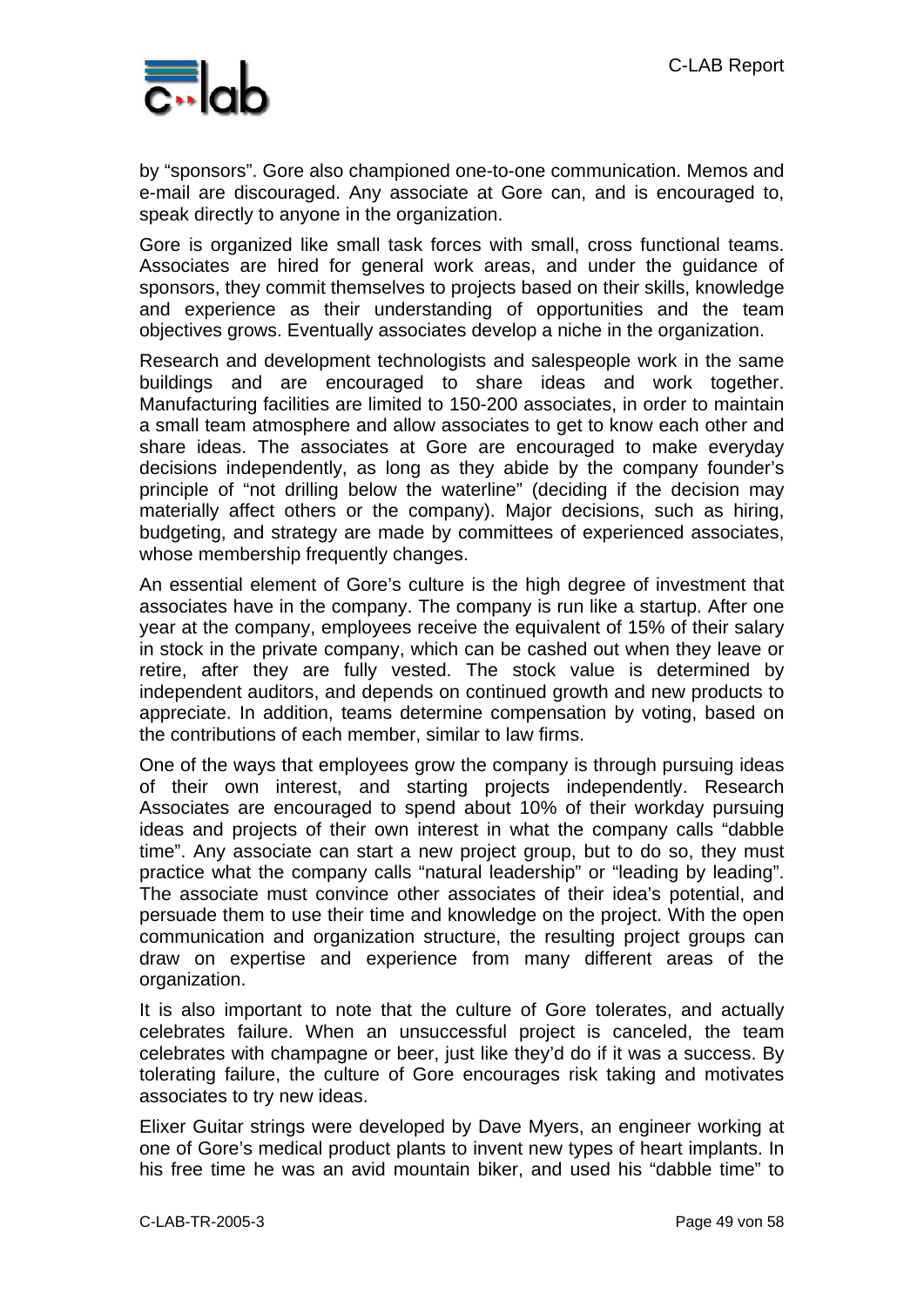by “sponsors”. Gore also championed one-to-one communication. Memos and e-mail are discouraged. Any associate at Gore can, and is encouraged to, speak directly to anyone in the organization.

Gore is organized like small task forces with small, cross functional teams. Associates are hired for general work areas, and under the guidance of sponsors, they commit themselves to projects based on their skills, knowledge and experience as their understanding of opportunities and the team objectives grows. Eventually associates develop a niche in the organization.

Research and development technologists and salespeople work in the same buildings and are encouraged to share ideas and work together. Manufacturing facilities are limited to 150-200 associates, in order to maintain a small team atmosphere and allow associates to get to know each other and share ideas. The associates at Gore are encouraged to make everyday decisions independently, as long as they abide by the company founder’s principle of “not drilling below the waterline” (deciding if the decision may materially affect others or the company). Major decisions, such as hiring, budgeting, and strategy are made by committees of experienced associates, whose membership frequently changes.

An essential element of Gore’s culture is the high degree of investment that associates have in the company. The company is run like a startup. After one year at the company, employees receive the equivalent of 15% of their salary in stock in the private company, which can be cashed out when they leave or retire, after they are fully vested. The stock value is determined by independent auditors, and depends on continued growth and new products to appreciate. In addition, teams determine compensation by voting, based on the contributions of each member, similar to law firms.

One of the ways that employees grow the company is through pursuing ideas of their own interest, and starting projects independently. Research Associates are encouraged to spend about 10% of their workday pursuing ideas and projects of their own interest in what the company calls “dabble time”. Any associate can start a new project group, but to do so, they must practice what the company calls “natural leadership” or “leading by leading”. The associate must convince other associates of their idea’s potential, and persuade them to use their time and knowledge on the project. With the open communication and organization structure, the resulting project groups can draw on expertise and experience from many different areas of the organization.

It is also important to note that the culture of Gore tolerates, and actually celebrates failure. When an unsuccessful project is canceled, the team celebrates with champagne or beer, just like they’d do if it was a success. By tolerating failure, the culture of Gore encourages risk taking and motivates associates to try new ideas.

Elixer Guitar strings were developed by Dave Myers, an engineer working at one of Gore’s medical product plants to invent new types of heart implants. In his free time he was an avid mountain biker, and used his “dabble time” to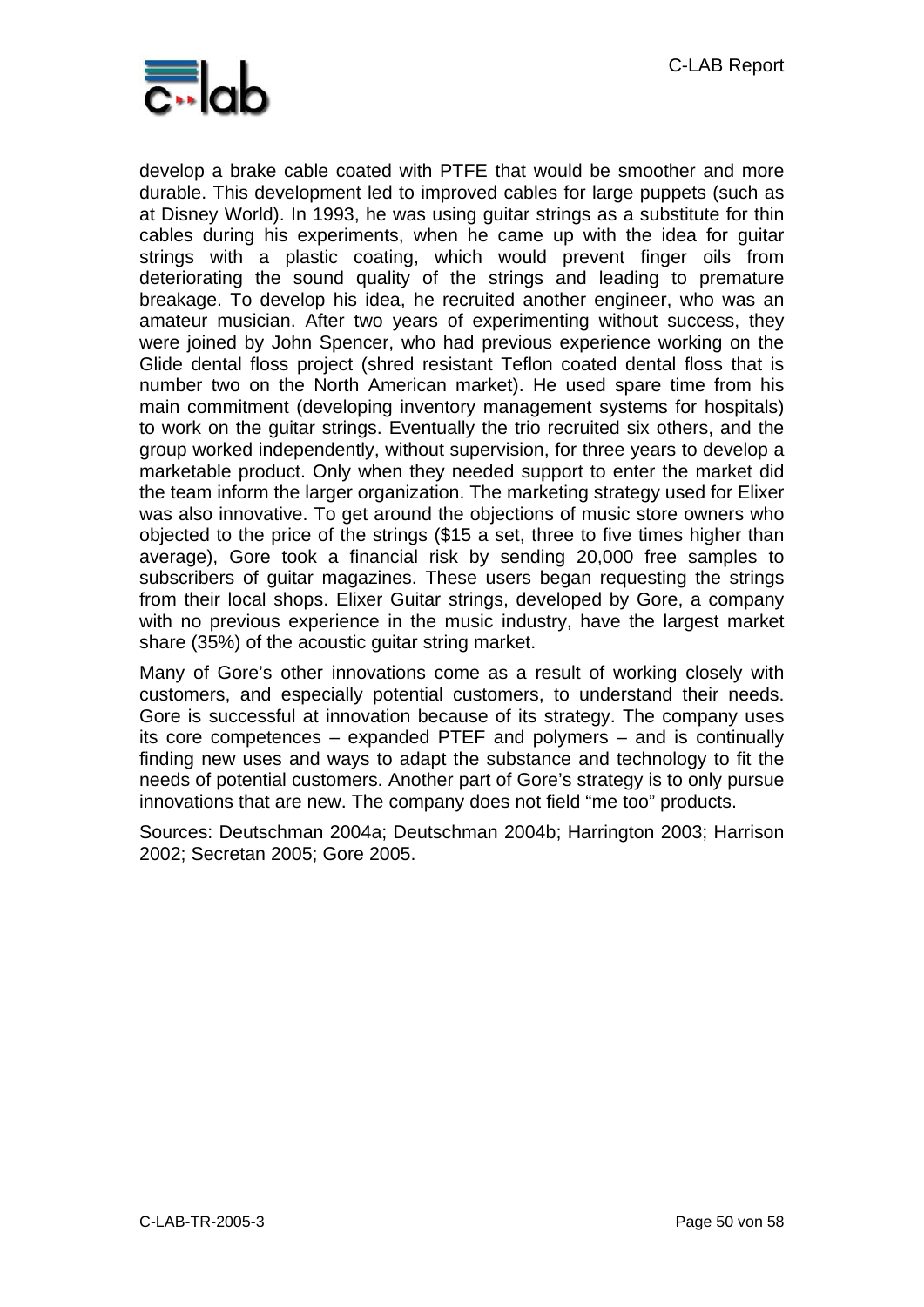develop a brake cable coated with PTFE that would be smoother and more durable. This development led to improved cables for large puppets (such as at Disney World). In 1993, he was using guitar strings as a substitute for thin cables during his experiments, when he came up with the idea for guitar strings with a plastic coating, which would prevent finger oils from deteriorating the sound quality of the strings and leading to premature breakage. To develop his idea, he recruited another engineer, who was an amateur musician. After two years of experimenting without success, they were joined by John Spencer, who had previous experience working on the Glide dental floss project (shred resistant Teflon coated dental floss that is number two on the North American market). He used spare time from his main commitment (developing inventory management systems for hospitals) to work on the guitar strings. Eventually the trio recruited six others, and the group worked independently, without supervision, for three years to develop a marketable product. Only when they needed support to enter the market did the team inform the larger organization. The marketing strategy used for Elixer was also innovative. To get around the objections of music store owners who objected to the price of the strings ($15 a set, three to five times higher than average), Gore took a financial risk by sending 20,000 free samples to subscribers of guitar magazines. These users began requesting the strings from their local shops. Elixer Guitar strings, developed by Gore, a company with no previous experience in the music industry, have the largest market share (35%) of the acoustic guitar string market.

Many of Gore's other innovations come as a result of working closely with customers, and especially potential customers, to understand their needs. Gore is successful at innovation because of its strategy. The company uses its core competences – expanded PTEF and polymers – and is continually finding new uses and ways to adapt the substance and technology to fit the needs of potential customers. Another part of Gore's strategy is to only pursue innovations that are new. The company does not field "me too" products.

Sources: Deutschman 2004a; Deutschman 2004b; Harrington 2003; Harrison 2002; Secretan 2005; Gore 2005.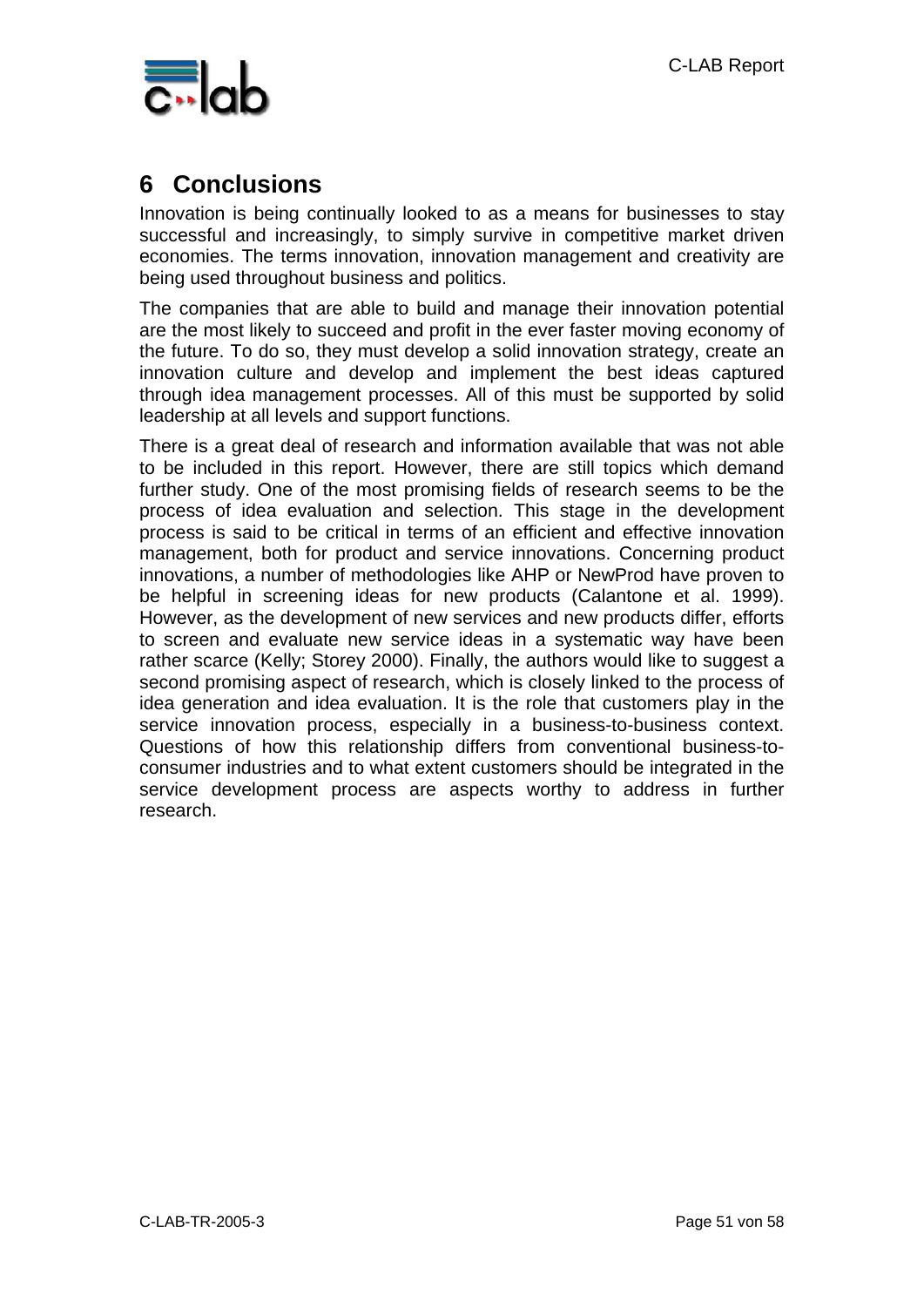# 6 Conclusions

Innovation is being continually looked to as a means for businesses to stay successful and increasingly, to simply survive in competitive market driven economies. The terms innovation, innovation management and creativity are being used throughout business and politics.

The companies that are able to build and manage their innovation potential are the most likely to succeed and profit in the ever faster moving economy of the future. To do so, they must develop a solid innovation strategy, create an innovation culture and develop and implement the best ideas captured through idea management processes. All of this must be supported by solid leadership at all levels and support functions.

There is a great deal of research and information available that was not able to be included in this report. However, there are still topics which demand further study. One of the most promising fields of research seems to be the process of idea evaluation and selection. This stage in the development process is said to be critical in terms of an efficient and effective innovation management, both for product and service innovations. Concerning product innovations, a number of methodologies like AHP or NewProd have proven to be helpful in screening ideas for new products (Calantone et al. 1999). However, as the development of new services and new products differ, efforts to screen and evaluate new service ideas in a systematic way have been rather scarce (Kelly; Storey 2000). Finally, the authors would like to suggest a second promising aspect of research, which is closely linked to the process of idea generation and idea evaluation. It is the role that customers play in the service innovation process, especially in a business-to-business context. Questions of how this relationship differs from conventional business-to-consumer industries and to what extent customers should be integrated in the service development process are aspects worthy to address in further research.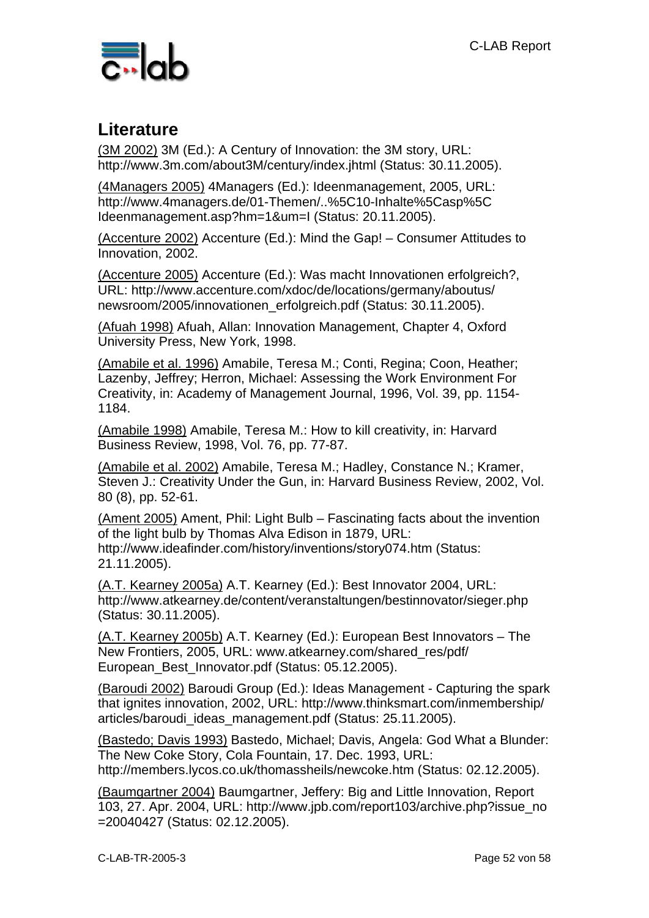## Literature

(3M 2002) 3M (Ed.): A Century of Innovation: the 3M story, URL: http://www.3m.com/about3M/century/index.jhtml (Status: 30.11.2005).

(4Managers 2005) 4Managers (Ed.): Ideenmanagement, 2005, URL: http://www.4managers.de/01-Themen/..%5C10-Inhalte%5Casp%5C Ideenmanagement.asp?hm=1&um=I (Status: 20.11.2005).

(Accenture 2002) Accenture (Ed.): Mind the Gap! – Consumer Attitudes to Innovation, 2002.

(Accenture 2005) Accenture (Ed.): Was macht Innovationen erfolgreich?, URL: http://www.accenture.com/xdoc/de/locations/germany/aboutus/ newsroom/2005/innovationen_erfolgreich.pdf (Status: 30.11.2005).

(Afuah 1998) Afuah, Allan: Innovation Management, Chapter 4, Oxford University Press, New York, 1998.

(Amabile et al. 1996) Amabile, Teresa M.; Conti, Regina; Coon, Heather; Lazenby, Jeffrey; Herron, Michael: Assessing the Work Environment For Creativity, in: Academy of Management Journal, 1996, Vol. 39, pp. 1154-1184.

(Amabile 1998) Amabile, Teresa M.: How to kill creativity, in: Harvard Business Review, 1998, Vol. 76, pp. 77-87.

(Amabile et al. 2002) Amabile, Teresa M.; Hadley, Constance N.; Kramer, Steven J.: Creativity Under the Gun, in: Harvard Business Review, 2002, Vol. 80 (8), pp. 52-61.

(Ament 2005) Ament, Phil: Light Bulb – Fascinating facts about the invention of the light bulb by Thomas Alva Edison in 1879, URL: http://www.ideafinder.com/history/inventions/story074.htm (Status: 21.11.2005).

(A.T. Kearney 2005a) A.T. Kearney (Ed.): Best Innovator 2004, URL: http://www.atkearney.de/content/veranstaltungen/bestinnovator/sieger.php (Status: 30.11.2005).

(A.T. Kearney 2005b) A.T. Kearney (Ed.): European Best Innovators – The New Frontiers, 2005, URL: www.atkearney.com/shared_res/pdf/ European_Best_Innovator.pdf (Status: 05.12.2005).

(Baroudi 2002) Baroudi Group (Ed.): Ideas Management - Capturing the spark that ignites innovation, 2002, URL: http://www.thinksmart.com/inmembership/ articles/baroudi_ideas_management.pdf (Status: 25.11.2005).

(Bastedo; Davis 1993) Bastedo, Michael; Davis, Angela: God What a Blunder: The New Coke Story, Cola Fountain, 17. Dec. 1993, URL: http://members.lycos.co.uk/thomassheils/newcoke.htm (Status: 02.12.2005).

(Baumgartner 2004) Baumgartner, Jeffery: Big and Little Innovation, Report 103, 27. Apr. 2004, URL: http://www.jpb.com/report103/archive.php?issue_no =20040427 (Status: 02.12.2005).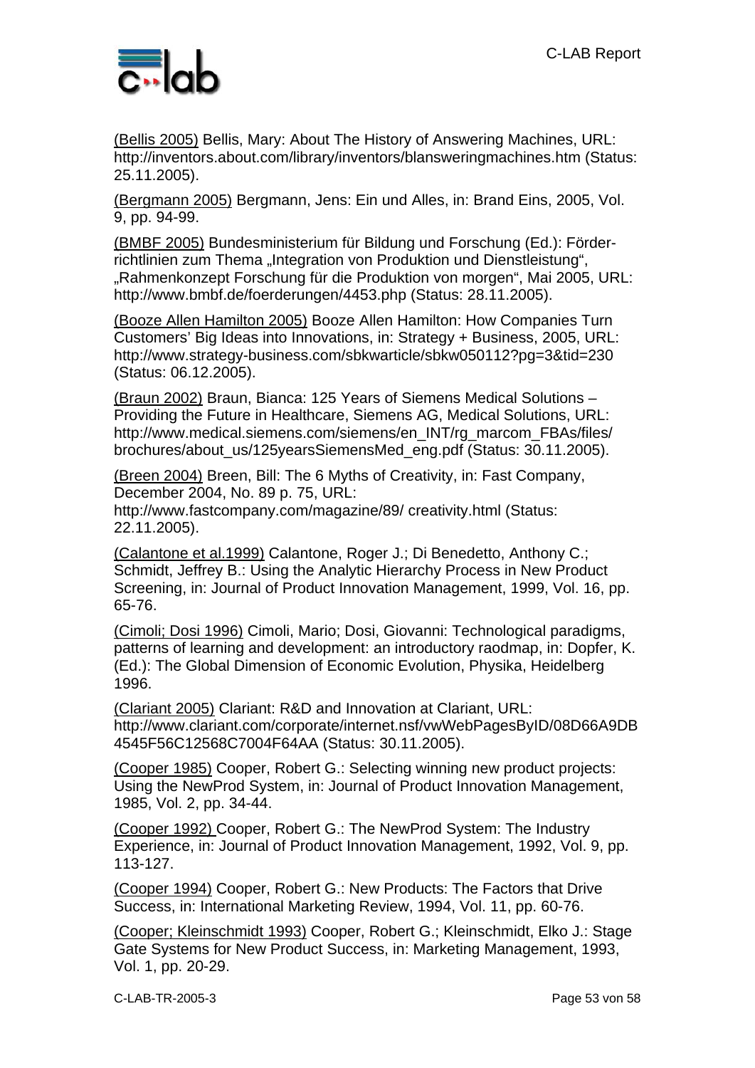(Bellis 2005) Bellis, Mary: About The History of Answering Machines, URL: http://inventors.about.com/library/inventors/blansweringmachines.htm (Status: 25.11.2005).

(Bergmann 2005) Bergmann, Jens: Ein und Alles, in: Brand Eins, 2005, Vol. 9, pp. 94-99.

(BMBF 2005) Bundesministerium für Bildung und Forschung (Ed.): Förder-richtlinien zum Thema „Integration von Produktion und Dienstleistung", „Rahmenkonzept Forschung für die Produktion von morgen", Mai 2005, URL: http://www.bmbf.de/foerderungen/4453.php (Status: 28.11.2005).

(Booze Allen Hamilton 2005) Booze Allen Hamilton: How Companies Turn Customers' Big Ideas into Innovations, in: Strategy + Business, 2005, URL: http://www.strategy-business.com/sbkwarticle/sbkw050112?pg=3&tid=230 (Status: 06.12.2005).

(Braun 2002) Braun, Bianca: 125 Years of Siemens Medical Solutions – Providing the Future in Healthcare, Siemens AG, Medical Solutions, URL: http://www.medical.siemens.com/siemens/en_INT/rg_marcom_FBAs/files/brochures/about_us/125yearsSiemensMed_eng.pdf (Status: 30.11.2005).

(Breen 2004) Breen, Bill: The 6 Myths of Creativity, in: Fast Company, December 2004, No. 89 p. 75, URL: http://www.fastcompany.com/magazine/89/ creativity.html (Status: 22.11.2005).

(Calantone et al.1999) Calantone, Roger J.; Di Benedetto, Anthony C.; Schmidt, Jeffrey B.: Using the Analytic Hierarchy Process in New Product Screening, in: Journal of Product Innovation Management, 1999, Vol. 16, pp. 65-76.

(Cimoli; Dosi 1996) Cimoli, Mario; Dosi, Giovanni: Technological paradigms, patterns of learning and development: an introductory raodmap, in: Dopfer, K. (Ed.): The Global Dimension of Economic Evolution, Physika, Heidelberg 1996.

(Clariant 2005) Clariant: R&D and Innovation at Clariant, URL: http://www.clariant.com/corporate/internet.nsf/vwWebPagesByID/08D66A9DB4545F56C12568C7004F64AA (Status: 30.11.2005).

(Cooper 1985) Cooper, Robert G.: Selecting winning new product projects: Using the NewProd System, in: Journal of Product Innovation Management, 1985, Vol. 2, pp. 34-44.

(Cooper 1992) Cooper, Robert G.: The NewProd System: The Industry Experience, in: Journal of Product Innovation Management, 1992, Vol. 9, pp. 113-127.

(Cooper 1994) Cooper, Robert G.: New Products: The Factors that Drive Success, in: International Marketing Review, 1994, Vol. 11, pp. 60-76.

(Cooper; Kleinschmidt 1993) Cooper, Robert G.; Kleinschmidt, Elko J.: Stage Gate Systems for New Product Success, in: Marketing Management, 1993, Vol. 1, pp. 20-29.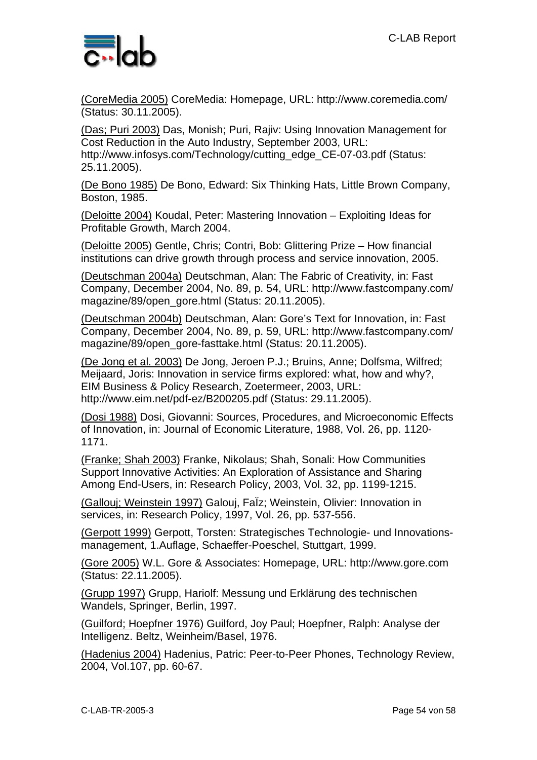(CoreMedia 2005) CoreMedia: Homepage, URL: http://www.coremedia.com/ (Status: 30.11.2005).

(Das; Puri 2003) Das, Monish; Puri, Rajiv: Using Innovation Management for Cost Reduction in the Auto Industry, September 2003, URL: http://www.infosys.com/Technology/cutting_edge_CE-07-03.pdf (Status: 25.11.2005).

(De Bono 1985) De Bono, Edward: Six Thinking Hats, Little Brown Company, Boston, 1985.

(Deloitte 2004) Koudal, Peter: Mastering Innovation – Exploiting Ideas for Profitable Growth, March 2004.

(Deloitte 2005) Gentle, Chris; Contri, Bob: Glittering Prize – How financial institutions can drive growth through process and service innovation, 2005.

(Deutschman 2004a) Deutschman, Alan: The Fabric of Creativity, in: Fast Company, December 2004, No. 89, p. 54, URL: http://www.fastcompany.com/magazine/89/open_gore.html (Status: 20.11.2005).

(Deutschman 2004b) Deutschman, Alan: Gore's Text for Innovation, in: Fast Company, December 2004, No. 89, p. 59, URL: http://www.fastcompany.com/magazine/89/open_gore-fasttake.html (Status: 20.11.2005).

(De Jong et al. 2003) De Jong, Jeroen P.J.; Bruins, Anne; Dolfsma, Wilfred; Meijaard, Joris: Innovation in service firms explored: what, how and why?, EIM Business & Policy Research, Zoetermeer, 2003, URL: http://www.eim.net/pdf-ez/B200205.pdf (Status: 29.11.2005).

(Dosi 1988) Dosi, Giovanni: Sources, Procedures, and Microeconomic Effects of Innovation, in: Journal of Economic Literature, 1988, Vol. 26, pp. 1120-1171.

(Franke; Shah 2003) Franke, Nikolaus; Shah, Sonali: How Communities Support Innovative Activities: An Exploration of Assistance and Sharing Among End-Users, in: Research Policy, 2003, Vol. 32, pp. 1199-1215.

(Gallouj; Weinstein 1997) Galouj, FaÏz; Weinstein, Olivier: Innovation in services, in: Research Policy, 1997, Vol. 26, pp. 537-556.

(Gerpott 1999) Gerpott, Torsten: Strategisches Technologie- und Innovations-management, 1.Auflage, Schaeffer-Poeschel, Stuttgart, 1999.

(Gore 2005) W.L. Gore & Associates: Homepage, URL: http://www.gore.com (Status: 22.11.2005).

(Grupp 1997) Grupp, Hariolf: Messung und Erklärung des technischen Wandels, Springer, Berlin, 1997.

(Guilford; Hoepfner 1976) Guilford, Joy Paul; Hoepfner, Ralph: Analyse der Intelligenz. Beltz, Weinheim/Basel, 1976.

(Hadenius 2004) Hadenius, Patric: Peer-to-Peer Phones, Technology Review, 2004, Vol.107, pp. 60-67.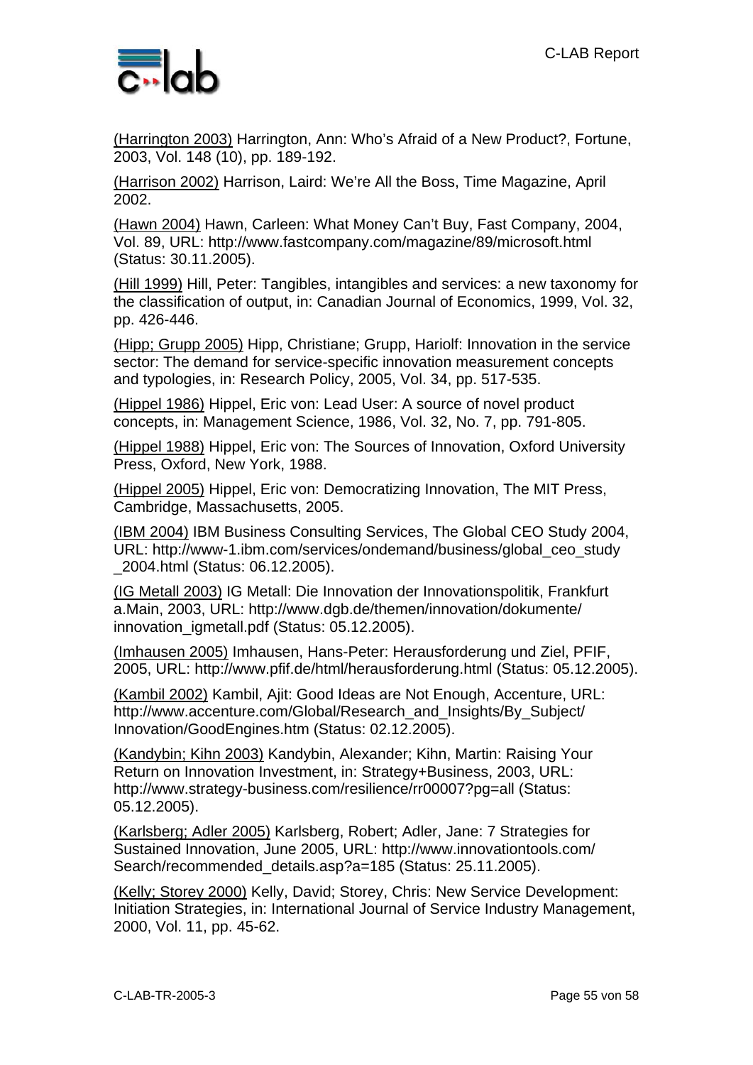(Harrington 2003) Harrington, Ann: Who's Afraid of a New Product?, Fortune, 2003, Vol. 148 (10), pp. 189-192.

(Harrison 2002) Harrison, Laird: We're All the Boss, Time Magazine, April 2002.

(Hawn 2004) Hawn, Carleen: What Money Can't Buy, Fast Company, 2004, Vol. 89, URL: http://www.fastcompany.com/magazine/89/microsoft.html (Status: 30.11.2005).

(Hill 1999) Hill, Peter: Tangibles, intangibles and services: a new taxonomy for the classification of output, in: Canadian Journal of Economics, 1999, Vol. 32, pp. 426-446.

(Hipp; Grupp 2005) Hipp, Christiane; Grupp, Hariolf: Innovation in the service sector: The demand for service-specific innovation measurement concepts and typologies, in: Research Policy, 2005, Vol. 34, pp. 517-535.

(Hippel 1986) Hippel, Eric von: Lead User: A source of novel product concepts, in: Management Science, 1986, Vol. 32, No. 7, pp. 791-805.

(Hippel 1988) Hippel, Eric von: The Sources of Innovation, Oxford University Press, Oxford, New York, 1988.

(Hippel 2005) Hippel, Eric von: Democratizing Innovation, The MIT Press, Cambridge, Massachusetts, 2005.

(IBM 2004) IBM Business Consulting Services, The Global CEO Study 2004, URL: http://www-1.ibm.com/services/ondemand/business/global_ceo_study_2004.html (Status: 06.12.2005).

(IG Metall 2003) IG Metall: Die Innovation der Innovationspolitik, Frankfurt a.Main, 2003, URL: http://www.dgb.de/themen/innovation/dokumente/innovation_igmetall.pdf (Status: 05.12.2005).

(Imhausen 2005) Imhausen, Hans-Peter: Herausforderung und Ziel, PFIF, 2005, URL: http://www.pfif.de/html/herausforderung.html (Status: 05.12.2005).

(Kambil 2002) Kambil, Ajit: Good Ideas are Not Enough, Accenture, URL: http://www.accenture.com/Global/Research_and_Insights/By_Subject/Innovation/GoodEngines.htm (Status: 02.12.2005).

(Kandybin; Kihn 2003) Kandybin, Alexander; Kihn, Martin: Raising Your Return on Innovation Investment, in: Strategy+Business, 2003, URL: http://www.strategy-business.com/resilience/rr00007?pg=all (Status: 05.12.2005).

(Karlsberg; Adler 2005) Karlsberg, Robert; Adler, Jane: 7 Strategies for Sustained Innovation, June 2005, URL: http://www.innovationtools.com/Search/recommended_details.asp?a=185 (Status: 25.11.2005).

(Kelly; Storey 2000) Kelly, David; Storey, Chris: New Service Development: Initiation Strategies, in: International Journal of Service Industry Management, 2000, Vol. 11, pp. 45-62.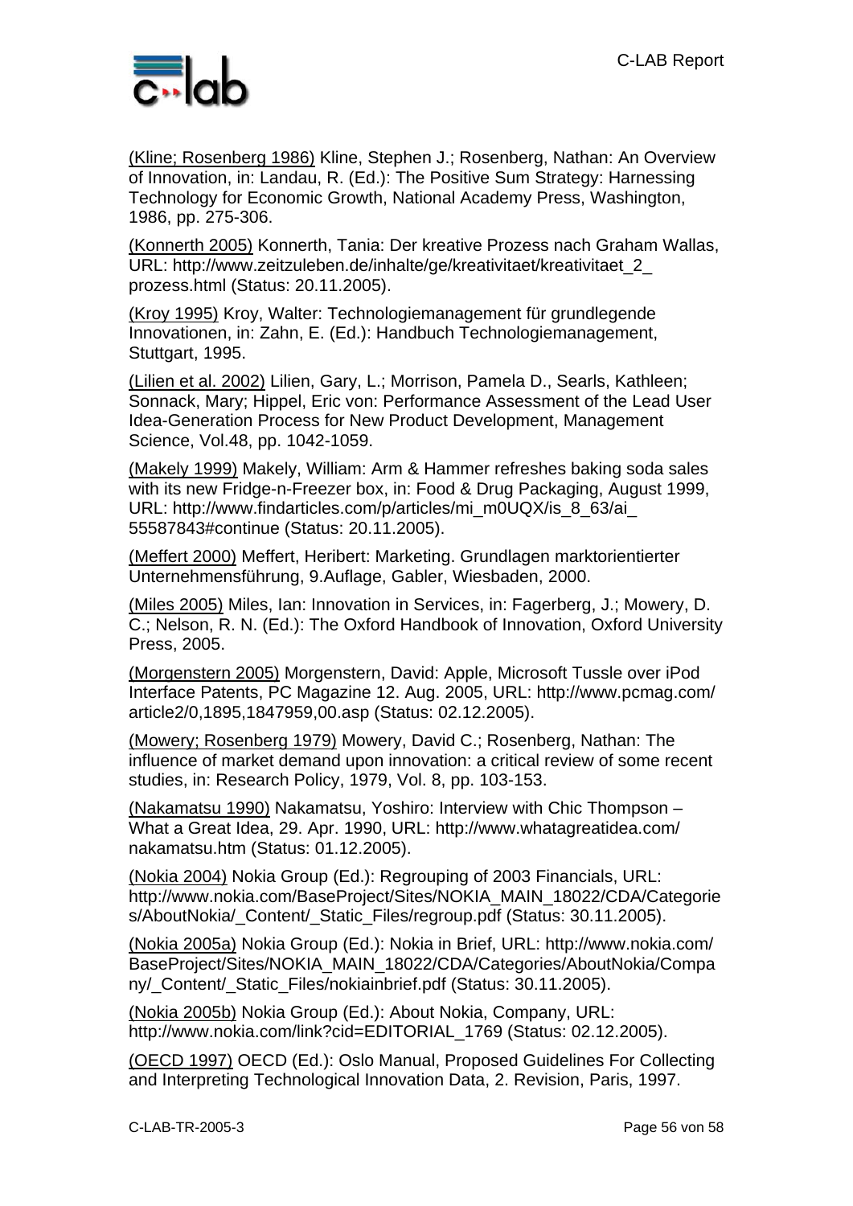(Kline; Rosenberg 1986) Kline, Stephen J.; Rosenberg, Nathan: An Overview of Innovation, in: Landau, R. (Ed.): The Positive Sum Strategy: Harnessing Technology for Economic Growth, National Academy Press, Washington, 1986, pp. 275-306.

(Konnerth 2005) Konnerth, Tania: Der kreative Prozess nach Graham Wallas, URL: http://www.zeitzuleben.de/inhalte/ge/kreativitaet/kreativitaet_2_prozess.html (Status: 20.11.2005).

(Kroy 1995) Kroy, Walter: Technologiemanagement für grundlegende Innovationen, in: Zahn, E. (Ed.): Handbuch Technologiemanagement, Stuttgart, 1995.

(Lilien et al. 2002) Lilien, Gary, L.; Morrison, Pamela D., Searls, Kathleen; Sonnack, Mary; Hippel, Eric von: Performance Assessment of the Lead User Idea-Generation Process for New Product Development, Management Science, Vol.48, pp. 1042-1059.

(Makely 1999) Makely, William: Arm & Hammer refreshes baking soda sales with its new Fridge-n-Freezer box, in: Food & Drug Packaging, August 1999, URL: http://www.findarticles.com/p/articles/mi_m0UQX/is_8_63/ai_55587843#continue (Status: 20.11.2005).

(Meffert 2000) Meffert, Heribert: Marketing. Grundlagen marktorientierter Unternehmensführung, 9.Auflage, Gabler, Wiesbaden, 2000.

(Miles 2005) Miles, Ian: Innovation in Services, in: Fagerberg, J.; Mowery, D. C.; Nelson, R. N. (Ed.): The Oxford Handbook of Innovation, Oxford University Press, 2005.

(Morgenstern 2005) Morgenstern, David: Apple, Microsoft Tussle over iPod Interface Patents, PC Magazine 12. Aug. 2005, URL: http://www.pcmag.com/article2/0,1895,1847959,00.asp (Status: 02.12.2005).

(Mowery; Rosenberg 1979) Mowery, David C.; Rosenberg, Nathan: The influence of market demand upon innovation: a critical review of some recent studies, in: Research Policy, 1979, Vol. 8, pp. 103-153.

(Nakamatsu 1990) Nakamatsu, Yoshiro: Interview with Chic Thompson – What a Great Idea, 29. Apr. 1990, URL: http://www.whatagreatidea.com/nakamatsu.htm (Status: 01.12.2005).

(Nokia 2004) Nokia Group (Ed.): Regrouping of 2003 Financials, URL: http://www.nokia.com/BaseProject/Sites/NOKIA_MAIN_18022/CDA/Categories/AboutNokia/_Content/_Static_Files/regroup.pdf (Status: 30.11.2005).

(Nokia 2005a) Nokia Group (Ed.): Nokia in Brief, URL: http://www.nokia.com/BaseProject/Sites/NOKIA_MAIN_18022/CDA/Categories/AboutNokia/Company/_Content/_Static_Files/nokiainbrief.pdf (Status: 30.11.2005).

(Nokia 2005b) Nokia Group (Ed.): About Nokia, Company, URL: http://www.nokia.com/link?cid=EDITORIAL_1769 (Status: 02.12.2005).

(OECD 1997) OECD (Ed.): Oslo Manual, Proposed Guidelines For Collecting and Interpreting Technological Innovation Data, 2. Revision, Paris, 1997.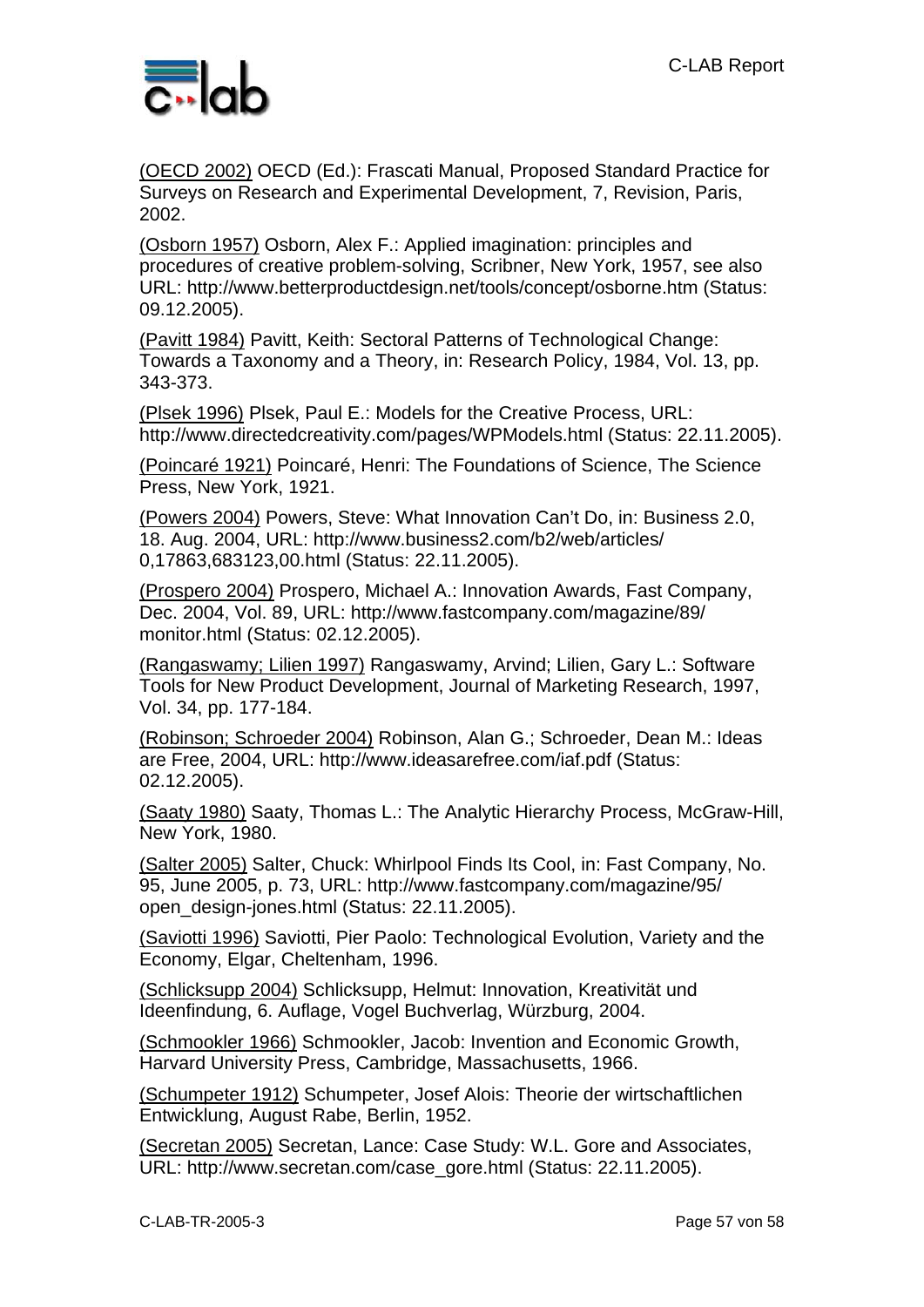(OECD 2002) OECD (Ed.): Frascati Manual, Proposed Standard Practice for Surveys on Research and Experimental Development, 7, Revision, Paris, 2002.

(Osborn 1957) Osborn, Alex F.: Applied imagination: principles and procedures of creative problem-solving, Scribner, New York, 1957, see also URL: http://www.betterproductdesign.net/tools/concept/osborne.htm (Status: 09.12.2005).

(Pavitt 1984) Pavitt, Keith: Sectoral Patterns of Technological Change: Towards a Taxonomy and a Theory, in: Research Policy, 1984, Vol. 13, pp. 343-373.

(Plsek 1996) Plsek, Paul E.: Models for the Creative Process, URL: http://www.directedcreativity.com/pages/WPModels.html (Status: 22.11.2005).

(Poincaré 1921) Poincaré, Henri: The Foundations of Science, The Science Press, New York, 1921.

(Powers 2004) Powers, Steve: What Innovation Can't Do, in: Business 2.0, 18. Aug. 2004, URL: http://www.business2.com/b2/web/articles/0,17863,683123,00.html (Status: 22.11.2005).

(Prospero 2004) Prospero, Michael A.: Innovation Awards, Fast Company, Dec. 2004, Vol. 89, URL: http://www.fastcompany.com/magazine/89/monitor.html (Status: 02.12.2005).

(Rangaswamy; Lilien 1997) Rangaswamy, Arvind; Lilien, Gary L.: Software Tools for New Product Development, Journal of Marketing Research, 1997, Vol. 34, pp. 177-184.

(Robinson; Schroeder 2004) Robinson, Alan G.; Schroeder, Dean M.: Ideas are Free, 2004, URL: http://www.ideasarefree.com/iaf.pdf (Status: 02.12.2005).

(Saaty 1980) Saaty, Thomas L.: The Analytic Hierarchy Process, McGraw-Hill, New York, 1980.

(Salter 2005) Salter, Chuck: Whirlpool Finds Its Cool, in: Fast Company, No. 95, June 2005, p. 73, URL: http://www.fastcompany.com/magazine/95/open_design-jones.html (Status: 22.11.2005).

(Saviotti 1996) Saviotti, Pier Paolo: Technological Evolution, Variety and the Economy, Elgar, Cheltenham, 1996.

(Schlicksupp 2004) Schlicksupp, Helmut: Innovation, Kreativität und Ideenfindung, 6. Auflage, Vogel Buchverlag, Würzburg, 2004.

(Schmookler 1966) Schmookler, Jacob: Invention and Economic Growth, Harvard University Press, Cambridge, Massachusetts, 1966.

(Schumpeter 1912) Schumpeter, Josef Alois: Theorie der wirtschaftlichen Entwicklung, August Rabe, Berlin, 1952.

(Secretan 2005) Secretan, Lance: Case Study: W.L. Gore and Associates, URL: http://www.secretan.com/case_gore.html (Status: 22.11.2005).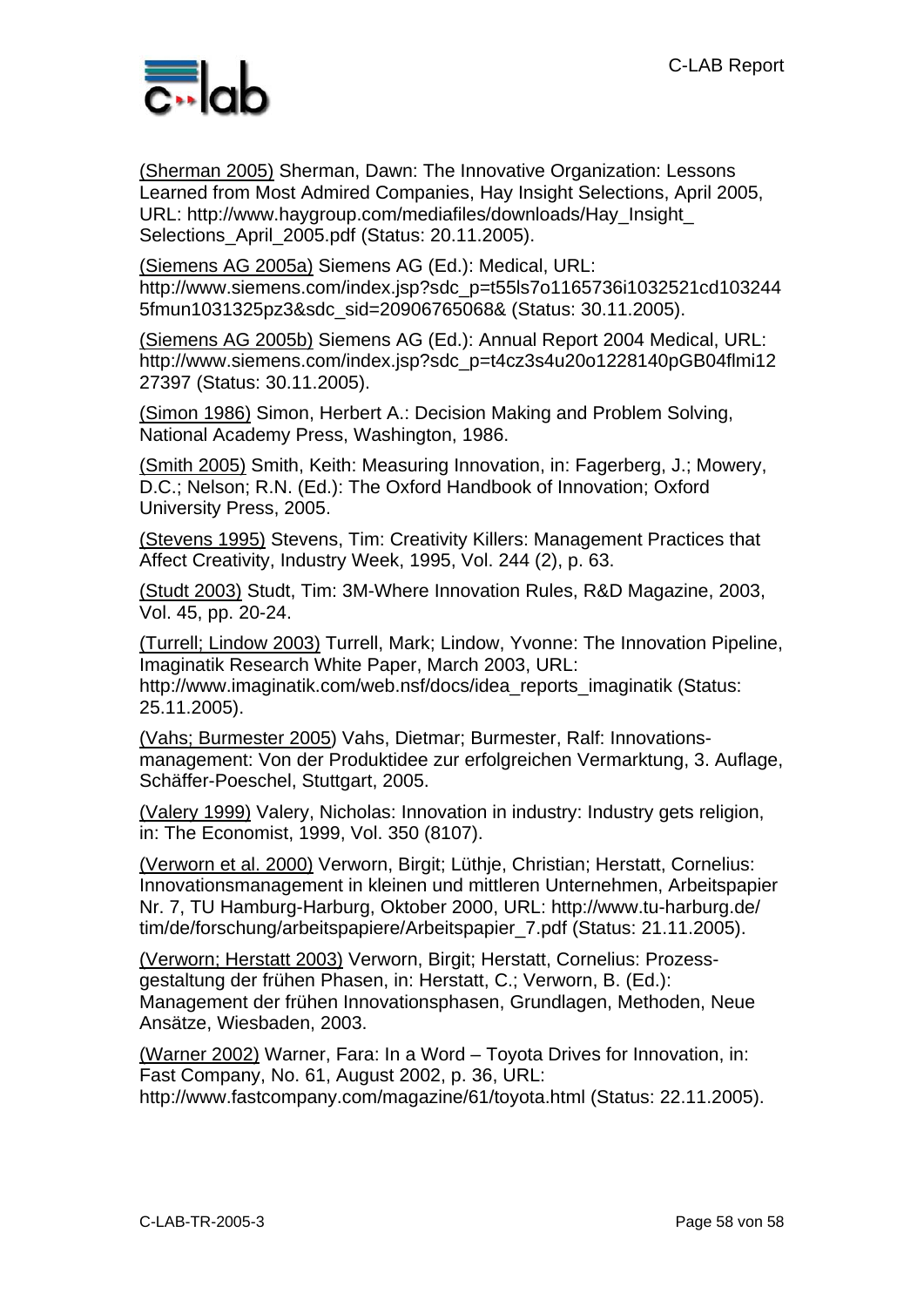(Sherman 2005) Sherman, Dawn: The Innovative Organization: Lessons Learned from Most Admired Companies, Hay Insight Selections, April 2005, URL: http://www.haygroup.com/mediafiles/downloads/Hay_Insight_Selections_April_2005.pdf (Status: 20.11.2005).

(Siemens AG 2005a) Siemens AG (Ed.): Medical, URL: http://www.siemens.com/index.jsp?sdc_p=t55ls7o1165736i1032521cd1032445fmun1031325pz3&sdc_sid=20906765068& (Status: 30.11.2005).

(Siemens AG 2005b) Siemens AG (Ed.): Annual Report 2004 Medical, URL: http://www.siemens.com/index.jsp?sdc_p=t4cz3s4u20o1228140pGB04flmi1227397 (Status: 30.11.2005).

(Simon 1986) Simon, Herbert A.: Decision Making and Problem Solving, National Academy Press, Washington, 1986.

(Smith 2005) Smith, Keith: Measuring Innovation, in: Fagerberg, J.; Mowery, D.C.; Nelson; R.N. (Ed.): The Oxford Handbook of Innovation; Oxford University Press, 2005.

(Stevens 1995) Stevens, Tim: Creativity Killers: Management Practices that Affect Creativity, Industry Week, 1995, Vol. 244 (2), p. 63.

(Studt 2003) Studt, Tim: 3M-Where Innovation Rules, R&D Magazine, 2003, Vol. 45, pp. 20-24.

(Turrell; Lindow 2003) Turrell, Mark; Lindow, Yvonne: The Innovation Pipeline, Imaginatik Research White Paper, March 2003, URL: http://www.imaginatik.com/web.nsf/docs/idea_reports_imaginatik (Status: 25.11.2005).

(Vahs; Burmester 2005) Vahs, Dietmar; Burmester, Ralf: Innovations-management: Von der Produktidee zur erfolgreichen Vermarktung, 3. Auflage, Schäffer-Poeschel, Stuttgart, 2005.

(Valery 1999) Valery, Nicholas: Innovation in industry: Industry gets religion, in: The Economist, 1999, Vol. 350 (8107).

(Verworn et al. 2000) Verworn, Birgit; Lüthje, Christian; Herstatt, Cornelius: Innovationsmanagement in kleinen und mittleren Unternehmen, Arbeitspapier Nr. 7, TU Hamburg-Harburg, Oktober 2000, URL: http://www.tu-harburg.de/tim/de/forschung/arbeitspapiere/Arbeitspapier_7.pdf (Status: 21.11.2005).

(Verworn; Herstatt 2003) Verworn, Birgit; Herstatt, Cornelius: Prozess-gestaltung der frühen Phasen, in: Herstatt, C.; Verworn, B. (Ed.): Management der frühen Innovationsphasen, Grundlagen, Methoden, Neue Ansätze, Wiesbaden, 2003.

(Warner 2002) Warner, Fara: In a Word – Toyota Drives for Innovation, in: Fast Company, No. 61, August 2002, p. 36, URL: http://www.fastcompany.com/magazine/61/toyota.html (Status: 22.11.2005).